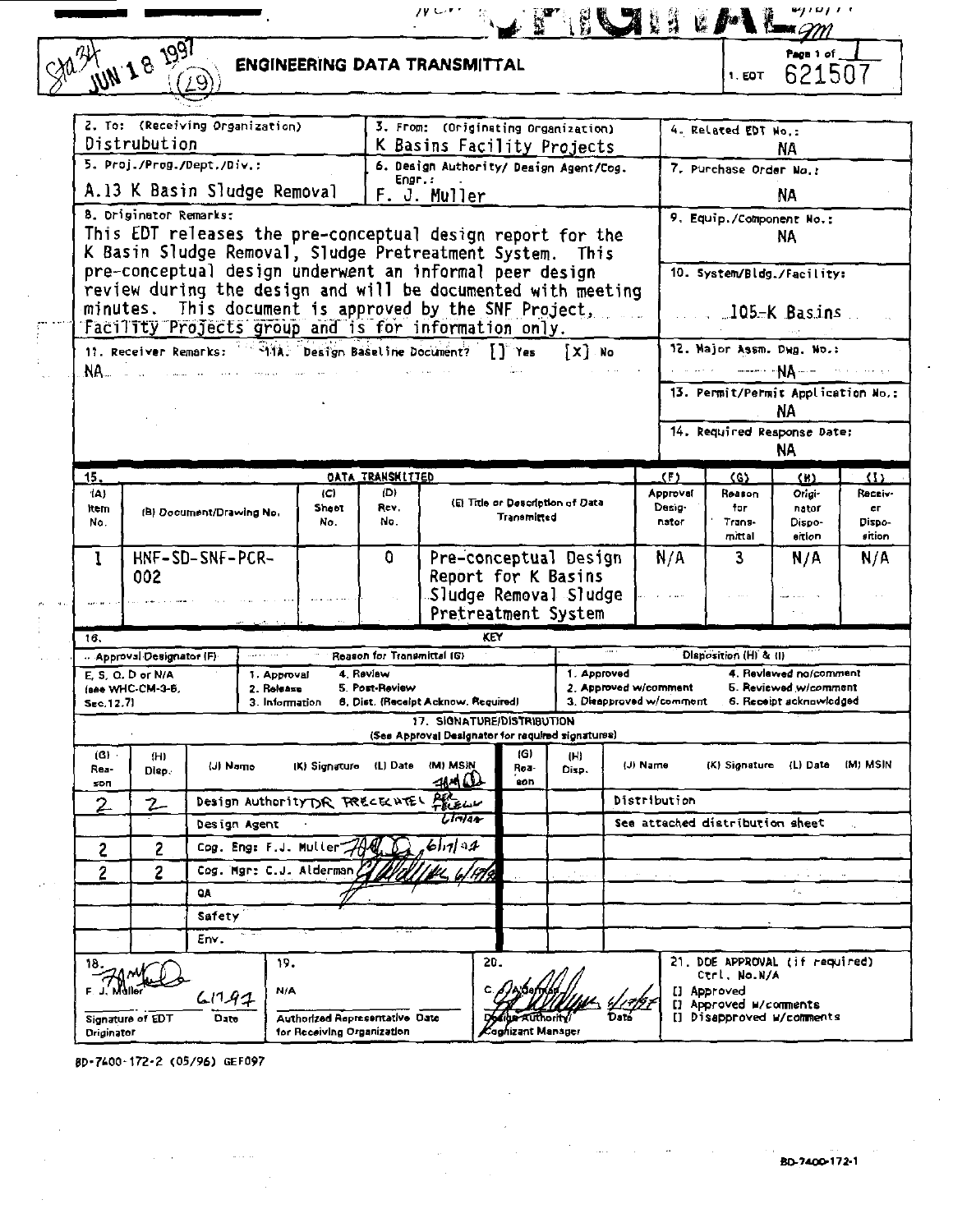JUN 18 1997

# ENGINEERING DATA TRANSMITTAL

Page 1 of 1

1. EDT 621507

| 2. To: (Receiving Organization) | 3. From: (Originating Organization) | 4. Related EDT No.: |
|---|---|---|
| Distrubution | K Basins Facility Projects | NA |
| 5. Proj./Prog./Dept./Div.: | 6. Design Authority/ Design Agent/Cog. Engr.: | 7. Purchase Order No.: |
| A.13 K Basin Sludge Removal | F. J. Muller | NA |

8. Originator Remarks:
This EDT releases the pre-conceptual design report for the K Basin Sludge Removal, Sludge Pretreatment System. This pre-conceptual design underwent an informal peer design review during the design and will be documented with meeting minutes. This document is approved by the SNF Project, Facility Projects group and is for information only.

9. Equip./Component No.: NA

10. System/Bldg./Facility: 105-K Basins

11. Receiver Remarks: NA

11A. Design Baseline Document? [ ] Yes [X] No

12. Major Assm. Dwg. No.: NA

13. Permit/Permit Application No.: NA

14. Required Response Date: NA

15. DATA TRANSMITTED

| (A) Item No. | (B) Document/Drawing No. | (C) Sheet No. | (D) Rev. No. | (E) Title or Description of Data Transmitted | (F) Approval Designator | (G) Reason for Transmittal | (H) Originator Disposition | (I) Receiver Disposition |
|---|---|---|---|---|---|---|---|---|
| 1 | HNF-SD-SNF-PCR-002 | | 0 | Pre-conceptual Design Report for K Basins Sludge Removal Sludge Pretreatment System | N/A | 3 | N/A | N/A |

16. KEY

| Approval Designator (F) | Reason for Transmittal (G) | | Disposition (H) & (I) | |
|---|---|---|---|---|
| E, S, Q, D or N/A (see WHC-CM-3-5, Sec.12.7) | 1. Approval | 4. Review | 1. Approved | 4. Reviewed no/comment |
| | 2. Release | 5. Post-Review | 2. Approved w/comment | 5. Reviewed w/comment |
| | 3. Information | 6. Dist. (Receipt Acknow. Required) | 3. Disapproved w/comment | 6. Receipt acknowledged |

17. SIGNATURE/DISTRIBUTION
(See Approval Designator for required signatures)

| (G) Reason | (H) Disp. | (J) Name | (K) Signature | (L) Date | (M) MSIN | (G) Reason | (H) Disp. | (J) Name | (K) Signature | (L) Date | (M) MSIN |
|---|---|---|---|---|---|---|---|---|---|---|---|
| 2 | 2 | Design Authority DR PRECECHTEL | PER TELECON | 6/19/97 | | | | Distribution | | | |
| | | Design Agent | | | | | | See attached distribution sheet | | | |
| 2 | 2 | Cog. Eng: F.J. Muller | | 6/17/97 | | | | | | | |
| 2 | 2 | Cog. Mgr: C.J. Alderman | | 6/19/97 | | | | | | | |
| | | QA | | | | | | | | | |
| | | Safety | | | | | | | | | |
| | | Env. | | | | | | | | | |

| 18. | 19. | 20. | 21. DOE APPROVAL (if required) Ctrl. No. N/A |
|---|---|---|---|
| F. J. Muller 6/17/97 | N/A | C. J. Alderman 6/19/97 | [ ] Approved |
| Signature of EDT Originator / Date | Authorized Representative Date for Receiving Organization | Design Authority/ Cognizant Manager / Date | [ ] Approved w/comments [ ] Disapproved w/comments |

BD-7400-172-2 (05/96) GEF097

BD-7400-172-1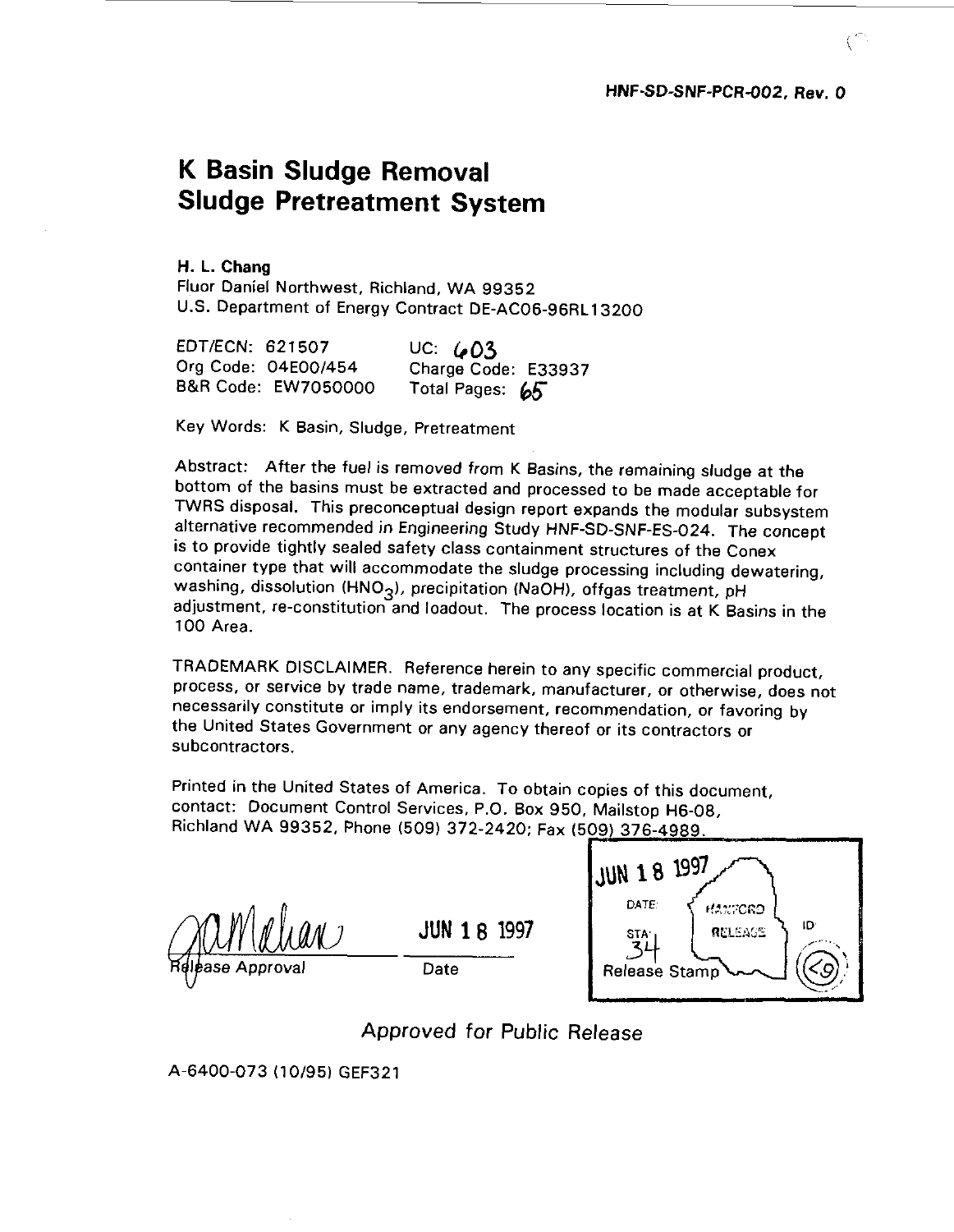HNF-SD-SNF-PCR-002, Rev. 0

# K Basin Sludge Removal Sludge Pretreatment System

**H. L. Chang**
Fluor Daniel Northwest, Richland, WA 99352
U.S. Department of Energy Contract DE-AC06-96RL13200

EDT/ECN: 621507 UC: 603
Org Code: 04E00/454 Charge Code: E33937
B&R Code: EW7050000 Total Pages: 65

Key Words: K Basin, Sludge, Pretreatment

Abstract: After the fuel is removed from K Basins, the remaining sludge at the bottom of the basins must be extracted and processed to be made acceptable for TWRS disposal. This preconceptual design report expands the modular subsystem alternative recommended in Engineering Study HNF-SD-SNF-ES-024. The concept is to provide tightly sealed safety class containment structures of the Conex container type that will accommodate the sludge processing including dewatering, washing, dissolution ($HNO_3$), precipitation (NaOH), offgas treatment, pH adjustment, re-constitution and loadout. The process location is at K Basins in the 100 Area.

TRADEMARK DISCLAIMER. Reference herein to any specific commercial product, process, or service by trade name, trademark, manufacturer, or otherwise, does not necessarily constitute or imply its endorsement, recommendation, or favoring by the United States Government or any agency thereof or its contractors or subcontractors.

Printed in the United States of America. To obtain copies of this document, contact: Document Control Services, P.O. Box 950, Mailstop H6-08, Richland WA 99352, Phone (509) 372-2420; Fax (509) 376-4989.

Release Approval JUN 18 1997
Date

JUN 18 1997
DATE: HANFORD RELEASE
STA: 34 ID: 29
Release Stamp

Approved for Public Release

A-6400-073 (10/95) GEF321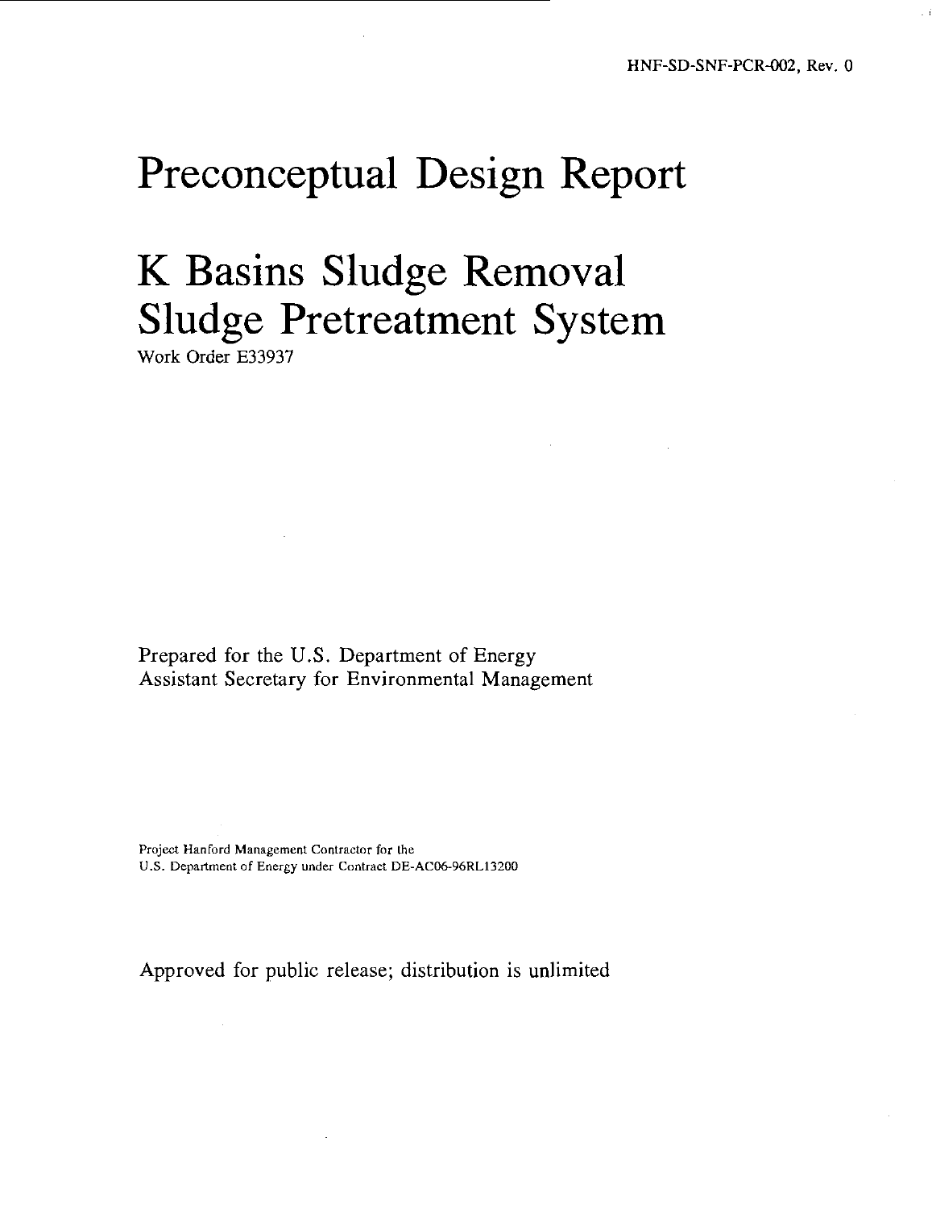HNF-SD-SNF-PCR-002, Rev. 0

# Preconceptual Design Report

# K Basins Sludge Removal Sludge Pretreatment System

Work Order E33937

Prepared for the U.S. Department of Energy
Assistant Secretary for Environmental Management

Project Hanford Management Contractor for the
U.S. Department of Energy under Contract DE-AC06-96RL13200

Approved for public release; distribution is unlimited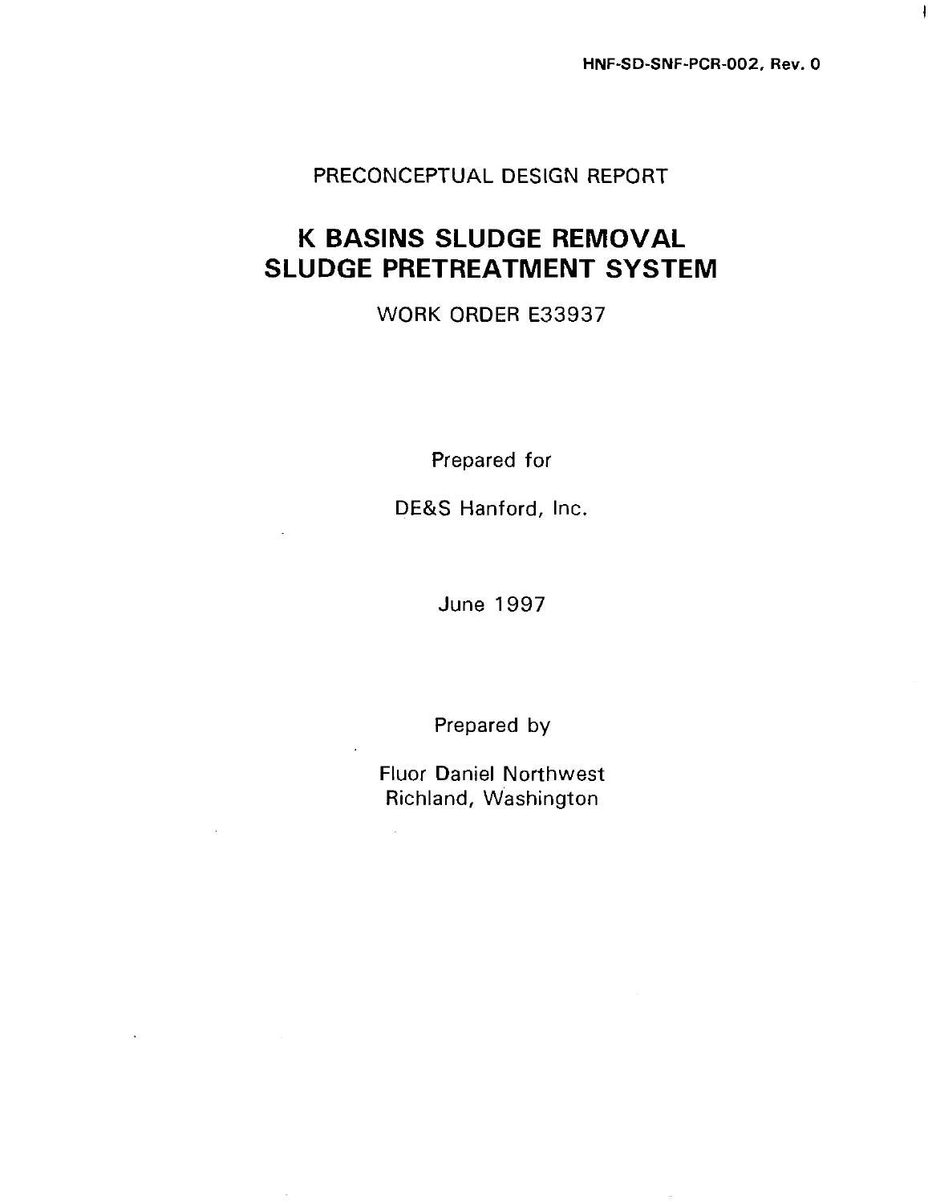HNF-SD-SNF-PCR-002, Rev. 0

PRECONCEPTUAL DESIGN REPORT

# K BASINS SLUDGE REMOVAL SLUDGE PRETREATMENT SYSTEM

WORK ORDER E33937

Prepared for

DE&S Hanford, Inc.

June 1997

Prepared by

Fluor Daniel Northwest
Richland, Washington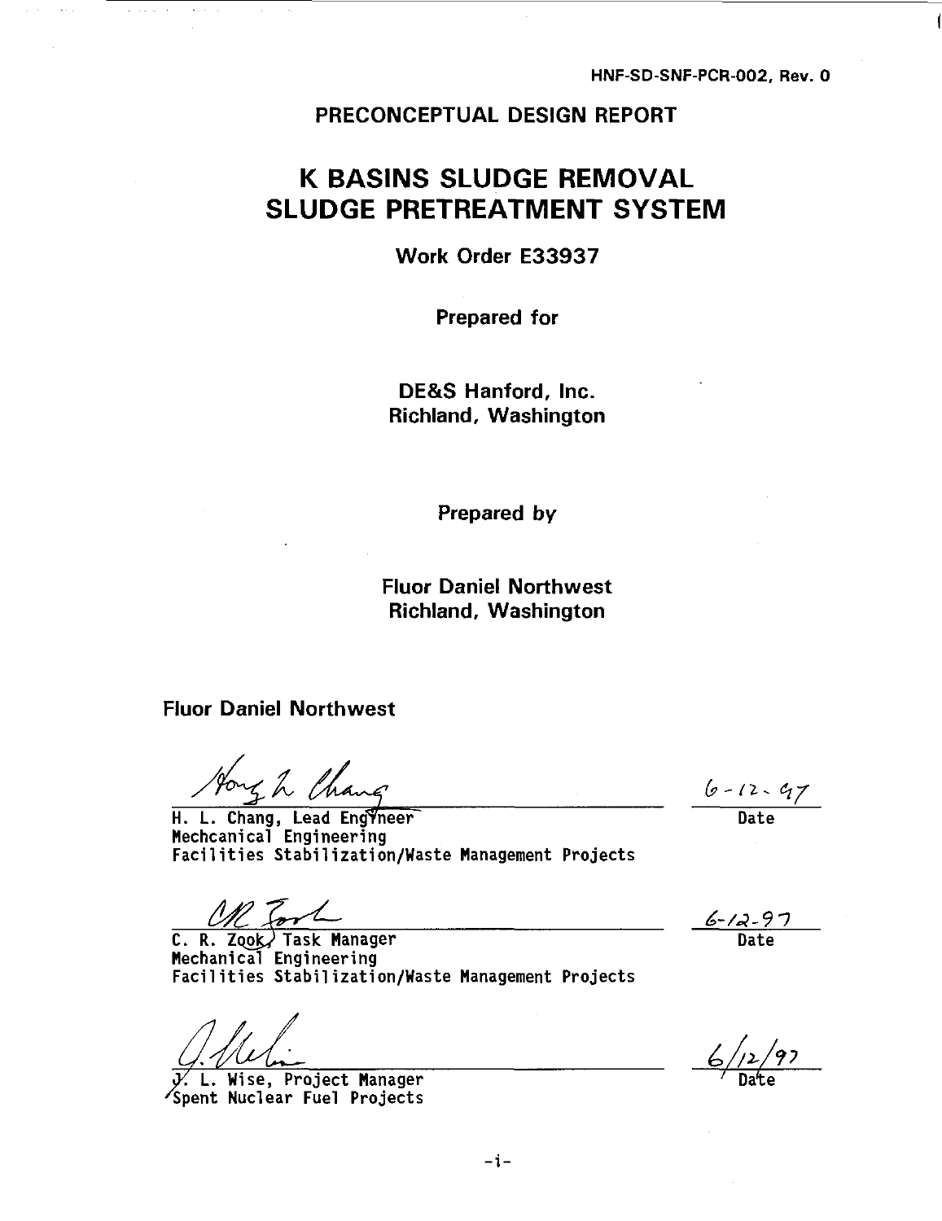HNF-SD-SNF-PCR-002, Rev. 0

# PRECONCEPTUAL DESIGN REPORT

# K BASINS SLUDGE REMOVAL SLUDGE PRETREATMENT SYSTEM

**Work Order E33937**

**Prepared for**

**DE&S Hanford, Inc.**
**Richland, Washington**

**Prepared by**

**Fluor Daniel Northwest**
**Richland, Washington**

**Fluor Daniel Northwest**

| | |
|---|---|
| H. L. Chang, Lead Engineer<br>Mechcanical Engineering<br>Facilities Stabilization/Waste Management Projects | 6-12-97<br>Date |
| C. R. Zook, Task Manager<br>Mechanical Engineering<br>Facilities Stabilization/Waste Management Projects | 6-12-97<br>Date |
| J. L. Wise, Project Manager<br>Spent Nuclear Fuel Projects | 6/12/97<br>Date |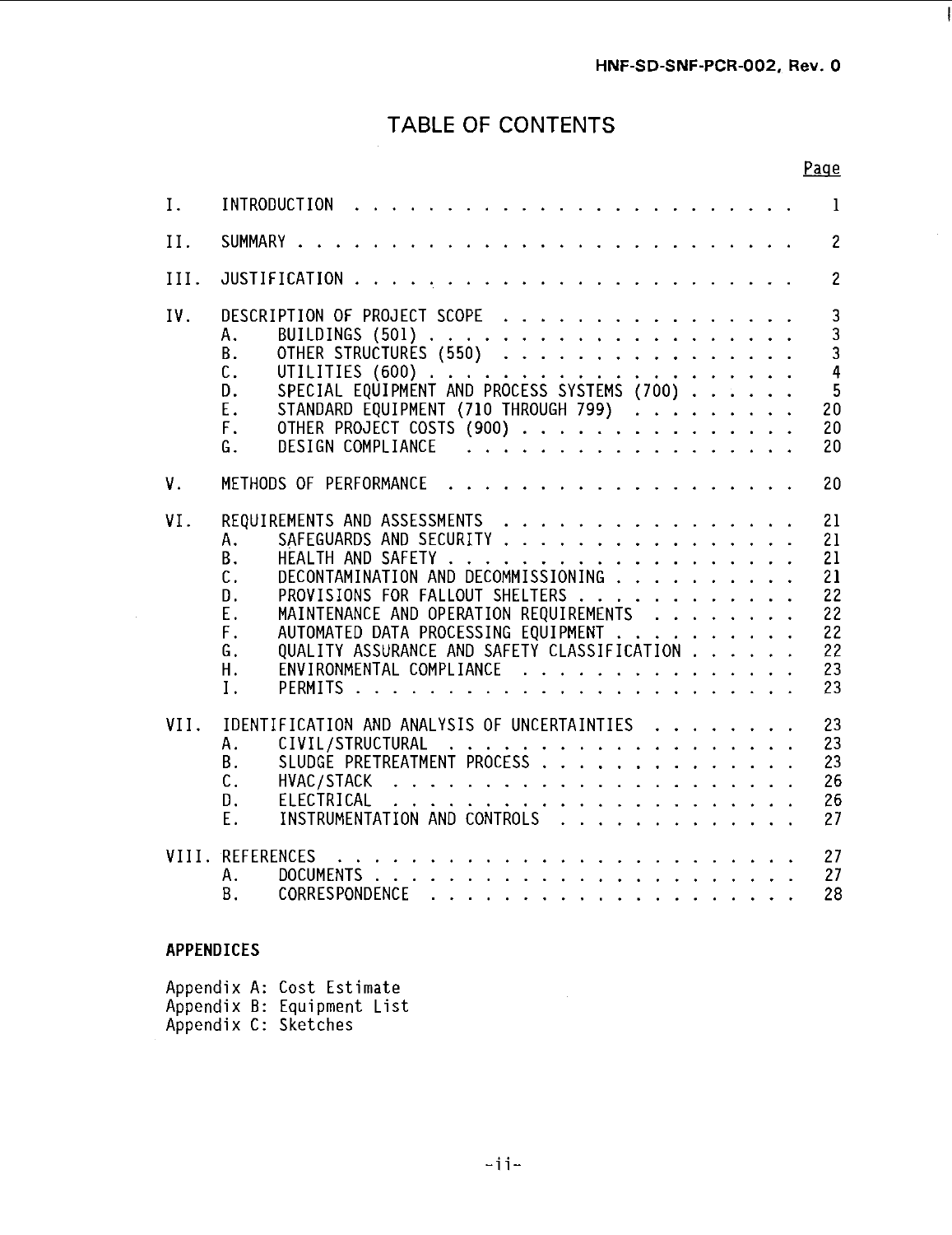# TABLE OF CONTENTS

| | | Page |
|---|---|---|
| I. | INTRODUCTION | 1 |
| II. | SUMMARY | 2 |
| III. | JUSTIFICATION | 2 |
| IV. | DESCRIPTION OF PROJECT SCOPE | 3 |
| | A. BUILDINGS (501) | 3 |
| | B. OTHER STRUCTURES (550) | 3 |
| | C. UTILITIES (600) | 4 |
| | D. SPECIAL EQUIPMENT AND PROCESS SYSTEMS (700) | 5 |
| | E. STANDARD EQUIPMENT (710 THROUGH 799) | 20 |
| | F. OTHER PROJECT COSTS (900) | 20 |
| | G. DESIGN COMPLIANCE | 20 |
| V. | METHODS OF PERFORMANCE | 20 |
| VI. | REQUIREMENTS AND ASSESSMENTS | 21 |
| | A. SAFEGUARDS AND SECURITY | 21 |
| | B. HEALTH AND SAFETY | 21 |
| | C. DECONTAMINATION AND DECOMMISSIONING | 21 |
| | D. PROVISIONS FOR FALLOUT SHELTERS | 22 |
| | E. MAINTENANCE AND OPERATION REQUIREMENTS | 22 |
| | F. AUTOMATED DATA PROCESSING EQUIPMENT | 22 |
| | G. QUALITY ASSURANCE AND SAFETY CLASSIFICATION | 22 |
| | H. ENVIRONMENTAL COMPLIANCE | 23 |
| | I. PERMITS | 23 |
| VII. | IDENTIFICATION AND ANALYSIS OF UNCERTAINTIES | 23 |
| | A. CIVIL/STRUCTURAL | 23 |
| | B. SLUDGE PRETREATMENT PROCESS | 23 |
| | C. HVAC/STACK | 26 |
| | D. ELECTRICAL | 26 |
| | E. INSTRUMENTATION AND CONTROLS | 27 |
| VIII. | REFERENCES | 27 |
| | A. DOCUMENTS | 27 |
| | B. CORRESPONDENCE | 28 |

**APPENDICES**

Appendix A: Cost Estimate
Appendix B: Equipment List
Appendix C: Sketches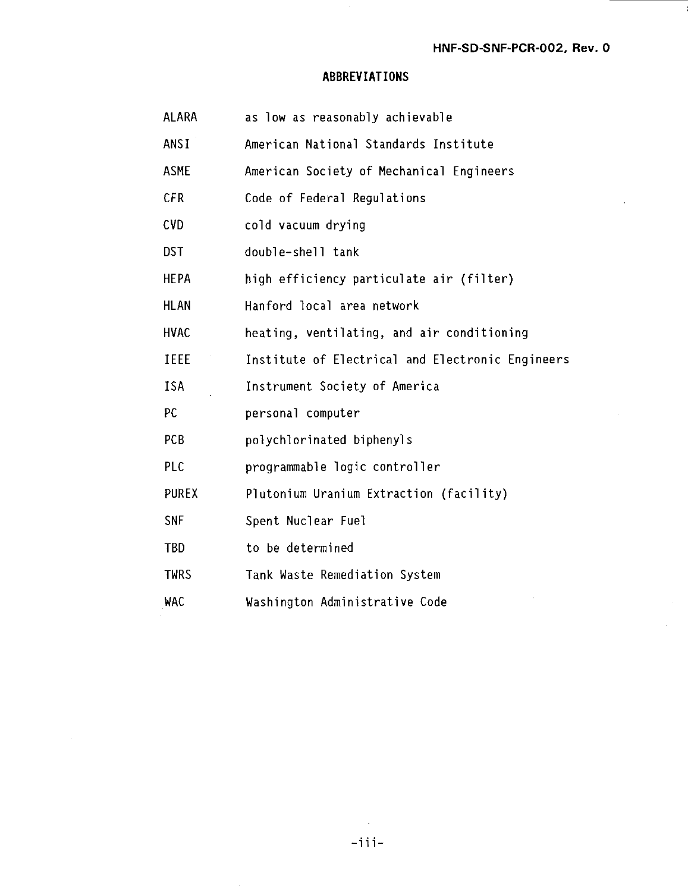## ABBREVIATIONS

| | |
|---|---|
| ALARA | as low as reasonably achievable |
| ANSI | American National Standards Institute |
| ASME | American Society of Mechanical Engineers |
| CFR | Code of Federal Regulations |
| CVD | cold vacuum drying |
| DST | double-shell tank |
| HEPA | high efficiency particulate air (filter) |
| HLAN | Hanford local area network |
| HVAC | heating, ventilating, and air conditioning |
| IEEE | Institute of Electrical and Electronic Engineers |
| ISA | Instrument Society of America |
| PC | personal computer |
| PCB | polychlorinated biphenyls |
| PLC | programmable logic controller |
| PUREX | Plutonium Uranium Extraction (facility) |
| SNF | Spent Nuclear Fuel |
| TBD | to be determined |
| TWRS | Tank Waste Remediation System |
| WAC | Washington Administrative Code |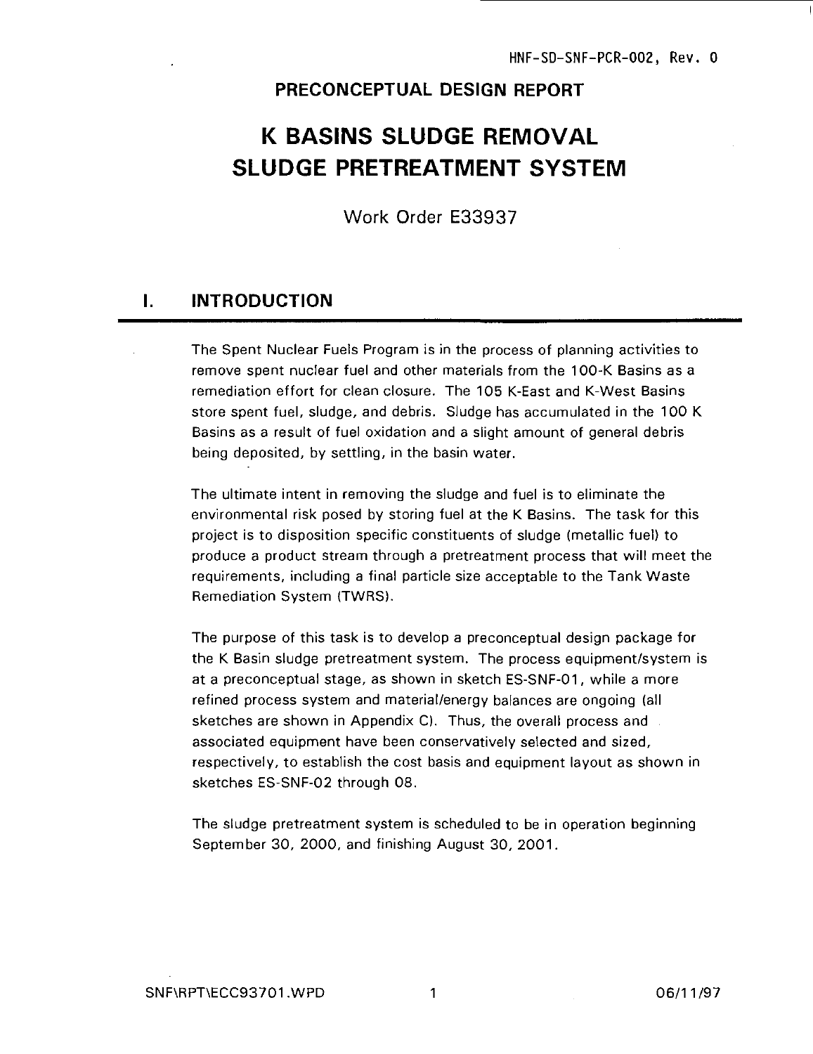# PRECONCEPTUAL DESIGN REPORT

# K BASINS SLUDGE REMOVAL SLUDGE PRETREATMENT SYSTEM

Work Order E33937

## I. INTRODUCTION

The Spent Nuclear Fuels Program is in the process of planning activities to remove spent nuclear fuel and other materials from the 100-K Basins as a remediation effort for clean closure. The 105 K-East and K-West Basins store spent fuel, sludge, and debris. Sludge has accumulated in the 100 K Basins as a result of fuel oxidation and a slight amount of general debris being deposited, by settling, in the basin water.

The ultimate intent in removing the sludge and fuel is to eliminate the environmental risk posed by storing fuel at the K Basins. The task for this project is to disposition specific constituents of sludge (metallic fuel) to produce a product stream through a pretreatment process that will meet the requirements, including a final particle size acceptable to the Tank Waste Remediation System (TWRS).

The purpose of this task is to develop a preconceptual design package for the K Basin sludge pretreatment system. The process equipment/system is at a preconceptual stage, as shown in sketch ES-SNF-01, while a more refined process system and material/energy balances are ongoing (all sketches are shown in Appendix C). Thus, the overall process and associated equipment have been conservatively selected and sized, respectively, to establish the cost basis and equipment layout as shown in sketches ES-SNF-02 through 08.

The sludge pretreatment system is scheduled to be in operation beginning September 30, 2000, and finishing August 30, 2001.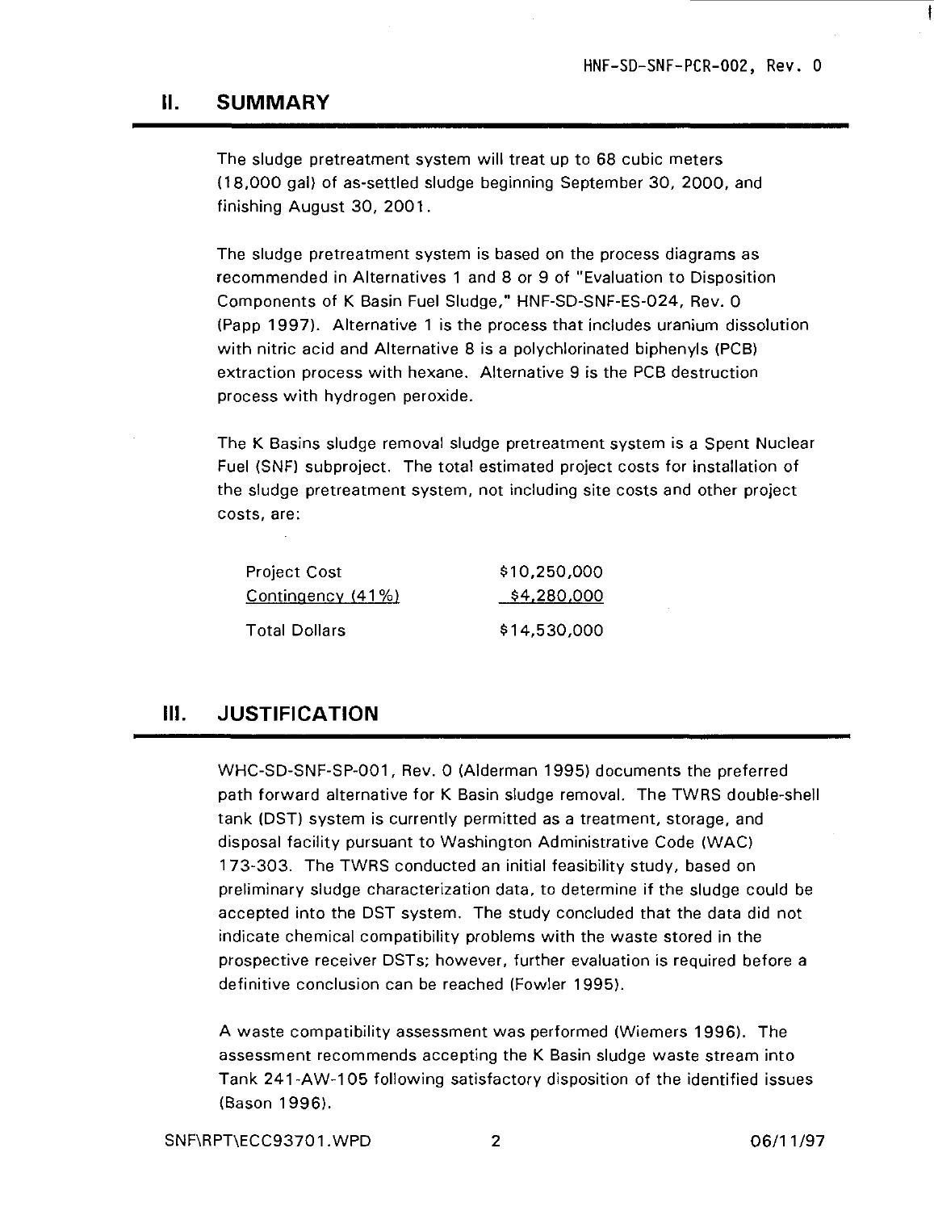## II. SUMMARY

The sludge pretreatment system will treat up to 68 cubic meters (18,000 gal) of as-settled sludge beginning September 30, 2000, and finishing August 30, 2001.

The sludge pretreatment system is based on the process diagrams as recommended in Alternatives 1 and 8 or 9 of "Evaluation to Disposition Components of K Basin Fuel Sludge," HNF-SD-SNF-ES-024, Rev. 0 (Papp 1997). Alternative 1 is the process that includes uranium dissolution with nitric acid and Alternative 8 is a polychlorinated biphenyls (PCB) extraction process with hexane. Alternative 9 is the PCB destruction process with hydrogen peroxide.

The K Basins sludge removal sludge pretreatment system is a Spent Nuclear Fuel (SNF) subproject. The total estimated project costs for installation of the sludge pretreatment system, not including site costs and other project costs, are:

| | |
|---|---|
| Project Cost | $10,250,000 |
| Contingency (41%) | $4,280,000 |
| Total Dollars | $14,530,000 |

## III. JUSTIFICATION

WHC-SD-SNF-SP-001, Rev. 0 (Alderman 1995) documents the preferred path forward alternative for K Basin sludge removal. The TWRS double-shell tank (DST) system is currently permitted as a treatment, storage, and disposal facility pursuant to Washington Administrative Code (WAC) 173-303. The TWRS conducted an initial feasibility study, based on preliminary sludge characterization data, to determine if the sludge could be accepted into the DST system. The study concluded that the data did not indicate chemical compatibility problems with the waste stored in the prospective receiver DSTs; however, further evaluation is required before a definitive conclusion can be reached (Fowler 1995).

A waste compatibility assessment was performed (Wiemers 1996). The assessment recommends accepting the K Basin sludge waste stream into Tank 241-AW-105 following satisfactory disposition of the identified issues (Bason 1996).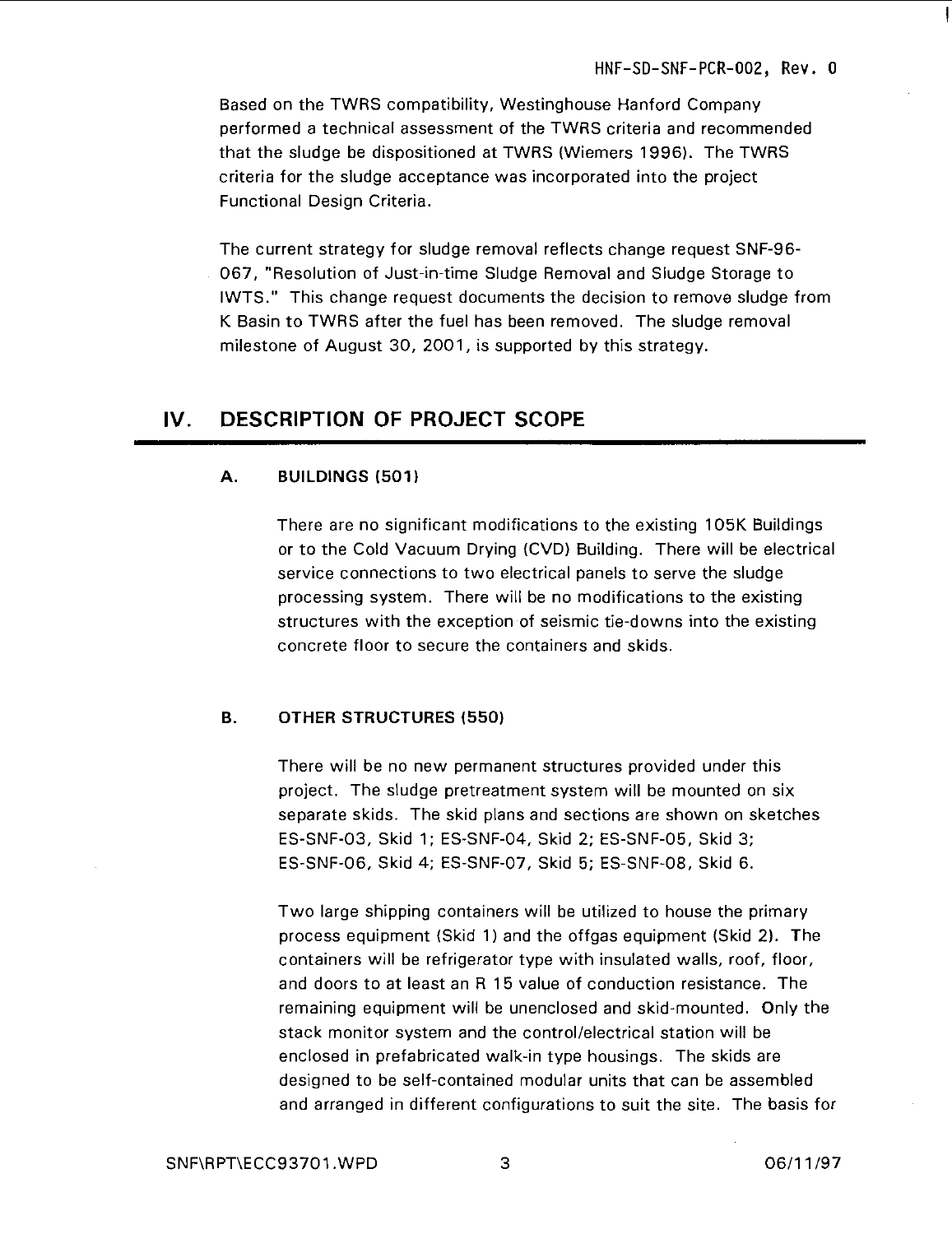Based on the TWRS compatibility, Westinghouse Hanford Company performed a technical assessment of the TWRS criteria and recommended that the sludge be dispositioned at TWRS (Wiemers 1996). The TWRS criteria for the sludge acceptance was incorporated into the project Functional Design Criteria.

The current strategy for sludge removal reflects change request SNF-96-067, "Resolution of Just-in-time Sludge Removal and Sludge Storage to IWTS." This change request documents the decision to remove sludge from K Basin to TWRS after the fuel has been removed. The sludge removal milestone of August 30, 2001, is supported by this strategy.

## IV. DESCRIPTION OF PROJECT SCOPE

### A. BUILDINGS (501)

There are no significant modifications to the existing 105K Buildings or to the Cold Vacuum Drying (CVD) Building. There will be electrical service connections to two electrical panels to serve the sludge processing system. There will be no modifications to the existing structures with the exception of seismic tie-downs into the existing concrete floor to secure the containers and skids.

### B. OTHER STRUCTURES (550)

There will be no new permanent structures provided under this project. The sludge pretreatment system will be mounted on six separate skids. The skid plans and sections are shown on sketches ES-SNF-03, Skid 1; ES-SNF-04, Skid 2; ES-SNF-05, Skid 3; ES-SNF-06, Skid 4; ES-SNF-07, Skid 5; ES-SNF-08, Skid 6.

Two large shipping containers will be utilized to house the primary process equipment (Skid 1) and the offgas equipment (Skid 2). The containers will be refrigerator type with insulated walls, roof, floor, and doors to at least an R 15 value of conduction resistance. The remaining equipment will be unenclosed and skid-mounted. Only the stack monitor system and the control/electrical station will be enclosed in prefabricated walk-in type housings. The skids are designed to be self-contained modular units that can be assembled and arranged in different configurations to suit the site. The basis for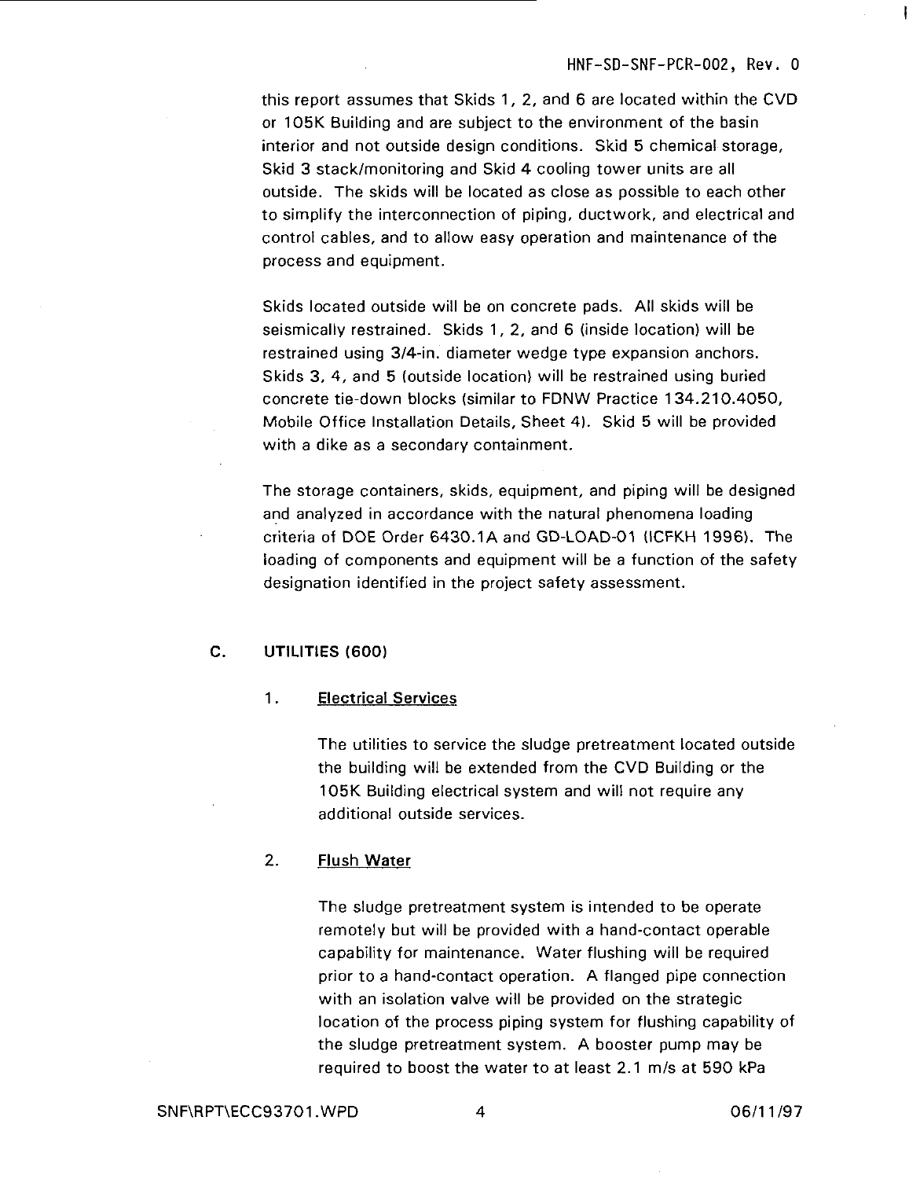this report assumes that Skids 1, 2, and 6 are located within the CVD or 105K Building and are subject to the environment of the basin interior and not outside design conditions. Skid 5 chemical storage, Skid 3 stack/monitoring and Skid 4 cooling tower units are all outside. The skids will be located as close as possible to each other to simplify the interconnection of piping, ductwork, and electrical and control cables, and to allow easy operation and maintenance of the process and equipment.

Skids located outside will be on concrete pads. All skids will be seismically restrained. Skids 1, 2, and 6 (inside location) will be restrained using 3/4-in. diameter wedge type expansion anchors. Skids 3, 4, and 5 (outside location) will be restrained using buried concrete tie-down blocks (similar to FDNW Practice 134.210.4050, Mobile Office Installation Details, Sheet 4). Skid 5 will be provided with a dike as a secondary containment.

The storage containers, skids, equipment, and piping will be designed and analyzed in accordance with the natural phenomena loading criteria of DOE Order 6430.1A and GD-LOAD-01 (ICFKH 1996). The loading of components and equipment will be a function of the safety designation identified in the project safety assessment.

## C. UTILITIES (600)

### 1. Electrical Services

The utilities to service the sludge pretreatment located outside the building will be extended from the CVD Building or the 105K Building electrical system and will not require any additional outside services.

### 2. Flush Water

The sludge pretreatment system is intended to be operate remotely but will be provided with a hand-contact operable capability for maintenance. Water flushing will be required prior to a hand-contact operation. A flanged pipe connection with an isolation valve will be provided on the strategic location of the process piping system for flushing capability of the sludge pretreatment system. A booster pump may be required to boost the water to at least 2.1 m/s at 590 kPa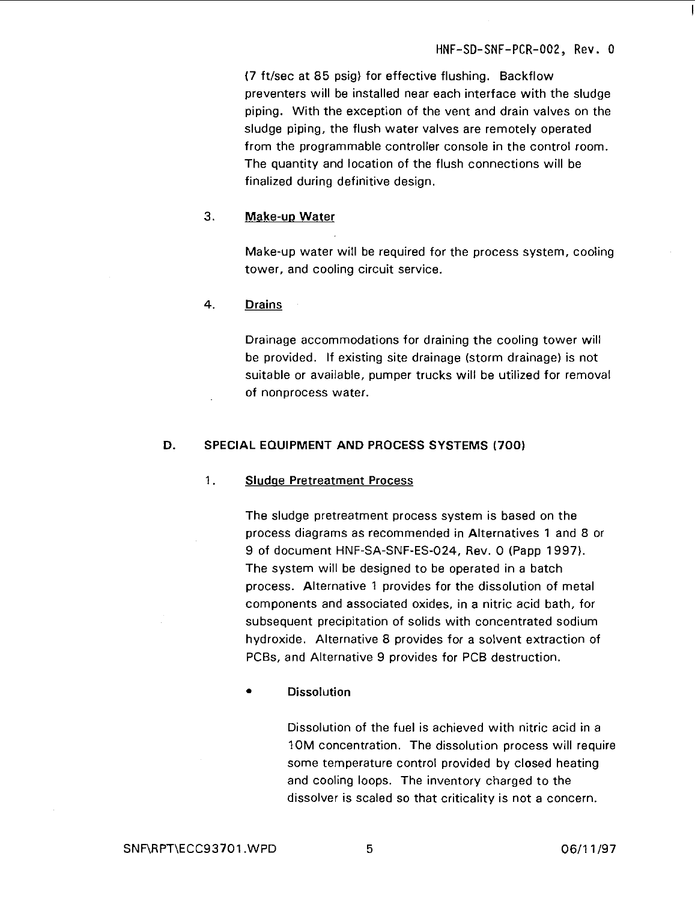(7 ft/sec at 85 psig) for effective flushing. Backflow preventers will be installed near each interface with the sludge piping. With the exception of the vent and drain valves on the sludge piping, the flush water valves are remotely operated from the programmable controller console in the control room. The quantity and location of the flush connections will be finalized during definitive design.

3. <u>Make-up Water</u>

Make-up water will be required for the process system, cooling tower, and cooling circuit service.

4. <u>Drains</u>

Drainage accommodations for draining the cooling tower will be provided. If existing site drainage (storm drainage) is not suitable or available, pumper trucks will be utilized for removal of nonprocess water.

## D. SPECIAL EQUIPMENT AND PROCESS SYSTEMS (700)

1. <u>Sludge Pretreatment Process</u>

The sludge pretreatment process system is based on the process diagrams as recommended in Alternatives 1 and 8 or 9 of document HNF-SA-SNF-ES-024, Rev. 0 (Papp 1997). The system will be designed to be operated in a batch process. Alternative 1 provides for the dissolution of metal components and associated oxides, in a nitric acid bath, for subsequent precipitation of solids with concentrated sodium hydroxide. Alternative 8 provides for a solvent extraction of PCBs, and Alternative 9 provides for PCB destruction.

- **Dissolution**

  Dissolution of the fuel is achieved with nitric acid in a 10M concentration. The dissolution process will require some temperature control provided by closed heating and cooling loops. The inventory charged to the dissolver is scaled so that criticality is not a concern.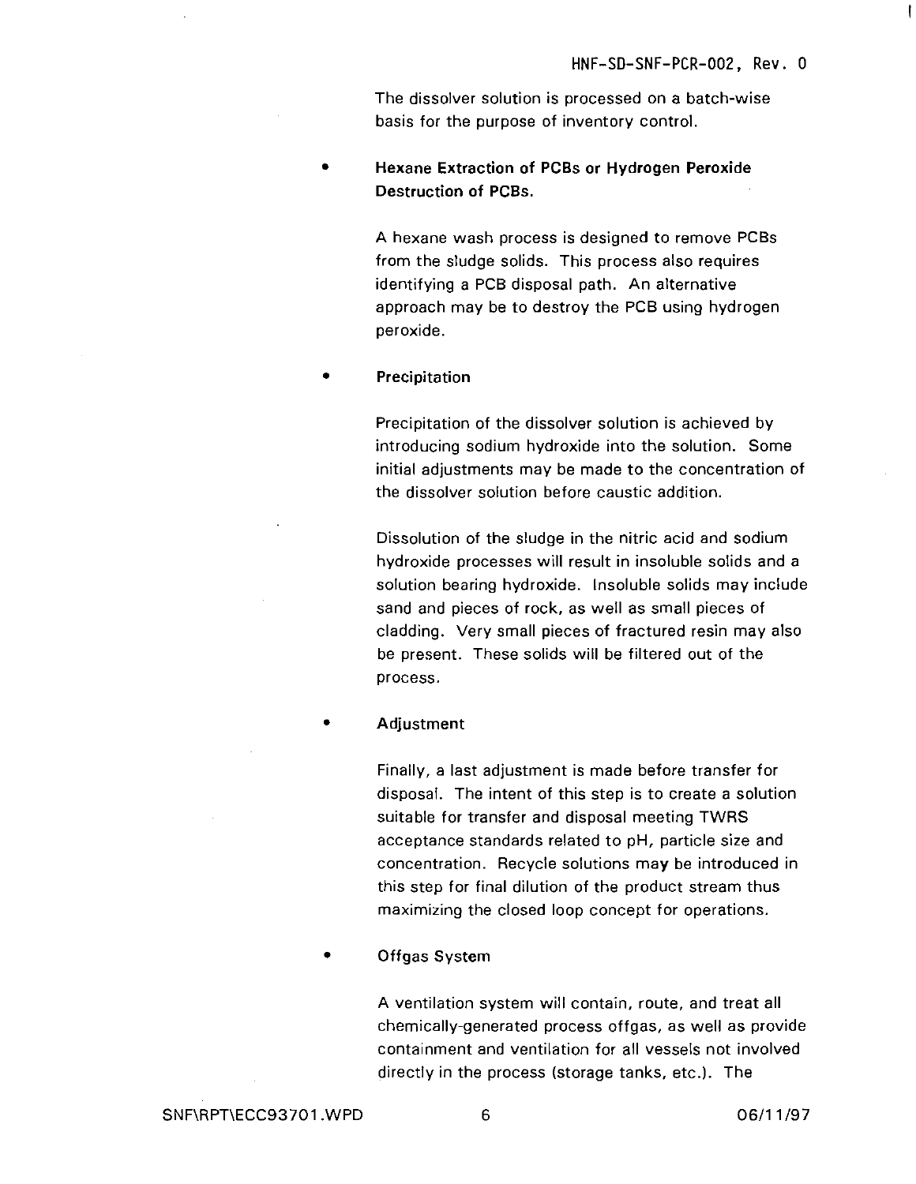The dissolver solution is processed on a batch-wise basis for the purpose of inventory control.

- **Hexane Extraction of PCBs or Hydrogen Peroxide Destruction of PCBs.**

  A hexane wash process is designed to remove PCBs from the sludge solids. This process also requires identifying a PCB disposal path. An alternative approach may be to destroy the PCB using hydrogen peroxide.

- Precipitation

  Precipitation of the dissolver solution is achieved by introducing sodium hydroxide into the solution. Some initial adjustments may be made to the concentration of the dissolver solution before caustic addition.

  Dissolution of the sludge in the nitric acid and sodium hydroxide processes will result in insoluble solids and a solution bearing hydroxide. Insoluble solids may include sand and pieces of rock, as well as small pieces of cladding. Very small pieces of fractured resin may also be present. These solids will be filtered out of the process.

- Adjustment

  Finally, a last adjustment is made before transfer for disposal. The intent of this step is to create a solution suitable for transfer and disposal meeting TWRS acceptance standards related to pH, particle size and concentration. Recycle solutions may be introduced in this step for final dilution of the product stream thus maximizing the closed loop concept for operations.

- Offgas System

  A ventilation system will contain, route, and treat all chemically-generated process offgas, as well as provide containment and ventilation for all vessels not involved directly in the process (storage tanks, etc.). The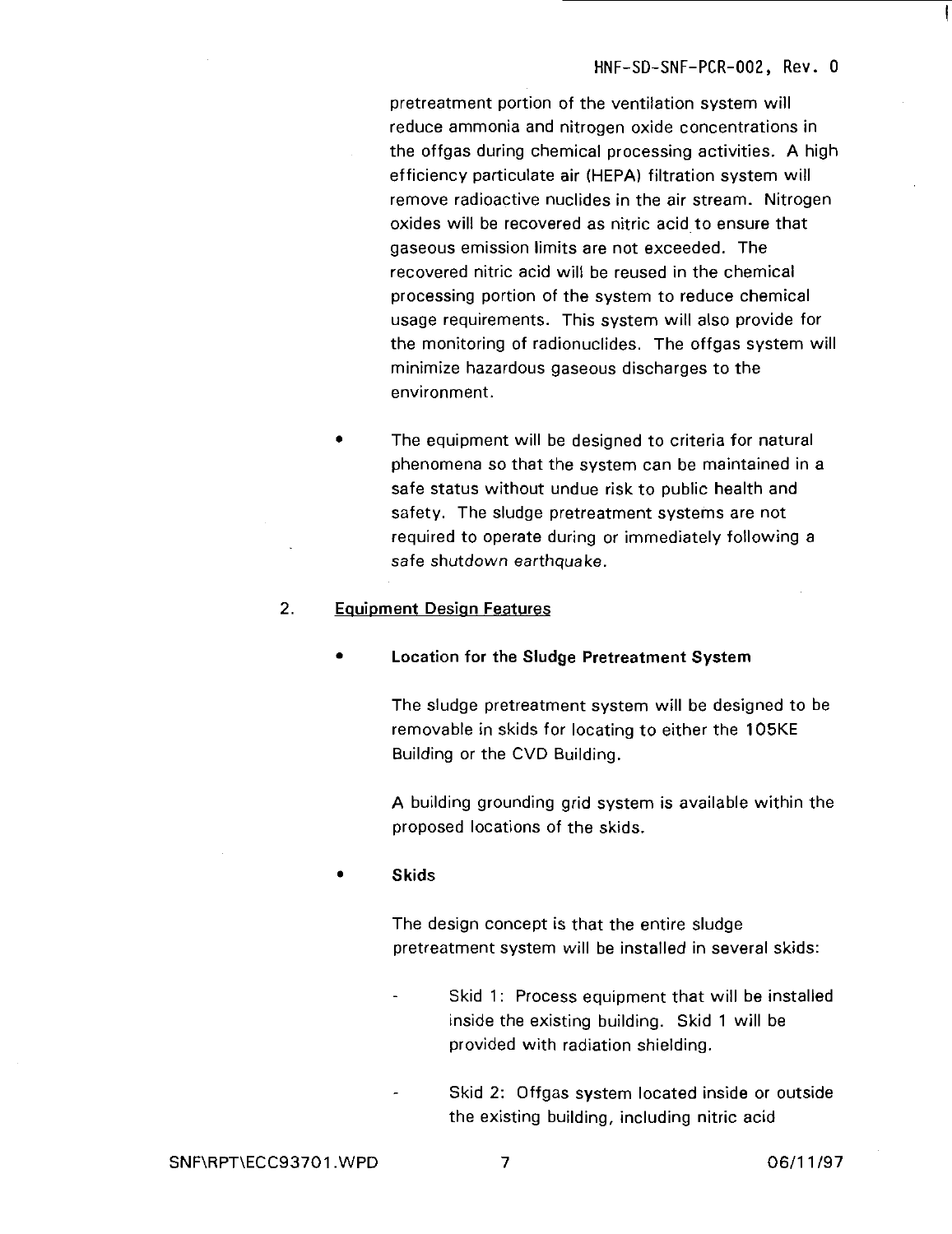pretreatment portion of the ventilation system will reduce ammonia and nitrogen oxide concentrations in the offgas during chemical processing activities. A high efficiency particulate air (HEPA) filtration system will remove radioactive nuclides in the air stream. Nitrogen oxides will be recovered as nitric acid to ensure that gaseous emission limits are not exceeded. The recovered nitric acid will be reused in the chemical processing portion of the system to reduce chemical usage requirements. This system will also provide for the monitoring of radionuclides. The offgas system will minimize hazardous gaseous discharges to the environment.

- The equipment will be designed to criteria for natural phenomena so that the system can be maintained in a safe status without undue risk to public health and safety. The sludge pretreatment systems are not required to operate during or immediately following a *safe shutdown earthquake*.

2. Equipment Design Features

- **Location for the Sludge Pretreatment System**

  The sludge pretreatment system will be designed to be removable in skids for locating to either the 105KE Building or the CVD Building.

  A building grounding grid system is available within the proposed locations of the skids.

- **Skids**

  The design concept is that the entire sludge pretreatment system will be installed in several skids:

  - Skid 1: Process equipment that will be installed inside the existing building. Skid 1 will be provided with radiation shielding.

  - Skid 2: Offgas system located inside or outside the existing building, including nitric acid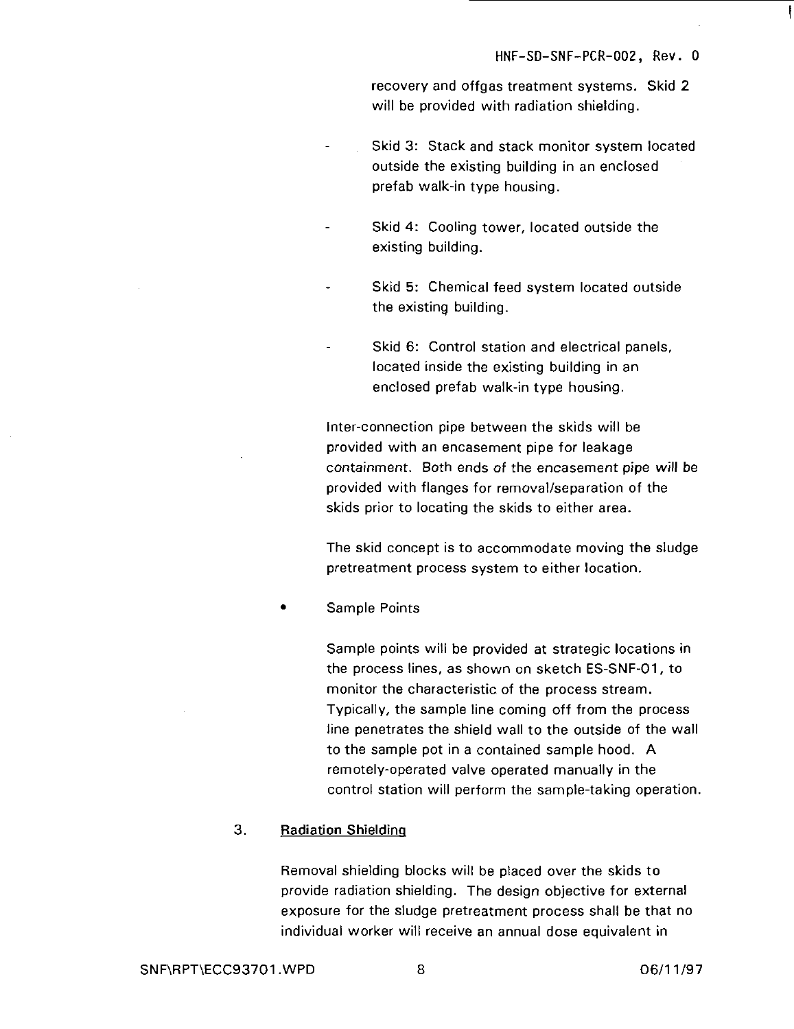recovery and offgas treatment systems. Skid 2 will be provided with radiation shielding.

- Skid 3: Stack and stack monitor system located outside the existing building in an enclosed prefab walk-in type housing.

- Skid 4: Cooling tower, located outside the existing building.

- Skid 5: Chemical feed system located outside the existing building.

- Skid 6: Control station and electrical panels, located inside the existing building in an enclosed prefab walk-in type housing.

Inter-connection pipe between the skids will be provided with an encasement pipe for leakage containment. Both ends of the encasement pipe will be provided with flanges for removal/separation of the skids prior to locating the skids to either area.

The skid concept is to accommodate moving the sludge pretreatment process system to either location.

- Sample Points

  Sample points will be provided at strategic locations in the process lines, as shown on sketch ES-SNF-01, to monitor the characteristic of the process stream. Typically, the sample line coming off from the process line penetrates the shield wall to the outside of the wall to the sample pot in a contained sample hood. A remotely-operated valve operated manually in the control station will perform the sample-taking operation.

3. **Radiation Shielding**

Removal shielding blocks will be placed over the skids to provide radiation shielding. The design objective for external exposure for the sludge pretreatment process shall be that no individual worker will receive an annual dose equivalent in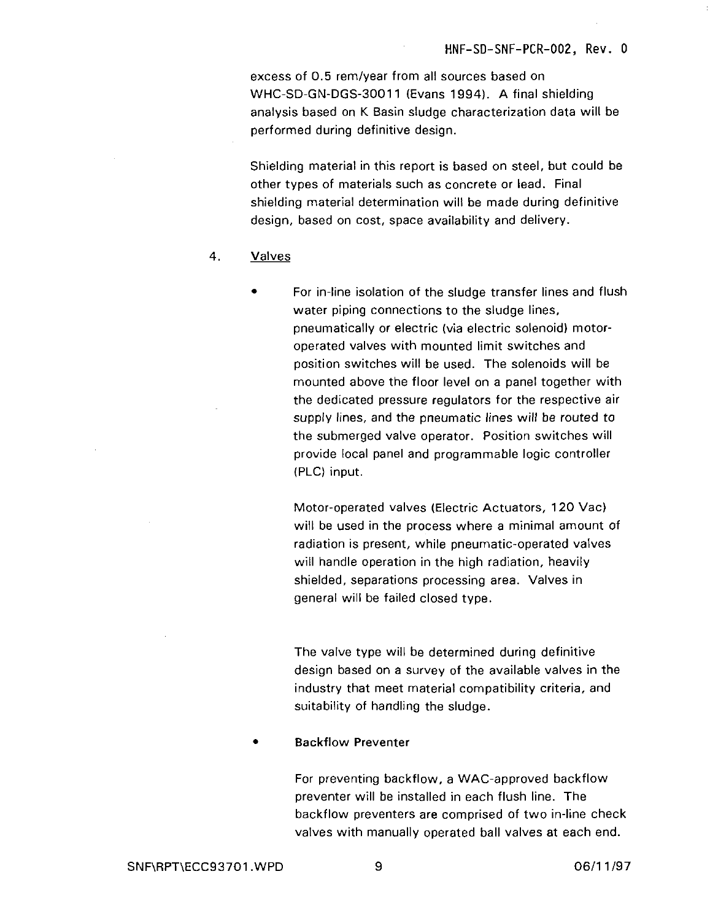excess of 0.5 rem/year from all sources based on WHC-SD-GN-DGS-30011 (Evans 1994). A final shielding analysis based on K Basin sludge characterization data will be performed during definitive design.

Shielding material in this report is based on steel, but could be other types of materials such as concrete or lead. Final shielding material determination will be made during definitive design, based on cost, space availability and delivery.

4. Valves

- For in-line isolation of the sludge transfer lines and flush water piping connections to the sludge lines, pneumatically or electric (via electric solenoid) motor-operated valves with mounted limit switches and position switches will be used. The solenoids will be mounted above the floor level on a panel together with the dedicated pressure regulators for the respective air supply lines, and the pneumatic lines will be routed to the submerged valve operator. Position switches will provide local panel and programmable logic controller (PLC) input.

  Motor-operated valves (Electric Actuators, 120 Vac) will be used in the process where a minimal amount of radiation is present, while pneumatic-operated valves will handle operation in the high radiation, heavily shielded, separations processing area. Valves in general will be failed closed type.

  The valve type will be determined during definitive design based on a survey of the available valves in the industry that meet material compatibility criteria, and suitability of handling the sludge.

- Backflow Preventer

  For preventing backflow, a WAC-approved backflow preventer will be installed in each flush line. The backflow preventers are comprised of two in-line check valves with manually operated ball valves at each end.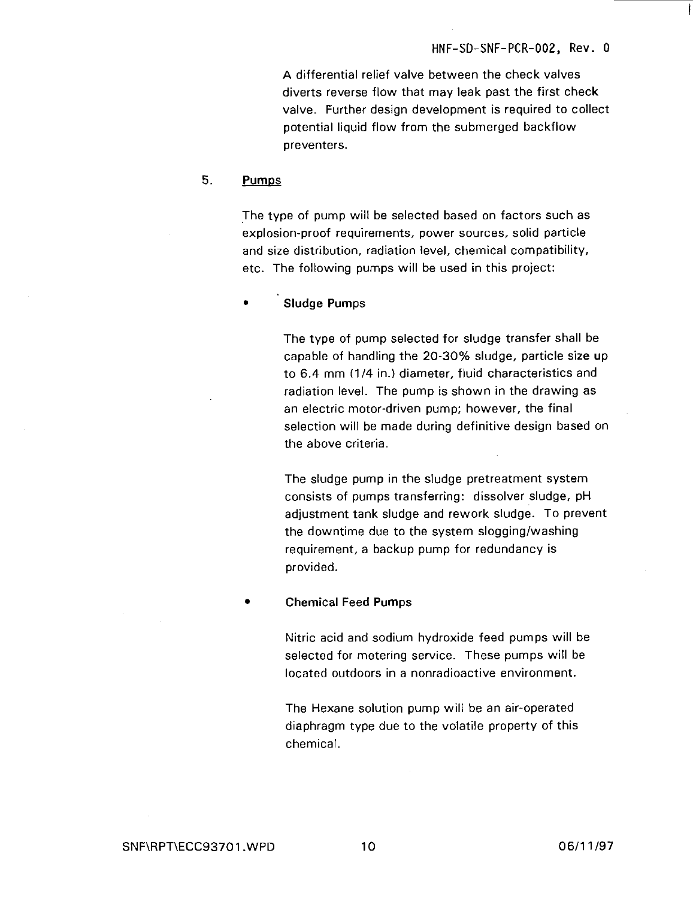A differential relief valve between the check valves diverts reverse flow that may leak past the first check valve. Further design development is required to collect potential liquid flow from the submerged backflow preventers.

5. **Pumps**

The type of pump will be selected based on factors such as explosion-proof requirements, power sources, solid particle and size distribution, radiation level, chemical compatibility, etc. The following pumps will be used in this project:

- **Sludge Pumps**

  The type of pump selected for sludge transfer shall be capable of handling the 20-30% sludge, particle size up to 6.4 mm (1/4 in.) diameter, fluid characteristics and radiation level. The pump is shown in the drawing as an electric motor-driven pump; however, the final selection will be made during definitive design based on the above criteria.

  The sludge pump in the sludge pretreatment system consists of pumps transferring: dissolver sludge, pH adjustment tank sludge and rework sludge. To prevent the downtime due to the system slogging/washing requirement, a backup pump for redundancy is provided.

- **Chemical Feed Pumps**

  Nitric acid and sodium hydroxide feed pumps will be selected for metering service. These pumps will be located outdoors in a nonradioactive environment.

  The Hexane solution pump will be an air-operated diaphragm type due to the volatile property of this chemical.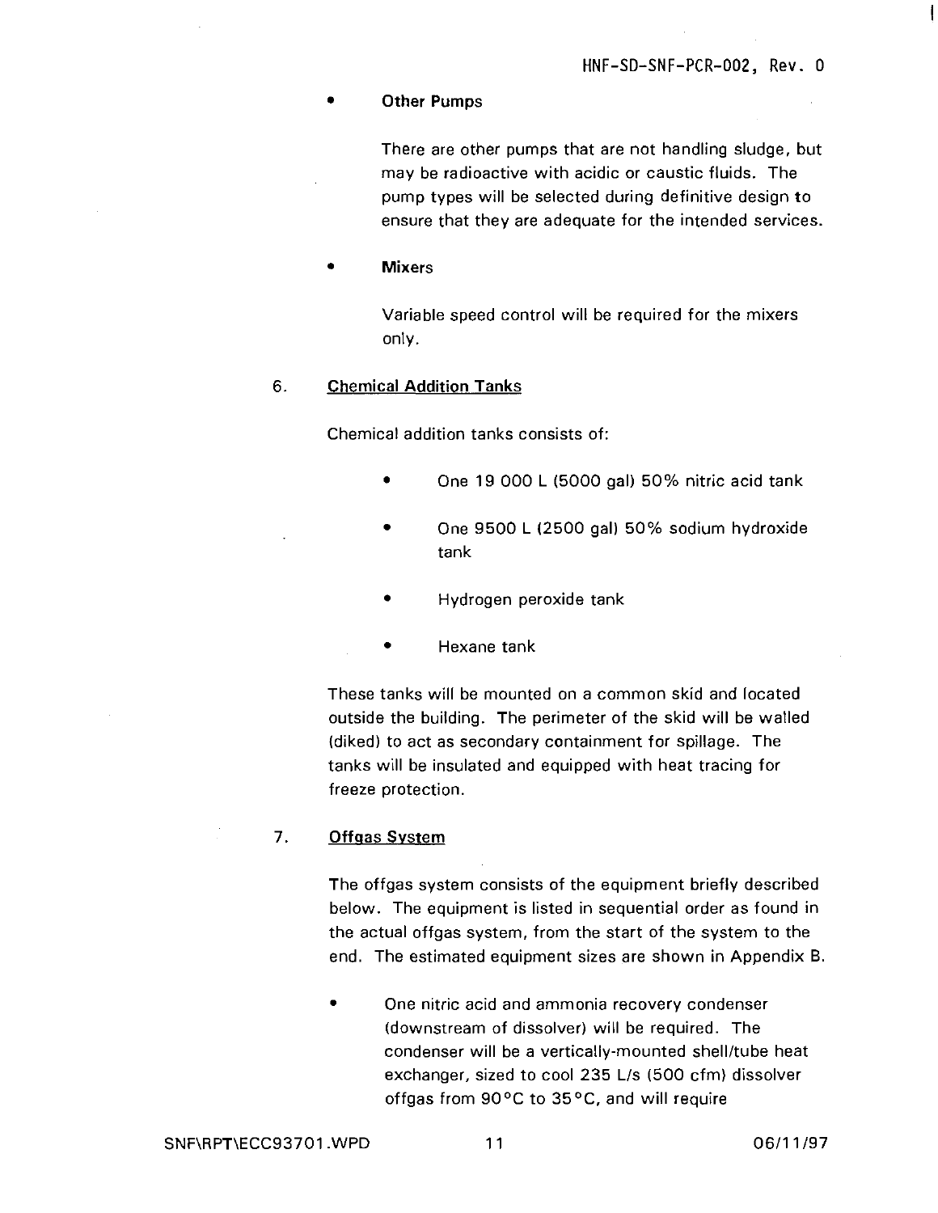- **Other Pumps**

  There are other pumps that are not handling sludge, but may be radioactive with acidic or caustic fluids. The pump types will be selected during definitive design to ensure that they are adequate for the intended services.

- **Mixers**

  Variable speed control will be required for the mixers only.

6. <u>Chemical Addition Tanks</u>

   Chemical addition tanks consists of:

   - One 19 000 L (5000 gal) 50% nitric acid tank
   - One 9500 L (2500 gal) 50% sodium hydroxide tank
   - Hydrogen peroxide tank
   - Hexane tank

   These tanks will be mounted on a common skid and located outside the building. The perimeter of the skid will be walled (diked) to act as secondary containment for spillage. The tanks will be insulated and equipped with heat tracing for freeze protection.

7. <u>Offgas System</u>

   The offgas system consists of the equipment briefly described below. The equipment is listed in sequential order as found in the actual offgas system, from the start of the system to the end. The estimated equipment sizes are shown in Appendix B.

   - One nitric acid and ammonia recovery condenser (downstream of dissolver) will be required. The condenser will be a vertically-mounted shell/tube heat exchanger, sized to cool 235 L/s (500 cfm) dissolver offgas from 90°C to 35°C, and will require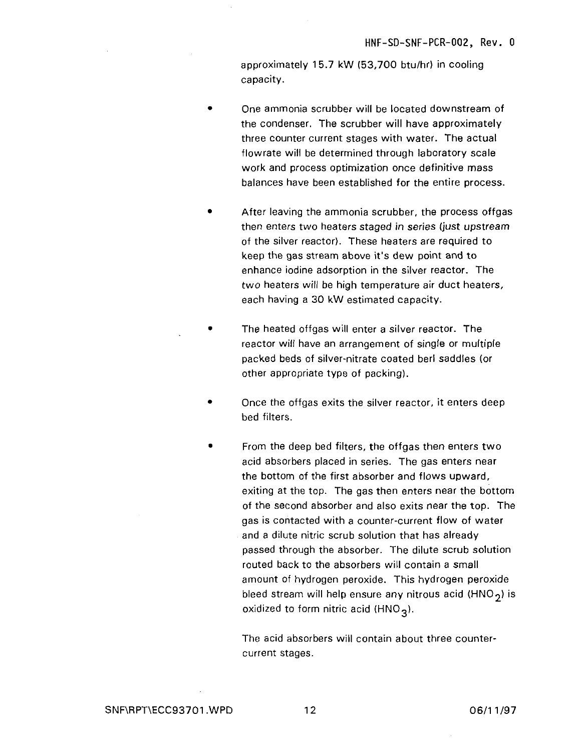approximately 15.7 kW (53,700 btu/hr) in cooling capacity.

- One ammonia scrubber will be located downstream of the condenser. The scrubber will have approximately three counter current stages with water. The actual flowrate will be determined through laboratory scale work and process optimization once definitive mass balances have been established for the entire process.

- After leaving the ammonia scrubber, the process offgas then enters two heaters staged in series (just upstream of the silver reactor). These heaters are required to keep the gas stream above it's dew point and to enhance iodine adsorption in the silver reactor. The two heaters will be high temperature air duct heaters, each having a 30 kW estimated capacity.

- The heated offgas will enter a silver reactor. The reactor will have an arrangement of single or multiple packed beds of silver-nitrate coated berl saddles (or other appropriate type of packing).

- Once the offgas exits the silver reactor, it enters deep bed filters.

- From the deep bed filters, the offgas then enters two acid absorbers placed in series. The gas enters near the bottom of the first absorber and flows upward, exiting at the top. The gas then enters near the bottom of the second absorber and also exits near the top. The gas is contacted with a counter-current flow of water and a dilute nitric scrub solution that has already passed through the absorber. The dilute scrub solution routed back to the absorbers will contain a small amount of hydrogen peroxide. This hydrogen peroxide bleed stream will help ensure any nitrous acid ($HNO_2$) is oxidized to form nitric acid ($HNO_3$).

  The acid absorbers will contain about three counter-current stages.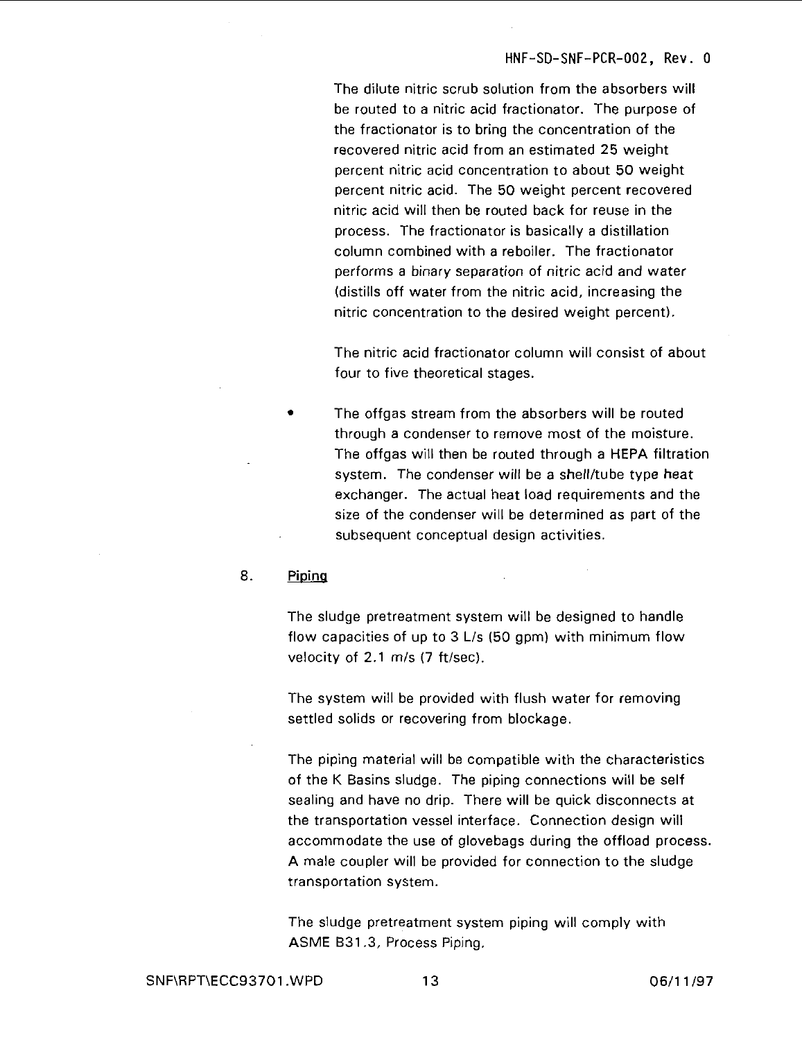The dilute nitric scrub solution from the absorbers will be routed to a nitric acid fractionator. The purpose of the fractionator is to bring the concentration of the recovered nitric acid from an estimated 25 weight percent nitric acid concentration to about 50 weight percent nitric acid. The 50 weight percent recovered nitric acid will then be routed back for reuse in the process. The fractionator is basically a distillation column combined with a reboiler. The fractionator performs a binary separation of nitric acid and water (distills off water from the nitric acid, increasing the nitric concentration to the desired weight percent).

The nitric acid fractionator column will consist of about four to five theoretical stages.

- The offgas stream from the absorbers will be routed through a condenser to remove most of the moisture. The offgas will then be routed through a HEPA filtration system. The condenser will be a shell/tube type heat exchanger. The actual heat load requirements and the size of the condenser will be determined as part of the subsequent conceptual design activities.

8. <u>Piping</u>

The sludge pretreatment system will be designed to handle flow capacities of up to 3 L/s (50 gpm) with minimum flow velocity of 2.1 m/s (7 ft/sec).

The system will be provided with flush water for removing settled solids or recovering from blockage.

The piping material will be compatible with the characteristics of the K Basins sludge. The piping connections will be self sealing and have no drip. There will be quick disconnects at the transportation vessel interface. Connection design will accommodate the use of glovebags during the offload process. A male coupler will be provided for connection to the sludge transportation system.

The sludge pretreatment system piping will comply with ASME B31.3, Process Piping.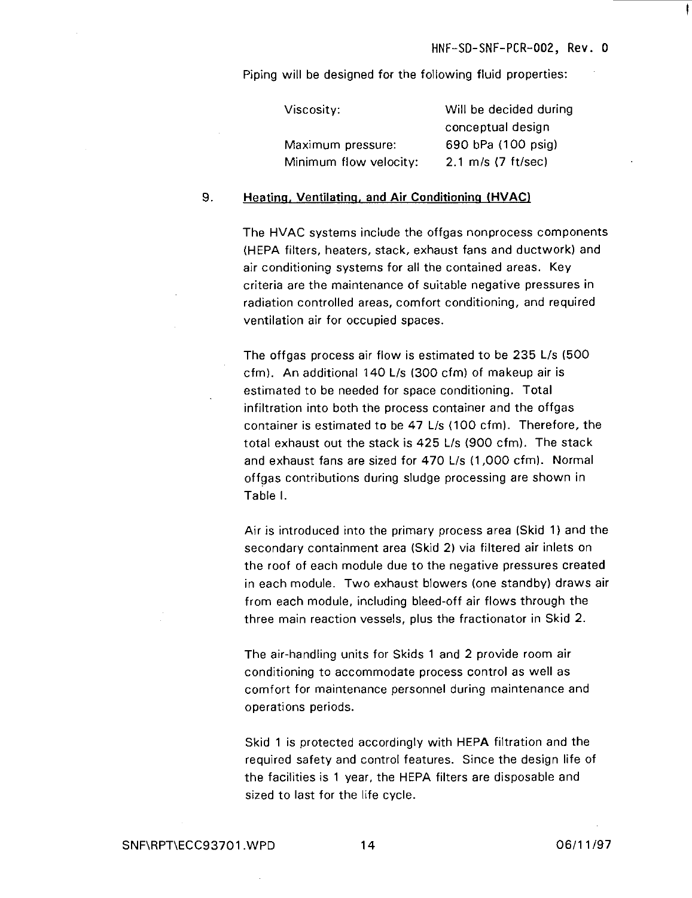Piping will be designed for the following fluid properties:

| | |
|---|---|
| Viscosity: | Will be decided during conceptual design |
| Maximum pressure: | 690 bPa (100 psig) |
| Minimum flow velocity: | 2.1 m/s (7 ft/sec) |

## 9. Heating, Ventilating, and Air Conditioning (HVAC)

The HVAC systems include the offgas nonprocess components (HEPA filters, heaters, stack, exhaust fans and ductwork) and air conditioning systems for all the contained areas. Key criteria are the maintenance of suitable negative pressures in radiation controlled areas, comfort conditioning, and required ventilation air for occupied spaces.

The offgas process air flow is estimated to be 235 L/s (500 cfm). An additional 140 L/s (300 cfm) of makeup air is estimated to be needed for space conditioning. Total infiltration into both the process container and the offgas container is estimated to be 47 L/s (100 cfm). Therefore, the total exhaust out the stack is 425 L/s (900 cfm). The stack and exhaust fans are sized for 470 L/s (1,000 cfm). Normal offgas contributions during sludge processing are shown in Table I.

Air is introduced into the primary process area (Skid 1) and the secondary containment area (Skid 2) via filtered air inlets on the roof of each module due to the negative pressures created in each module. Two exhaust blowers (one standby) draws air from each module, including bleed-off air flows through the three main reaction vessels, plus the fractionator in Skid 2.

The air-handling units for Skids 1 and 2 provide room air conditioning to accommodate process control as well as comfort for maintenance personnel during maintenance and operations periods.

Skid 1 is protected accordingly with HEPA filtration and the required safety and control features. Since the design life of the facilities is 1 year, the HEPA filters are disposable and sized to last for the life cycle.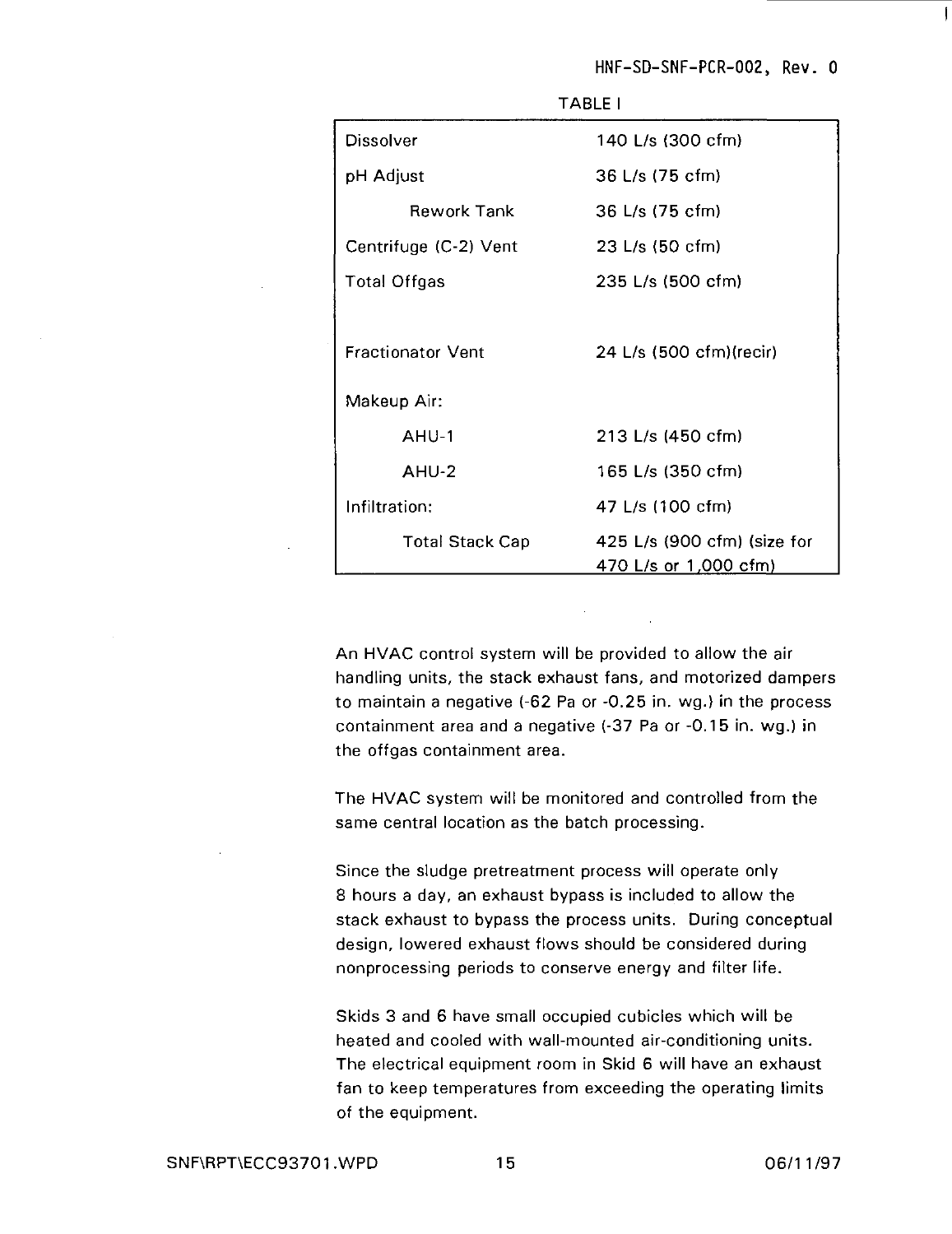TABLE I

| | |
|---|---|
| Dissolver | 140 L/s (300 cfm) |
| pH Adjust | 36 L/s (75 cfm) |
| Rework Tank | 36 L/s (75 cfm) |
| Centrifuge (C-2) Vent | 23 L/s (50 cfm) |
| Total Offgas | 235 L/s (500 cfm) |
| | |
| Fractionator Vent | 24 L/s (500 cfm)(recir) |
| Makeup Air: | |
| AHU-1 | 213 L/s (450 cfm) |
| AHU-2 | 165 L/s (350 cfm) |
| Infiltration: | 47 L/s (100 cfm) |
| Total Stack Cap | 425 L/s (900 cfm) (size for 470 L/s or 1,000 cfm) |

An HVAC control system will be provided to allow the air handling units, the stack exhaust fans, and motorized dampers to maintain a negative (-62 Pa or -0.25 in. wg.) in the process containment area and a negative (-37 Pa or -0.15 in. wg.) in the offgas containment area.

The HVAC system will be monitored and controlled from the same central location as the batch processing.

Since the sludge pretreatment process will operate only 8 hours a day, an exhaust bypass is included to allow the stack exhaust to bypass the process units. During conceptual design, lowered exhaust flows should be considered during nonprocessing periods to conserve energy and filter life.

Skids 3 and 6 have small occupied cubicles which will be heated and cooled with wall-mounted air-conditioning units. The electrical equipment room in Skid 6 will have an exhaust fan to keep temperatures from exceeding the operating limits of the equipment.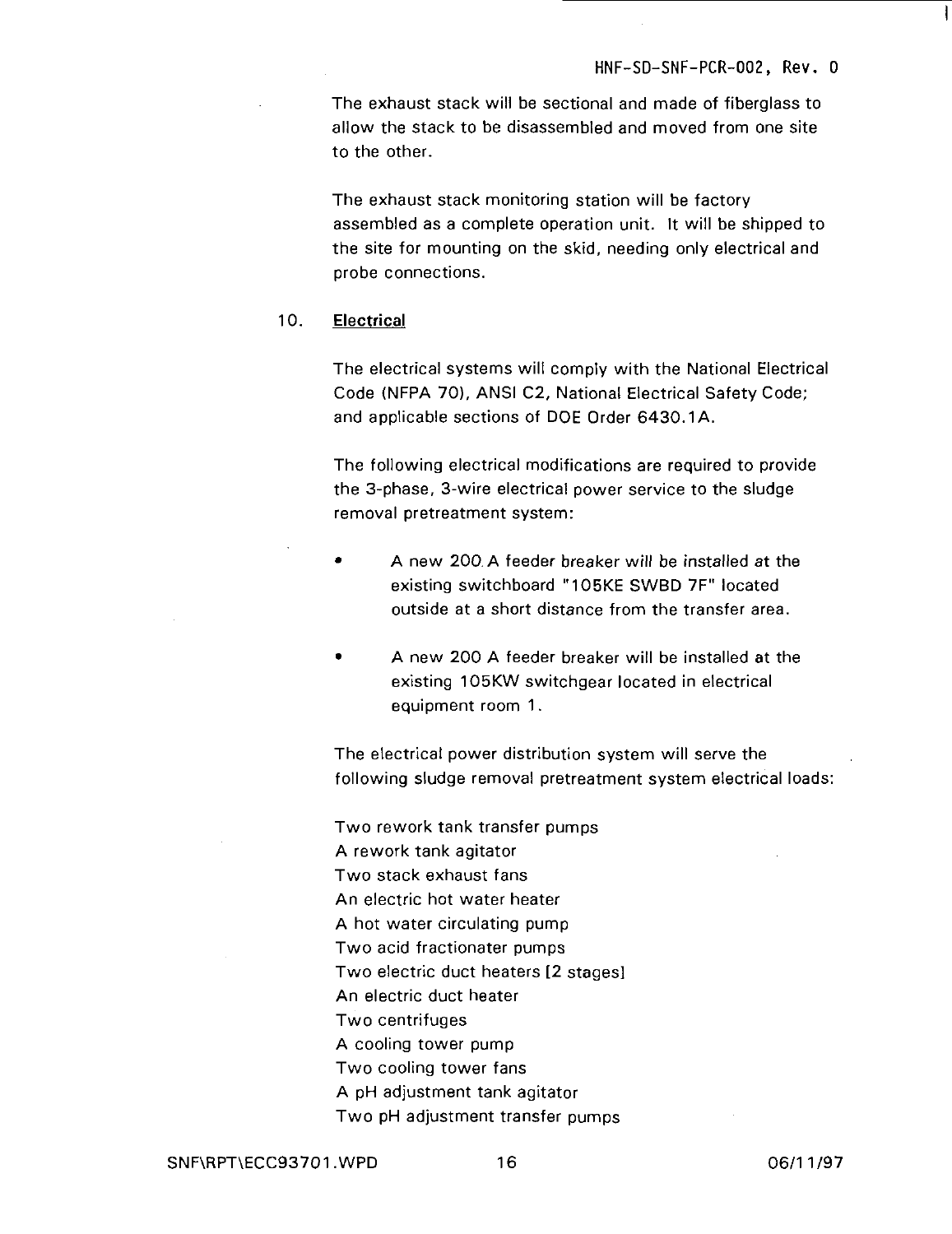The exhaust stack will be sectional and made of fiberglass to allow the stack to be disassembled and moved from one site to the other.

The exhaust stack monitoring station will be factory assembled as a complete operation unit. It will be shipped to the site for mounting on the skid, needing only electrical and probe connections.

10. **Electrical**

The electrical systems will comply with the National Electrical Code (NFPA 70), ANSI C2, National Electrical Safety Code; and applicable sections of DOE Order 6430.1A.

The following electrical modifications are required to provide the 3-phase, 3-wire electrical power service to the sludge removal pretreatment system:

- A new 200 A feeder breaker will be installed at the existing switchboard "105KE SWBD 7F" located outside at a short distance from the transfer area.

- A new 200 A feeder breaker will be installed at the existing 105KW switchgear located in electrical equipment room 1.

The electrical power distribution system will serve the following sludge removal pretreatment system electrical loads:

Two rework tank transfer pumps
A rework tank agitator
Two stack exhaust fans
An electric hot water heater
A hot water circulating pump
Two acid fractionater pumps
Two electric duct heaters [2 stages]
An electric duct heater
Two centrifuges
A cooling tower pump
Two cooling tower fans
A pH adjustment tank agitator
Two pH adjustment transfer pumps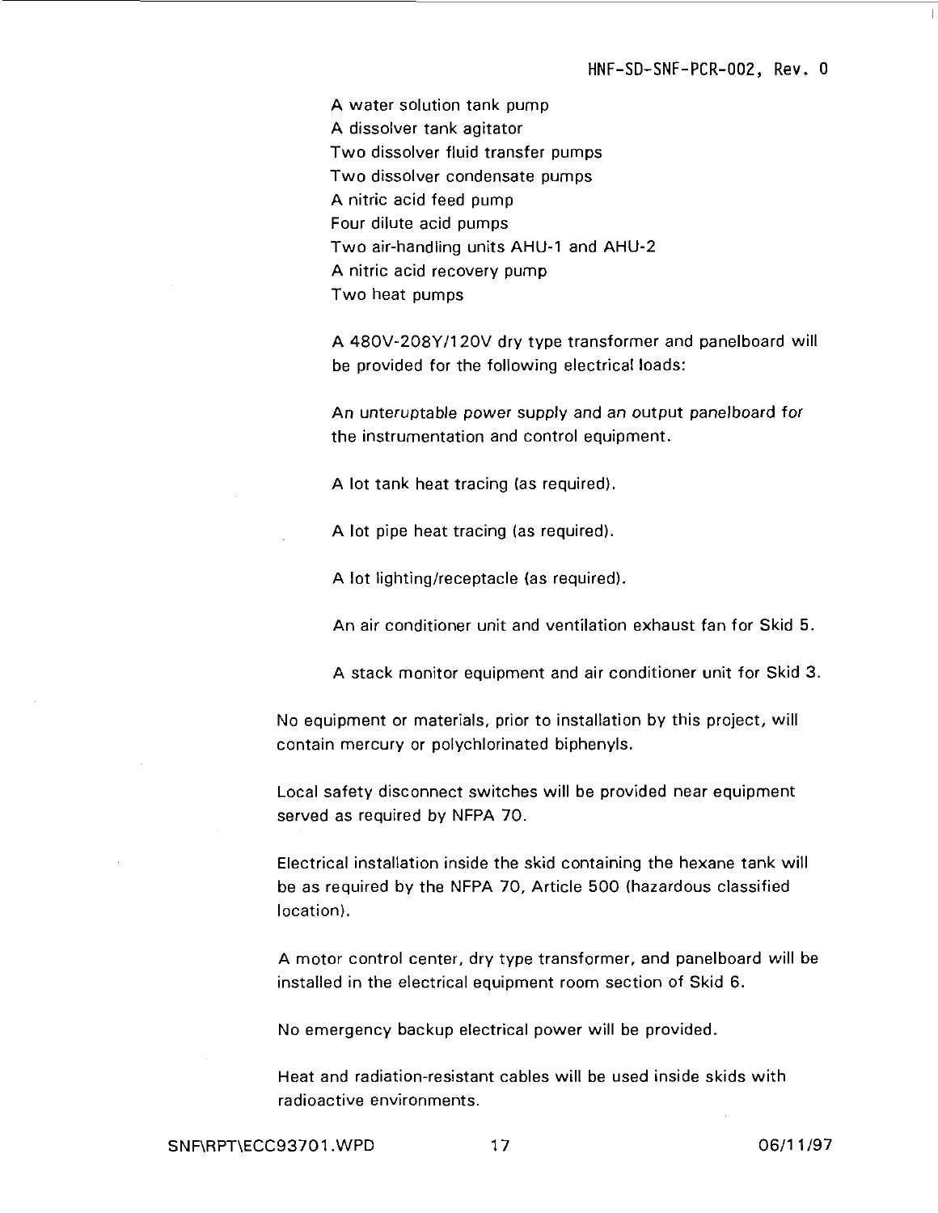A water solution tank pump
A dissolver tank agitator
Two dissolver fluid transfer pumps
Two dissolver condensate pumps
A nitric acid feed pump
Four dilute acid pumps
Two air-handling units AHU-1 and AHU-2
A nitric acid recovery pump
Two heat pumps

A 480V-208Y/120V dry type transformer and panelboard will be provided for the following electrical loads:

An unteruptable power supply and an output panelboard for the instrumentation and control equipment.

A lot tank heat tracing (as required).

A lot pipe heat tracing (as required).

A lot lighting/receptacle (as required).

An air conditioner unit and ventilation exhaust fan for Skid 5.

A stack monitor equipment and air conditioner unit for Skid 3.

No equipment or materials, prior to installation by this project, will contain mercury or polychlorinated biphenyls.

Local safety disconnect switches will be provided near equipment served as required by NFPA 70.

Electrical installation inside the skid containing the hexane tank will be as required by the NFPA 70, Article 500 (hazardous classified location).

A motor control center, dry type transformer, and panelboard will be installed in the electrical equipment room section of Skid 6.

No emergency backup electrical power will be provided.

Heat and radiation-resistant cables will be used inside skids with radioactive environments.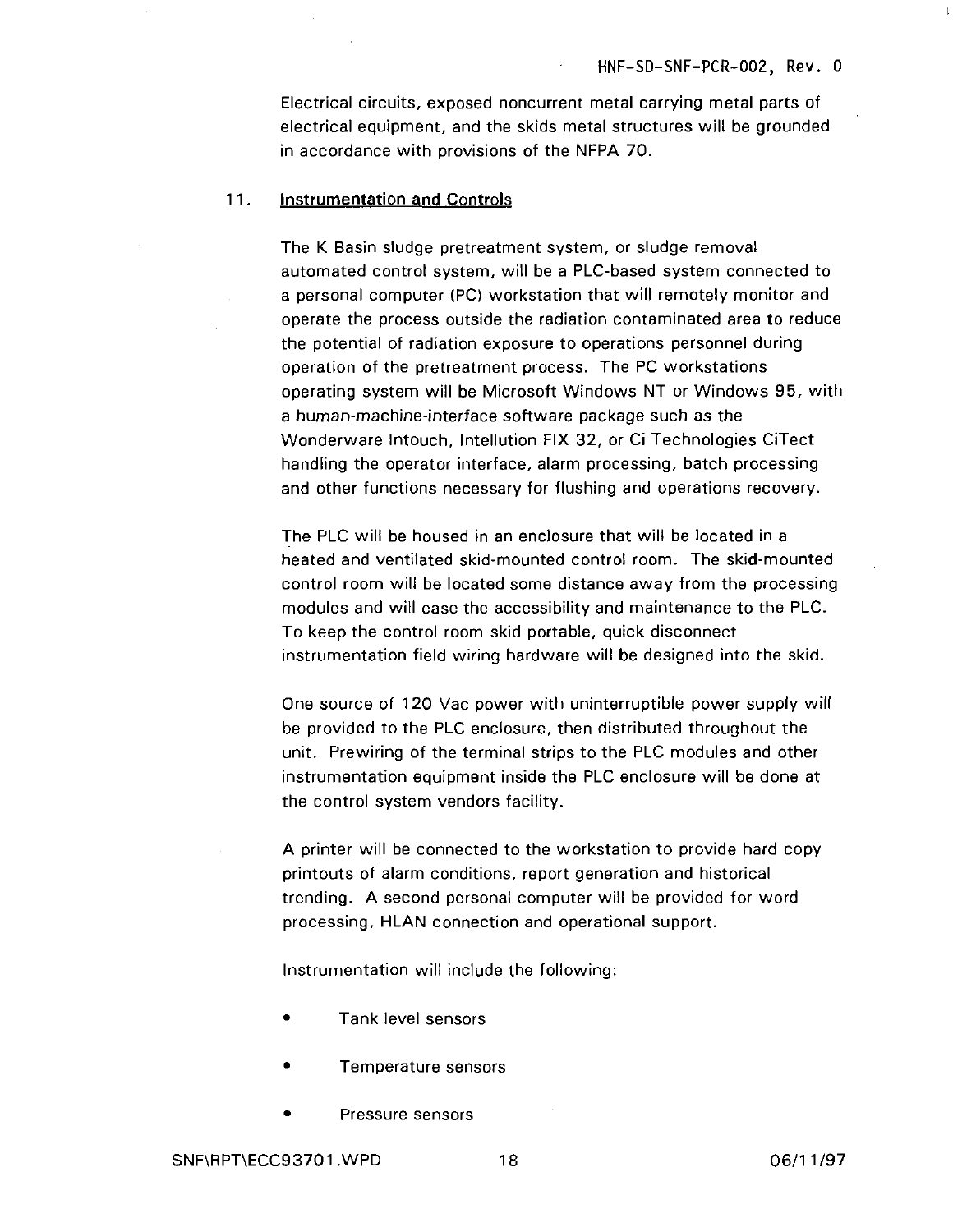Electrical circuits, exposed noncurrent metal carrying metal parts of electrical equipment, and the skids metal structures will be grounded in accordance with provisions of the NFPA 70.

## 11. Instrumentation and Controls

The K Basin sludge pretreatment system, or sludge removal automated control system, will be a PLC-based system connected to a personal computer (PC) workstation that will remotely monitor and operate the process outside the radiation contaminated area to reduce the potential of radiation exposure to operations personnel during operation of the pretreatment process. The PC workstations operating system will be Microsoft Windows NT or Windows 95, with a human-machine-interface software package such as the Wonderware Intouch, Intellution FIX 32, or Ci Technologies CiTect handling the operator interface, alarm processing, batch processing and other functions necessary for flushing and operations recovery.

The PLC will be housed in an enclosure that will be located in a heated and ventilated skid-mounted control room. The skid-mounted control room will be located some distance away from the processing modules and will ease the accessibility and maintenance to the PLC. To keep the control room skid portable, quick disconnect instrumentation field wiring hardware will be designed into the skid.

One source of 120 Vac power with uninterruptible power supply will be provided to the PLC enclosure, then distributed throughout the unit. Prewiring of the terminal strips to the PLC modules and other instrumentation equipment inside the PLC enclosure will be done at the control system vendors facility.

A printer will be connected to the workstation to provide hard copy printouts of alarm conditions, report generation and historical trending. A second personal computer will be provided for word processing, HLAN connection and operational support.

Instrumentation will include the following:

- Tank level sensors
- Temperature sensors
- Pressure sensors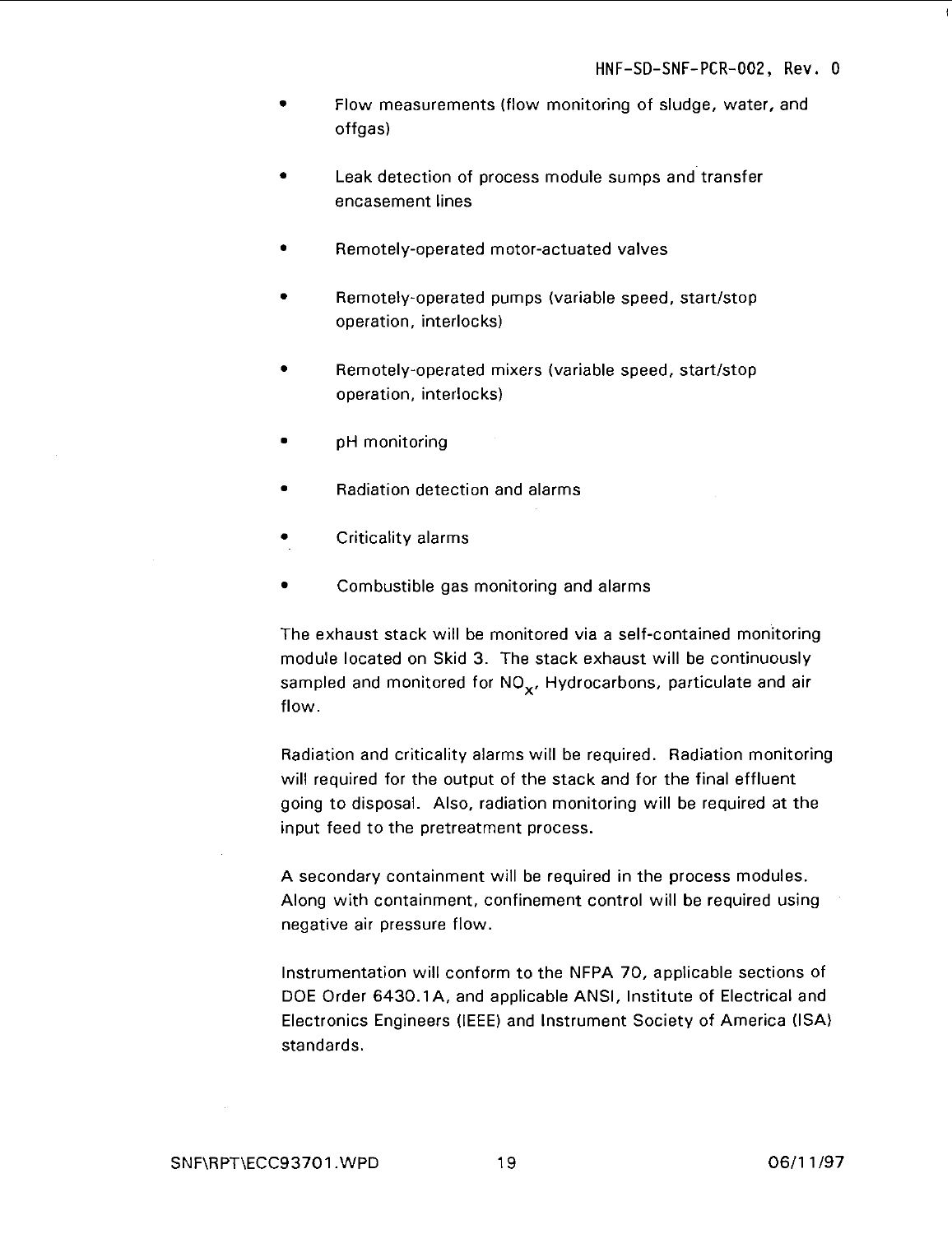- Flow measurements (flow monitoring of sludge, water, and offgas)
- Leak detection of process module sumps and transfer encasement lines
- Remotely-operated motor-actuated valves
- Remotely-operated pumps (variable speed, start/stop operation, interlocks)
- Remotely-operated mixers (variable speed, start/stop operation, interlocks)
- pH monitoring
- Radiation detection and alarms
- Criticality alarms
- Combustible gas monitoring and alarms

The exhaust stack will be monitored via a self-contained monitoring module located on Skid 3. The stack exhaust will be continuously sampled and monitored for $NO_x$, Hydrocarbons, particulate and air flow.

Radiation and criticality alarms will be required. Radiation monitoring will required for the output of the stack and for the final effluent going to disposal. Also, radiation monitoring will be required at the input feed to the pretreatment process.

A secondary containment will be required in the process modules. Along with containment, confinement control will be required using negative air pressure flow.

Instrumentation will conform to the NFPA 70, applicable sections of DOE Order 6430.1A, and applicable ANSI, Institute of Electrical and Electronics Engineers (IEEE) and Instrument Society of America (ISA) standards.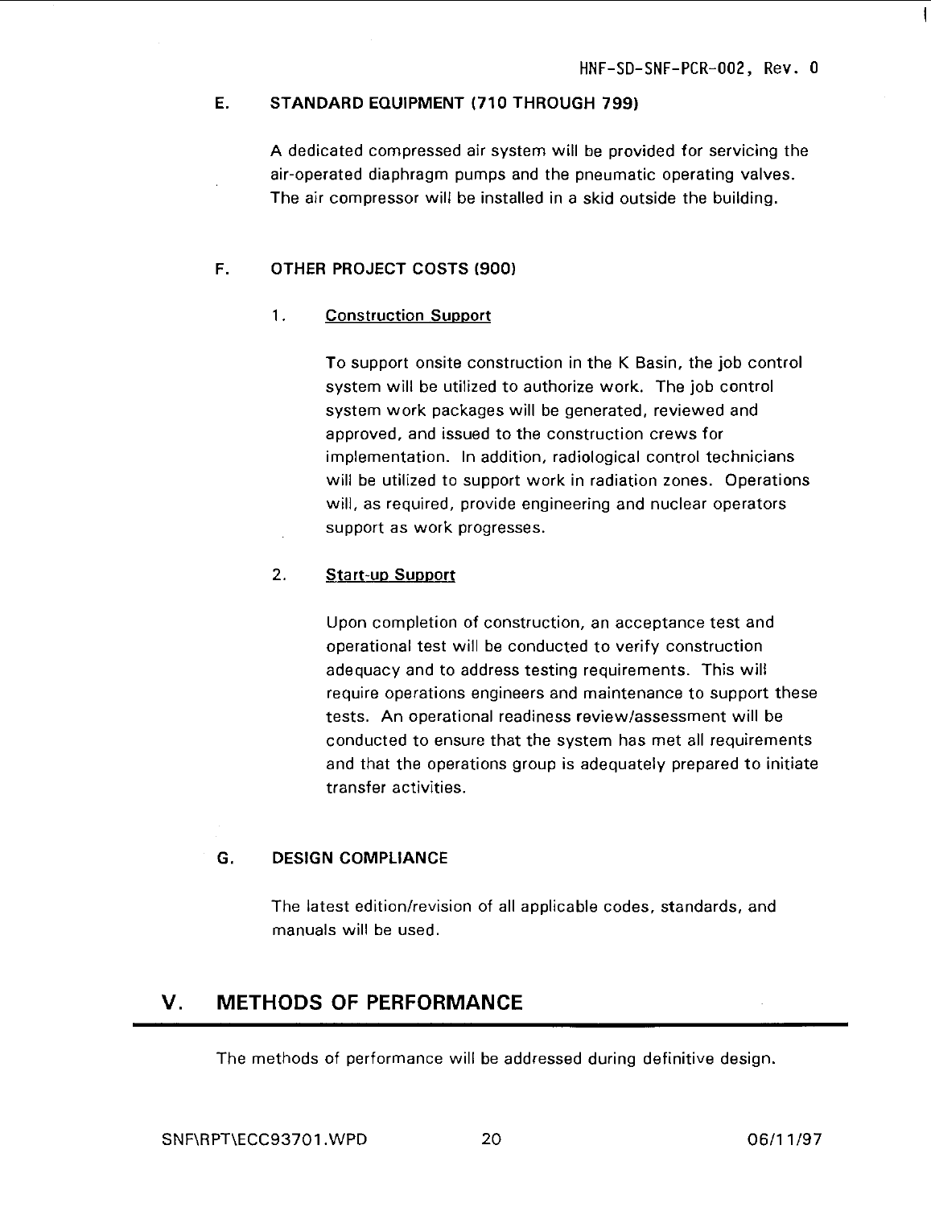### E. STANDARD EQUIPMENT (710 THROUGH 799)

A dedicated compressed air system will be provided for servicing the air-operated diaphragm pumps and the pneumatic operating valves. The air compressor will be installed in a skid outside the building.

### F. OTHER PROJECT COSTS (900)

1. <u>Construction Support</u>

   To support onsite construction in the K Basin, the job control system will be utilized to authorize work. The job control system work packages will be generated, reviewed and approved, and issued to the construction crews for implementation. In addition, radiological control technicians will be utilized to support work in radiation zones. Operations will, as required, provide engineering and nuclear operators support as work progresses.

2. <u>Start-up Support</u>

   Upon completion of construction, an acceptance test and operational test will be conducted to verify construction adequacy and to address testing requirements. This will require operations engineers and maintenance to support these tests. An operational readiness review/assessment will be conducted to ensure that the system has met all requirements and that the operations group is adequately prepared to initiate transfer activities.

### G. DESIGN COMPLIANCE

The latest edition/revision of all applicable codes, standards, and manuals will be used.

## V. METHODS OF PERFORMANCE

The methods of performance will be addressed during definitive design.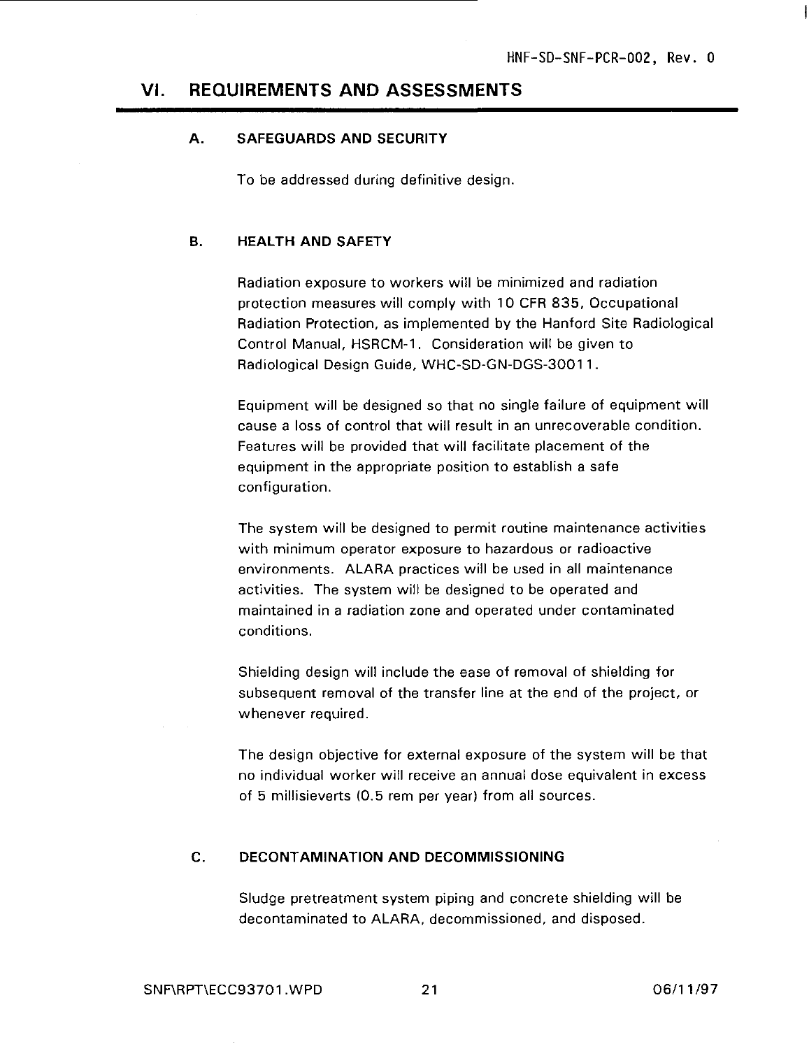# VI. REQUIREMENTS AND ASSESSMENTS

## A. SAFEGUARDS AND SECURITY

To be addressed during definitive design.

## B. HEALTH AND SAFETY

Radiation exposure to workers will be minimized and radiation protection measures will comply with 10 CFR 835, Occupational Radiation Protection, as implemented by the Hanford Site Radiological Control Manual, HSRCM-1. Consideration will be given to Radiological Design Guide, WHC-SD-GN-DGS-30011.

Equipment will be designed so that no single failure of equipment will cause a loss of control that will result in an unrecoverable condition. Features will be provided that will facilitate placement of the equipment in the appropriate position to establish a safe configuration.

The system will be designed to permit routine maintenance activities with minimum operator exposure to hazardous or radioactive environments. ALARA practices will be used in all maintenance activities. The system will be designed to be operated and maintained in a radiation zone and operated under contaminated conditions.

Shielding design will include the ease of removal of shielding for subsequent removal of the transfer line at the end of the project, or whenever required.

The design objective for external exposure of the system will be that no individual worker will receive an annual dose equivalent in excess of 5 millisieverts (0.5 rem per year) from all sources.

## C. DECONTAMINATION AND DECOMMISSIONING

Sludge pretreatment system piping and concrete shielding will be decontaminated to ALARA, decommissioned, and disposed.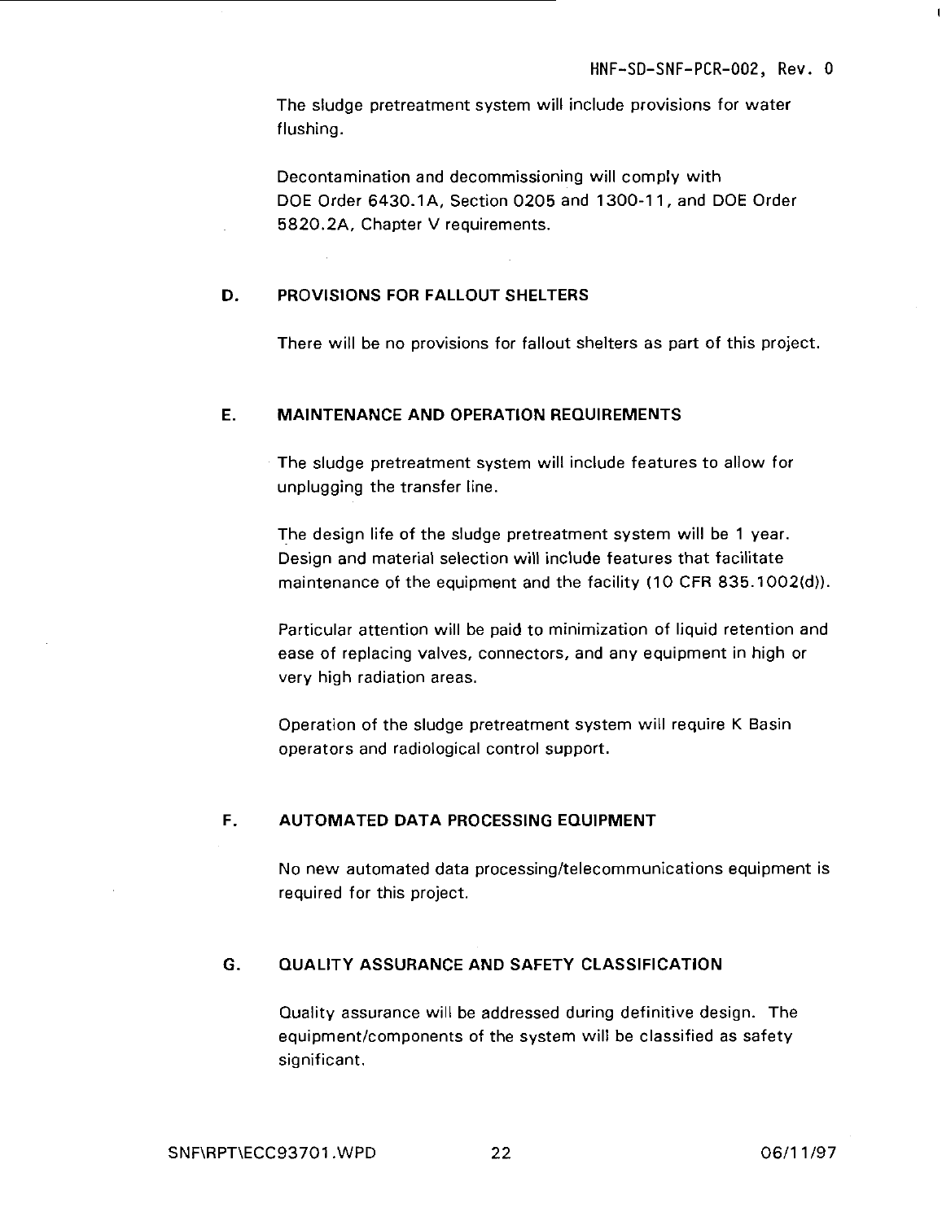The sludge pretreatment system will include provisions for water flushing.

Decontamination and decommissioning will comply with DOE Order 6430.1A, Section 0205 and 1300-11, and DOE Order 5820.2A, Chapter V requirements.

## D. PROVISIONS FOR FALLOUT SHELTERS

There will be no provisions for fallout shelters as part of this project.

## E. MAINTENANCE AND OPERATION REQUIREMENTS

The sludge pretreatment system will include features to allow for unplugging the transfer line.

The design life of the sludge pretreatment system will be 1 year. Design and material selection will include features that facilitate maintenance of the equipment and the facility (10 CFR 835.1002(d)).

Particular attention will be paid to minimization of liquid retention and ease of replacing valves, connectors, and any equipment in high or very high radiation areas.

Operation of the sludge pretreatment system will require K Basin operators and radiological control support.

## F. AUTOMATED DATA PROCESSING EQUIPMENT

No new automated data processing/telecommunications equipment is required for this project.

## G. QUALITY ASSURANCE AND SAFETY CLASSIFICATION

Quality assurance will be addressed during definitive design. The equipment/components of the system will be classified as safety significant.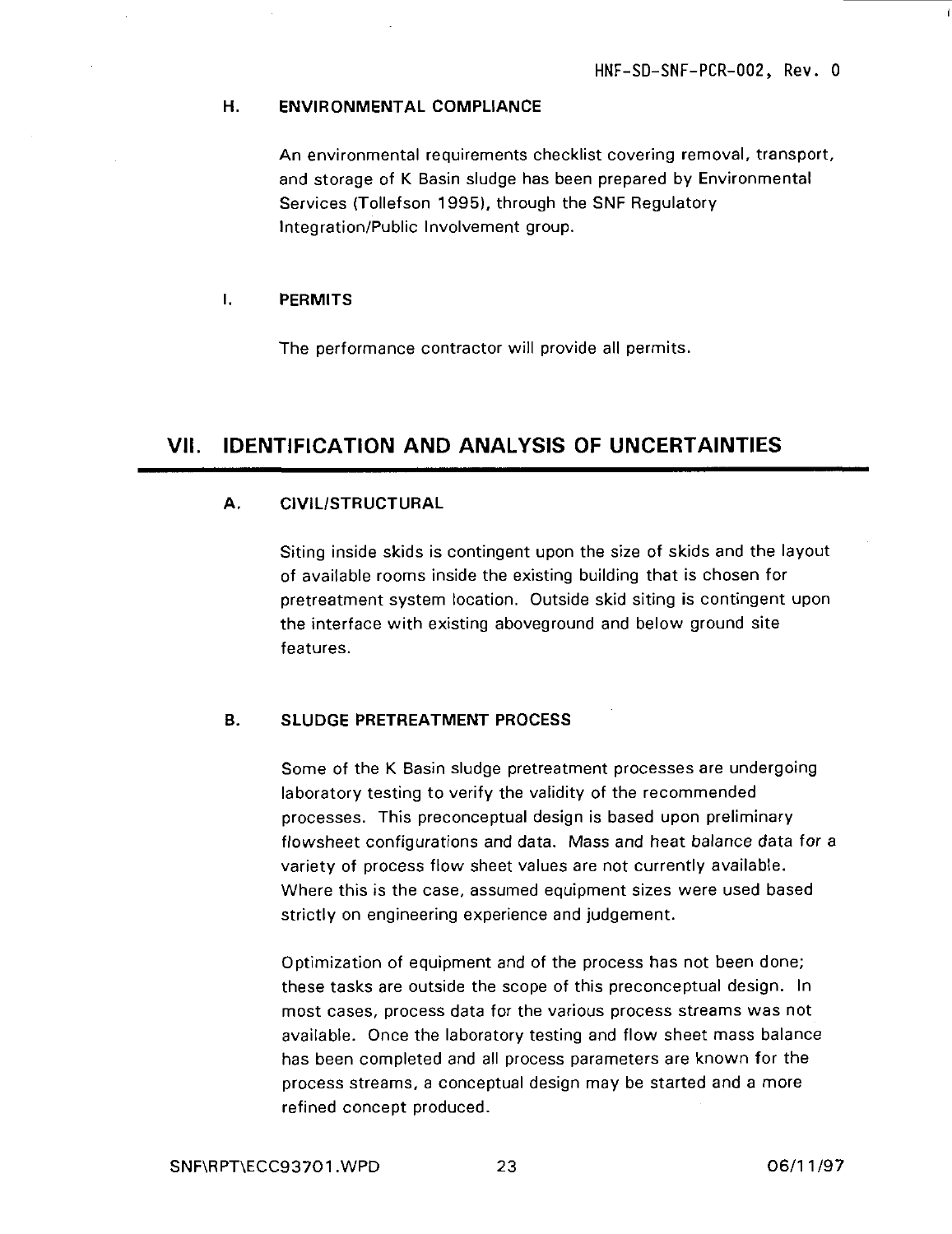### H. ENVIRONMENTAL COMPLIANCE

An environmental requirements checklist covering removal, transport, and storage of K Basin sludge has been prepared by Environmental Services (Tollefson 1995), through the SNF Regulatory Integration/Public Involvement group.

### I. PERMITS

The performance contractor will provide all permits.

## VII. IDENTIFICATION AND ANALYSIS OF UNCERTAINTIES

### A. CIVIL/STRUCTURAL

Siting inside skids is contingent upon the size of skids and the layout of available rooms inside the existing building that is chosen for pretreatment system location. Outside skid siting is contingent upon the interface with existing aboveground and below ground site features.

### B. SLUDGE PRETREATMENT PROCESS

Some of the K Basin sludge pretreatment processes are undergoing laboratory testing to verify the validity of the recommended processes. This preconceptual design is based upon preliminary flowsheet configurations and data. Mass and heat balance data for a variety of process flow sheet values are not currently available. Where this is the case, assumed equipment sizes were used based strictly on engineering experience and judgement.

Optimization of equipment and of the process has not been done; these tasks are outside the scope of this preconceptual design. In most cases, process data for the various process streams was not available. Once the laboratory testing and flow sheet mass balance has been completed and all process parameters are known for the process streams, a conceptual design may be started and a more refined concept produced.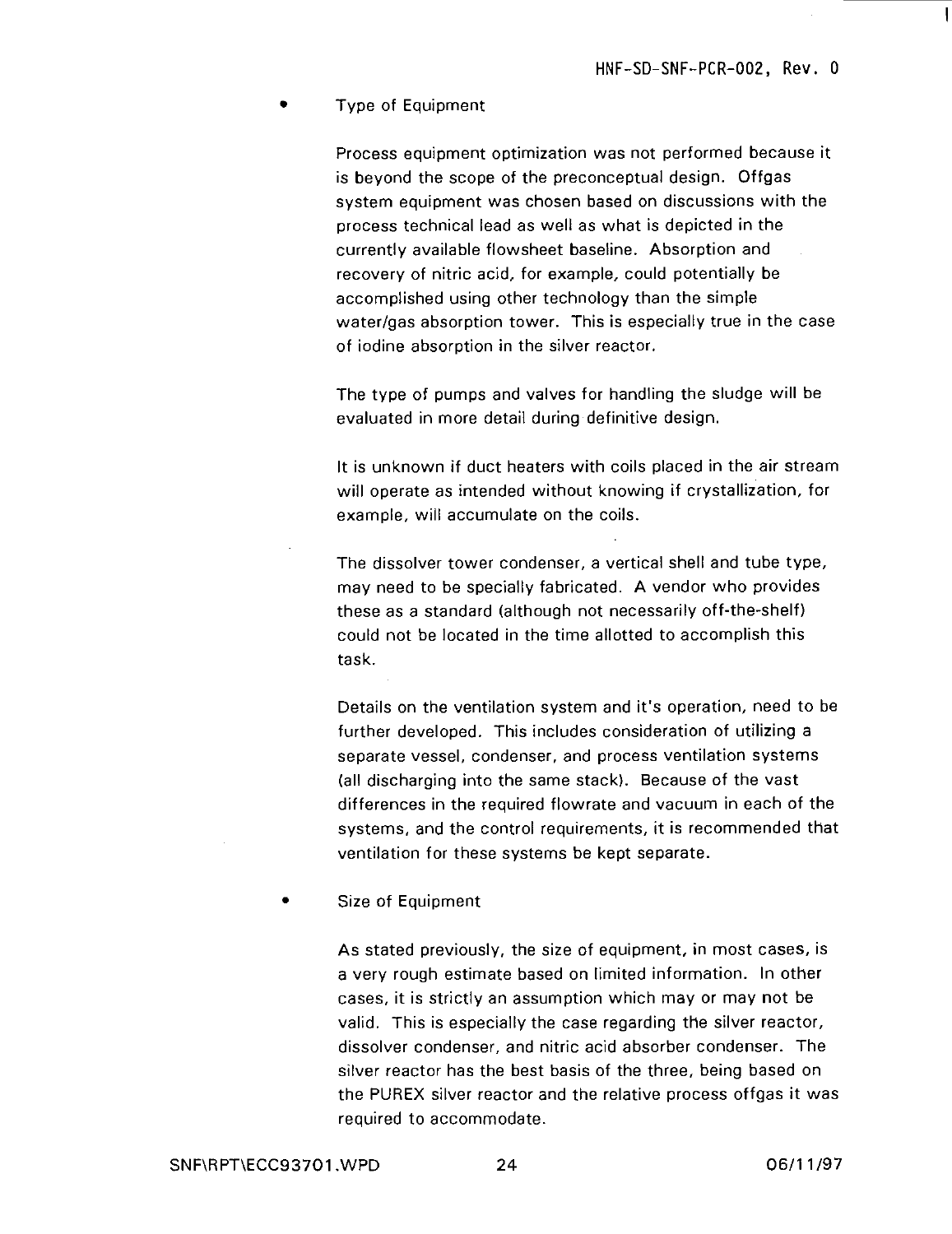- Type of Equipment

  Process equipment optimization was not performed because it is beyond the scope of the preconceptual design. Offgas system equipment was chosen based on discussions with the process technical lead as well as what is depicted in the currently available flowsheet baseline. Absorption and recovery of nitric acid, for example, could potentially be accomplished using other technology than the simple water/gas absorption tower. This is especially true in the case of iodine absorption in the silver reactor.

  The type of pumps and valves for handling the sludge will be evaluated in more detail during definitive design.

  It is unknown if duct heaters with coils placed in the air stream will operate as intended without knowing if crystallization, for example, will accumulate on the coils.

  The dissolver tower condenser, a vertical shell and tube type, may need to be specially fabricated. A vendor who provides these as a standard (although not necessarily off-the-shelf) could not be located in the time allotted to accomplish this task.

  Details on the ventilation system and it's operation, need to be further developed. This includes consideration of utilizing a separate vessel, condenser, and process ventilation systems (all discharging into the same stack). Because of the vast differences in the required flowrate and vacuum in each of the systems, and the control requirements, it is recommended that ventilation for these systems be kept separate.

- Size of Equipment

  As stated previously, the size of equipment, in most cases, is a very rough estimate based on limited information. In other cases, it is strictly an assumption which may or may not be valid. This is especially the case regarding the silver reactor, dissolver condenser, and nitric acid absorber condenser. The silver reactor has the best basis of the three, being based on the PUREX silver reactor and the relative process offgas it was required to accommodate.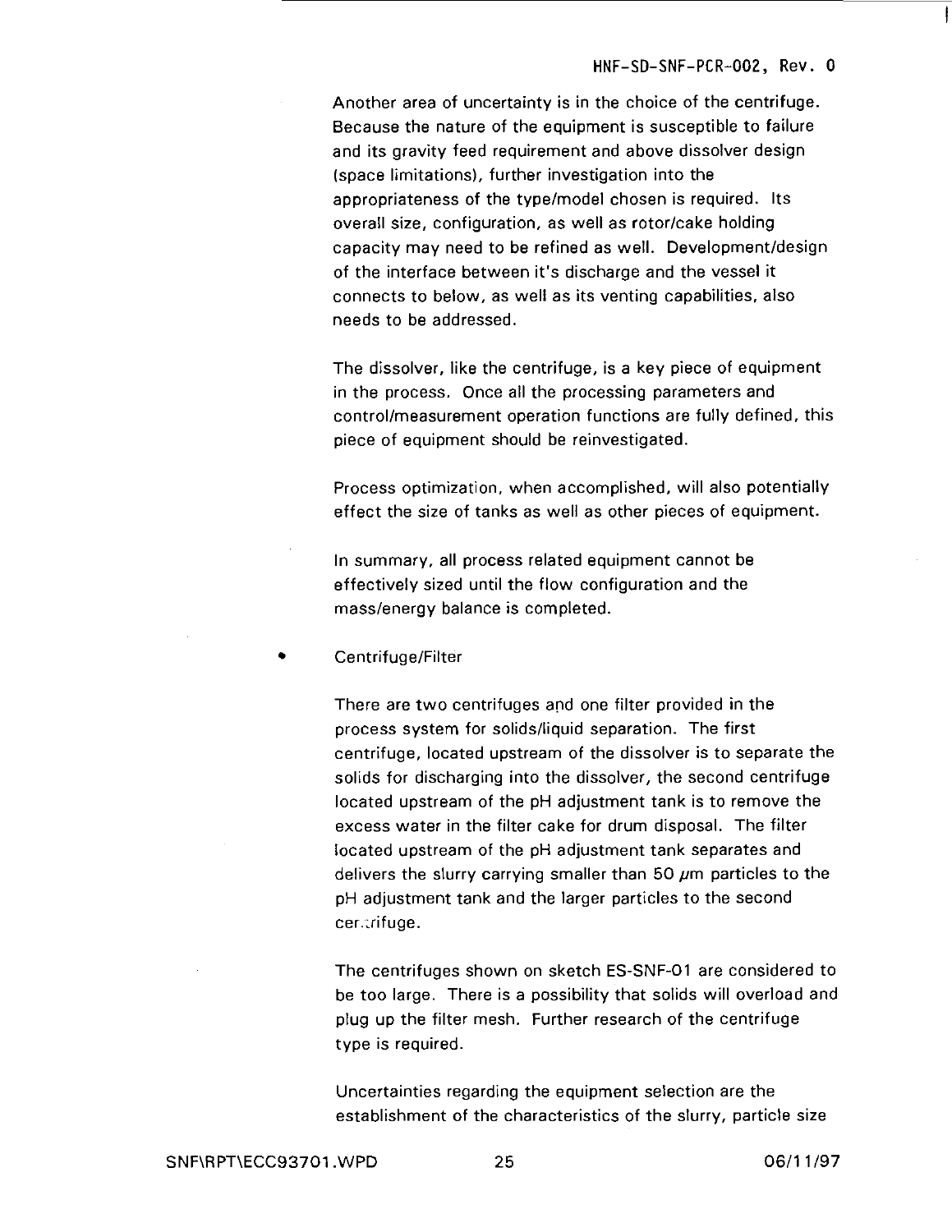Another area of uncertainty is in the choice of the centrifuge. Because the nature of the equipment is susceptible to failure and its gravity feed requirement and above dissolver design (space limitations), further investigation into the appropriateness of the type/model chosen is required. Its overall size, configuration, as well as rotor/cake holding capacity may need to be refined as well. Development/design of the interface between it's discharge and the vessel it connects to below, as well as its venting capabilities, also needs to be addressed.

The dissolver, like the centrifuge, is a key piece of equipment in the process. Once all the processing parameters and control/measurement operation functions are fully defined, this piece of equipment should be reinvestigated.

Process optimization, when accomplished, will also potentially effect the size of tanks as well as other pieces of equipment.

In summary, all process related equipment cannot be effectively sized until the flow configuration and the mass/energy balance is completed.

- Centrifuge/Filter

  There are two centrifuges and one filter provided in the process system for solids/liquid separation. The first centrifuge, located upstream of the dissolver is to separate the solids for discharging into the dissolver, the second centrifuge located upstream of the pH adjustment tank is to remove the excess water in the filter cake for drum disposal. The filter located upstream of the pH adjustment tank separates and delivers the slurry carrying smaller than 50 $\mu$m particles to the pH adjustment tank and the larger particles to the second centrifuge.

  The centrifuges shown on sketch ES-SNF-01 are considered to be too large. There is a possibility that solids will overload and plug up the filter mesh. Further research of the centrifuge type is required.

  Uncertainties regarding the equipment selection are the establishment of the characteristics of the slurry, particle size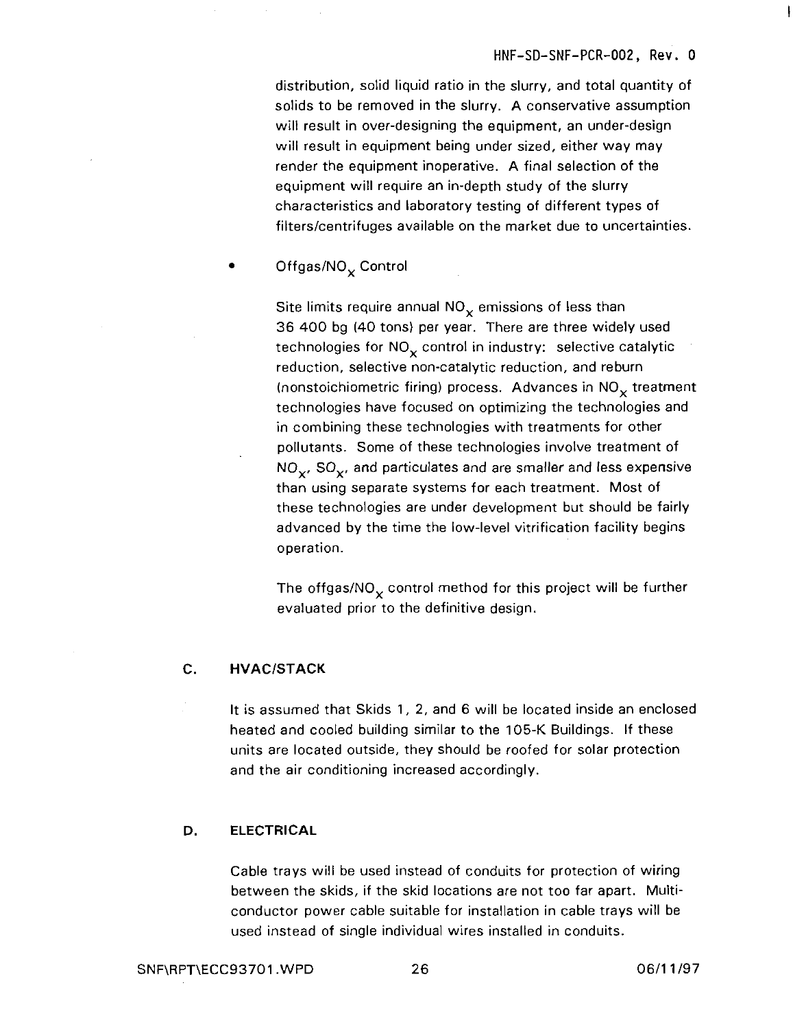distribution, solid liquid ratio in the slurry, and total quantity of solids to be removed in the slurry. A conservative assumption will result in over-designing the equipment, an under-design will result in equipment being under sized, either way may render the equipment inoperative. A final selection of the equipment will require an in-depth study of the slurry characteristics and laboratory testing of different types of filters/centrifuges available on the market due to uncertainties.

- Offgas/$NO_x$ Control

  Site limits require annual $NO_x$ emissions of less than 36 400 bg (40 tons) per year. There are three widely used technologies for $NO_x$ control in industry: selective catalytic reduction, selective non-catalytic reduction, and reburn (nonstoichiometric firing) process. Advances in $NO_x$ treatment technologies have focused on optimizing the technologies and in combining these technologies with treatments for other pollutants. Some of these technologies involve treatment of $NO_x$, $SO_x$, and particulates and are smaller and less expensive than using separate systems for each treatment. Most of these technologies are under development but should be fairly advanced by the time the low-level vitrification facility begins operation.

  The offgas/$NO_x$ control method for this project will be further evaluated prior to the definitive design.

## C. HVAC/STACK

It is assumed that Skids 1, 2, and 6 will be located inside an enclosed heated and cooled building similar to the 105-K Buildings. If these units are located outside, they should be roofed for solar protection and the air conditioning increased accordingly.

## D. ELECTRICAL

Cable trays will be used instead of conduits for protection of wiring between the skids, if the skid locations are not too far apart. Multi-conductor power cable suitable for installation in cable trays will be used instead of single individual wires installed in conduits.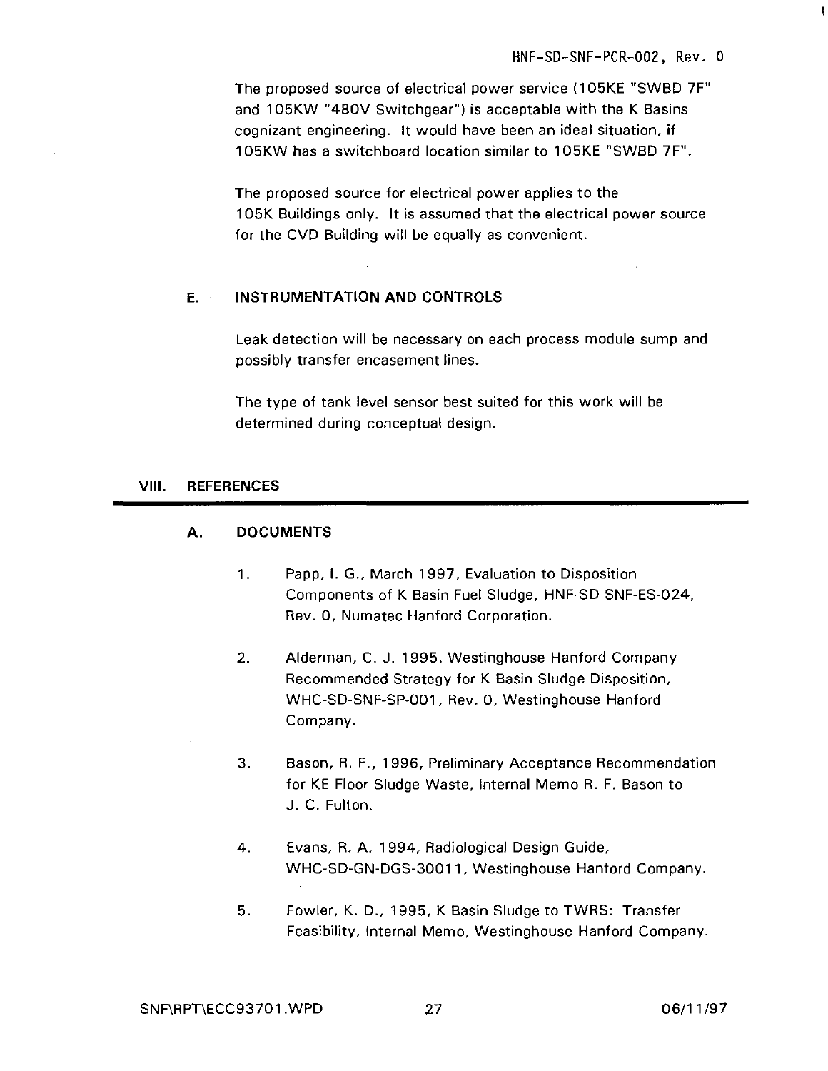The proposed source of electrical power service (105KE "SWBD 7F" and 105KW "480V Switchgear") is acceptable with the K Basins cognizant engineering. It would have been an ideal situation, if 105KW has a switchboard location similar to 105KE "SWBD 7F".

The proposed source for electrical power applies to the 105K Buildings only. It is assumed that the electrical power source for the CVD Building will be equally as convenient.

### E. INSTRUMENTATION AND CONTROLS

Leak detection will be necessary on each process module sump and possibly transfer encasement lines.

The type of tank level sensor best suited for this work will be determined during conceptual design.

## VIII. REFERENCES

### A. DOCUMENTS

1. Papp, I. G., March 1997, Evaluation to Disposition Components of K Basin Fuel Sludge, HNF-SD-SNF-ES-024, Rev. 0, Numatec Hanford Corporation.

2. Alderman, C. J. 1995, Westinghouse Hanford Company Recommended Strategy for K Basin Sludge Disposition, WHC-SD-SNF-SP-001, Rev. 0, Westinghouse Hanford Company.

3. Bason, R. F., 1996, Preliminary Acceptance Recommendation for KE Floor Sludge Waste, Internal Memo R. F. Bason to J. C. Fulton.

4. Evans, R. A. 1994, Radiological Design Guide, WHC-SD-GN-DGS-30011, Westinghouse Hanford Company.

5. Fowler, K. D., 1995, K Basin Sludge to TWRS: Transfer Feasibility, Internal Memo, Westinghouse Hanford Company.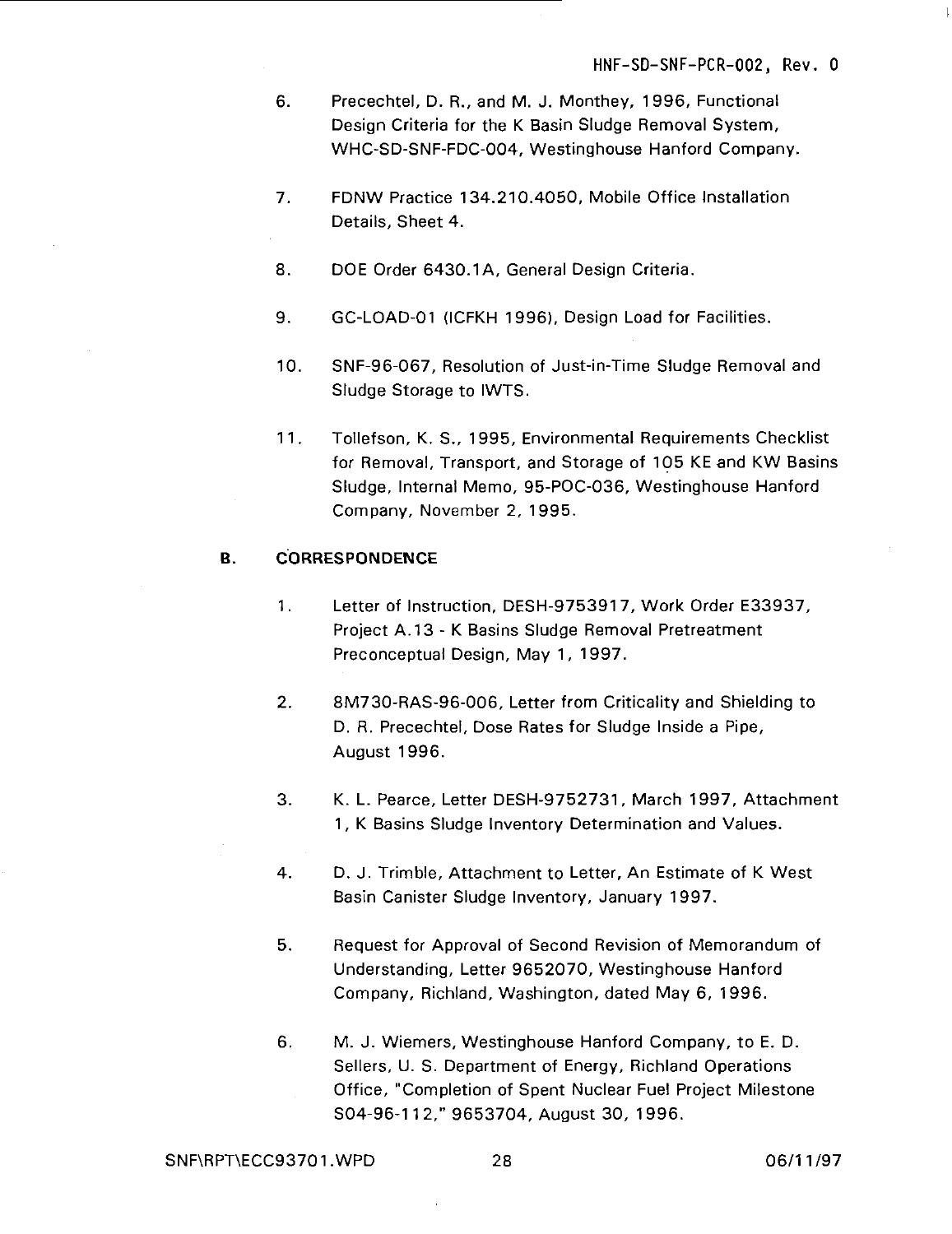6. Precechtel, D. R., and M. J. Monthey, 1996, Functional Design Criteria for the K Basin Sludge Removal System, WHC-SD-SNF-FDC-004, Westinghouse Hanford Company.

7. FDNW Practice 134.210.4050, Mobile Office Installation Details, Sheet 4.

8. DOE Order 6430.1A, General Design Criteria.

9. GC-LOAD-01 (ICFKH 1996), Design Load for Facilities.

10. SNF-96-067, Resolution of Just-in-Time Sludge Removal and Sludge Storage to IWTS.

11. Tollefson, K. S., 1995, Environmental Requirements Checklist for Removal, Transport, and Storage of 105 KE and KW Basins Sludge, Internal Memo, 95-POC-036, Westinghouse Hanford Company, November 2, 1995.

## B. CORRESPONDENCE

1. Letter of Instruction, DESH-9753917, Work Order E33937, Project A.13 - K Basins Sludge Removal Pretreatment Preconceptual Design, May 1, 1997.

2. 8M730-RAS-96-006, Letter from Criticality and Shielding to D. R. Precechtel, Dose Rates for Sludge Inside a Pipe, August 1996.

3. K. L. Pearce, Letter DESH-9752731, March 1997, Attachment 1, K Basins Sludge Inventory Determination and Values.

4. D. J. Trimble, Attachment to Letter, An Estimate of K West Basin Canister Sludge Inventory, January 1997.

5. Request for Approval of Second Revision of Memorandum of Understanding, Letter 9652070, Westinghouse Hanford Company, Richland, Washington, dated May 6, 1996.

6. M. J. Wiemers, Westinghouse Hanford Company, to E. D. Sellers, U. S. Department of Energy, Richland Operations Office, "Completion of Spent Nuclear Fuel Project Milestone S04-96-112," 9653704, August 30, 1996.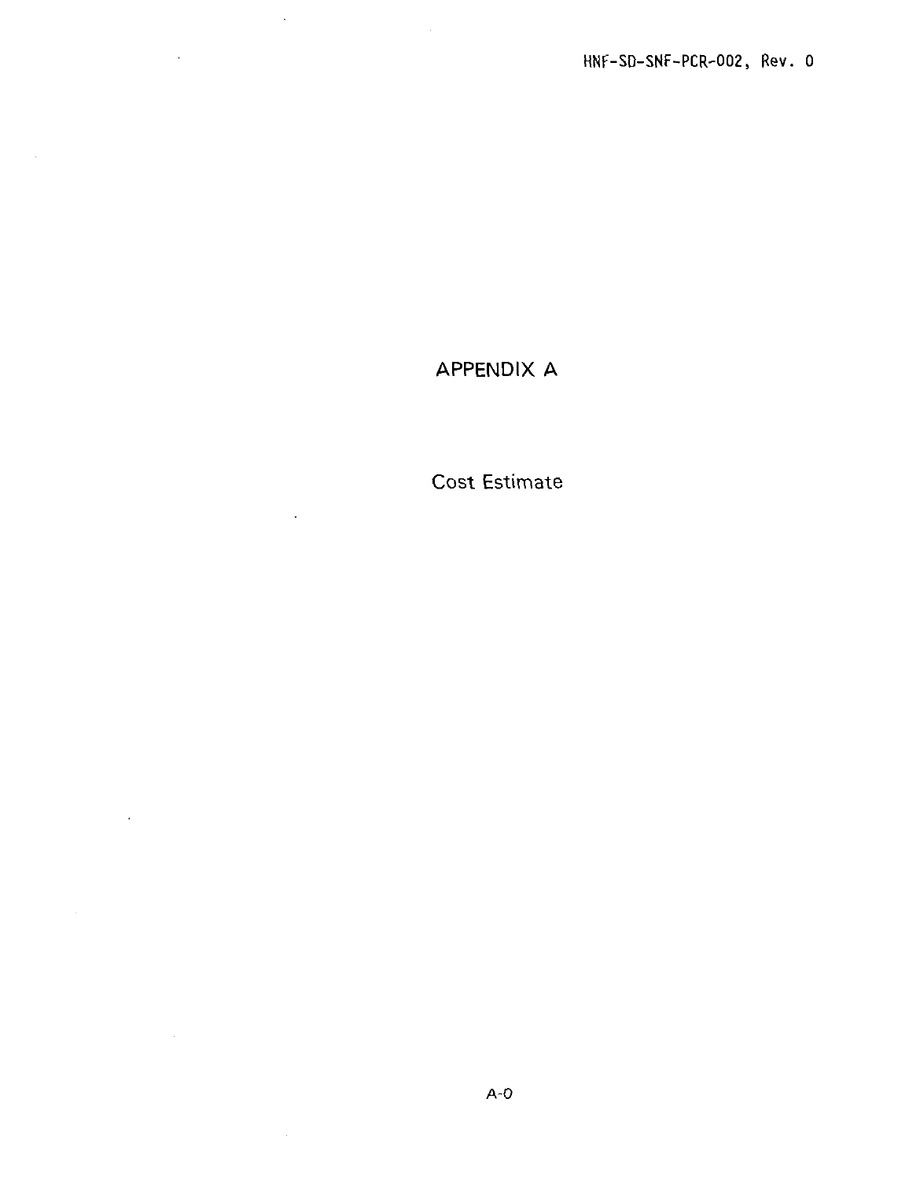# APPENDIX A

Cost Estimate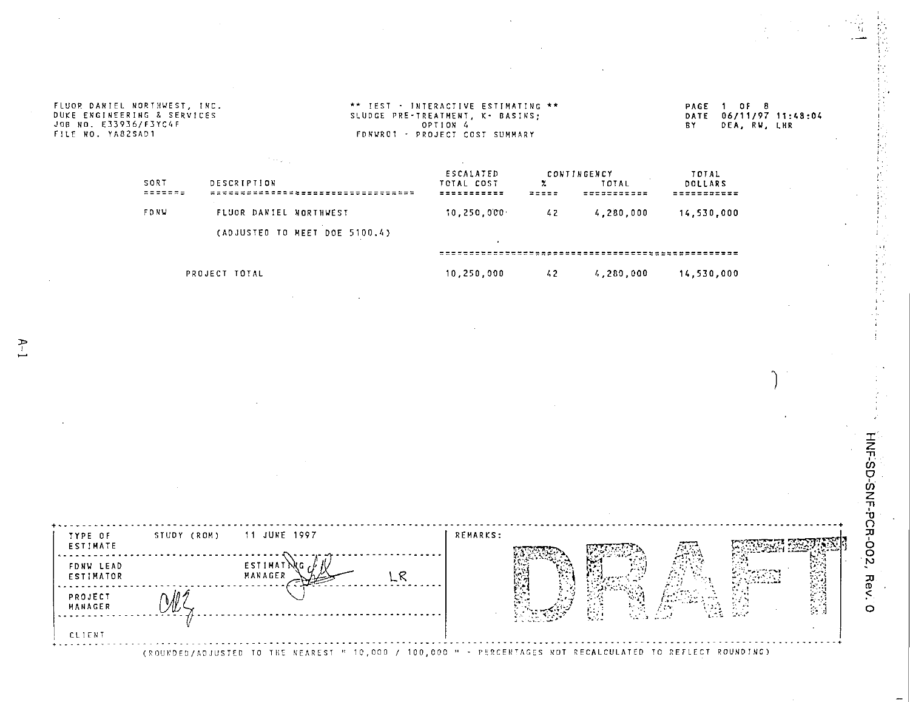FLUOR DANIEL NORTHWEST, INC.
DUKE ENGINEERING & SERVICES
JOB NO. E33936/F3YC4F
FILE NO. YA825AD1

** TEST - INTERACTIVE ESTIMATING **
SLUDGE PRE-TREATMENT, K- BASINS;
OPTION 4
FDNWR01 - PROJECT COST SUMMARY

PAGE 1 OF 8
DATE 06/11/97 11:48:04
BY DEA, RW, LHR

| SORT | DESCRIPTION | ESCALATED TOTAL COST | CONTINGENCY % | CONTINGENCY TOTAL | TOTAL DOLLARS |
|---|---|---|---|---|---|
| FDNW | FLUOR DANIEL NORTHWEST | 10,250,000 | 42 | 4,280,000 | 14,530,000 |
| | (ADJUSTED TO MEET DOE 5100.4) | | | | |
| | PROJECT TOTAL | 10,250,000 | 42 | 4,280,000 | 14,530,000 |

| | | |
|---|---|---|
| TYPE OF ESTIMATE | STUDY (ROM) 11 JUNE 1997 | REMARKS: |
| FDNW LEAD ESTIMATOR | ESTIMATING MANAGER LR | DRAFT |
| PROJECT MANAGER | | |
| CLIENT | | |

(ROUNDED/ADJUSTED TO THE NEAREST " 10,000 / 100,000 " - PERCENTAGES NOT RECALCULATED TO REFLECT ROUNDING)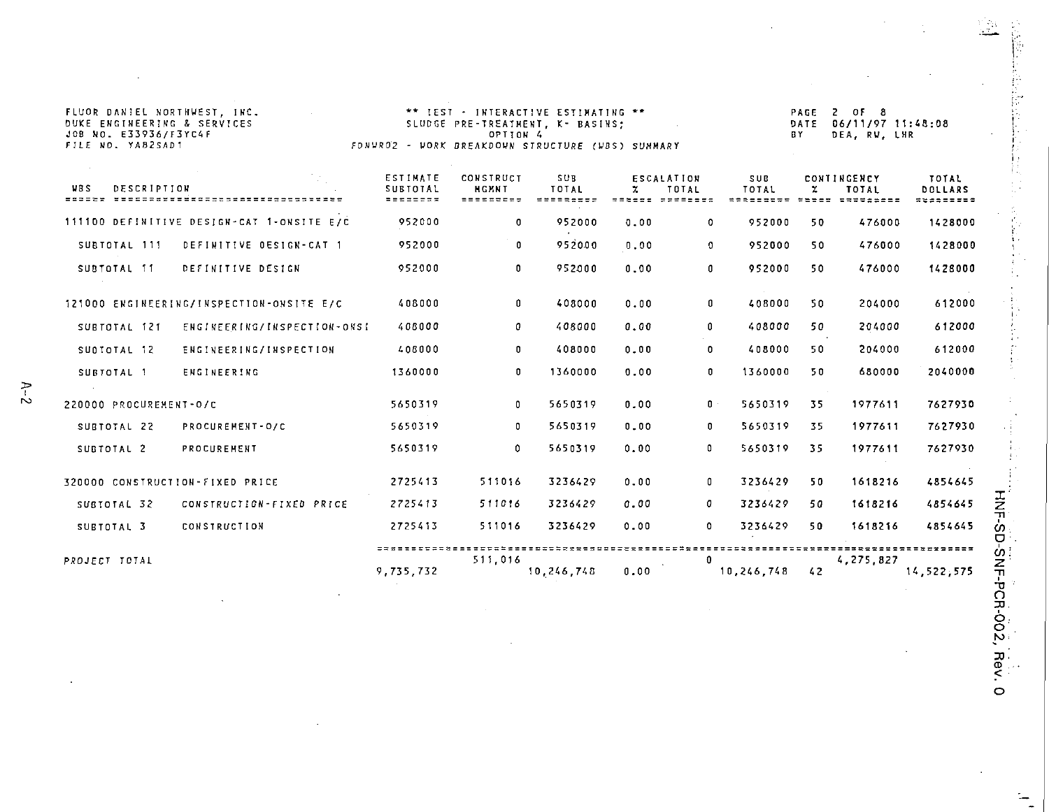FLUOR DANIEL NORTHWEST, INC.
DUKE ENGINEERING & SERVICES
JOB NO. E33936/F3YC4F
FILE NO. YAB2SAD1

** IEST - INTERACTIVE ESTIMATING **
SLUDGE PRE-TREATMENT, K- BASINS;
OPTION 4
FDNWR02 - WORK BREAKDOWN STRUCTURE (WBS) SUMMARY

PAGE 2 OF 8
DATE 06/11/97 11:48:08
BY DEA, RW, LHR

| WBS DESCRIPTION | ESTIMATE SUBTOTAL | CONSTRUCT MGMNT | SUB TOTAL | ESCALATION % | ESCALATION TOTAL | SUB TOTAL | CONTINGENCY % | CONTINGENCY TOTAL | TOTAL DOLLARS |
|---|---|---|---|---|---|---|---|---|---|
| 111100 DEFINITIVE DESIGN-CAT 1-ONSITE E/C | 952000 | 0 | 952000 | 0.00 | 0 | 952000 | 50 | 476000 | 1428000 |
| SUBTOTAL 111 DEFINITIVE DESIGN-CAT 1 | 952000 | 0 | 952000 | 0.00 | 0 | 952000 | 50 | 476000 | 1428000 |
| SUBTOTAL 11 DEFINITIVE DESIGN | 952000 | 0 | 952000 | 0.00 | 0 | 952000 | 50 | 476000 | 1428000 |
| 121000 ENGINEERING/INSPECTION-ONSITE E/C | 408000 | 0 | 408000 | 0.00 | 0 | 408000 | 50 | 204000 | 612000 |
| SUBTOTAL 121 ENGINEERING/INSPECTION-ONSI | 408000 | 0 | 408000 | 0.00 | 0 | 408000 | 50 | 204000 | 612000 |
| SUBTOTAL 12 ENGINEERING/INSPECTION | 408000 | 0 | 408000 | 0.00 | 0 | 408000 | 50 | 204000 | 612000 |
| SUBTOTAL 1 ENGINEERING | 1360000 | 0 | 1360000 | 0.00 | 0 | 1360000 | 50 | 680000 | 2040000 |
| 220000 PROCUREMENT-O/C | 5650319 | 0 | 5650319 | 0.00 | 0 | 5650319 | 35 | 1977611 | 7627930 |
| SUBTOTAL 22 PROCUREMENT-O/C | 5650319 | 0 | 5650319 | 0.00 | 0 | 5650319 | 35 | 1977611 | 7627930 |
| SUBTOTAL 2 PROCUREMENT | 5650319 | 0 | 5650319 | 0.00 | 0 | 5650319 | 35 | 1977611 | 7627930 |
| 320000 CONSTRUCTION-FIXED PRICE | 2725413 | 511016 | 3236429 | 0.00 | 0 | 3236429 | 50 | 1618216 | 4854645 |
| SUBTOTAL 32 CONSTRUCTION-FIXED PRICE | 2725413 | 511016 | 3236429 | 0.00 | 0 | 3236429 | 50 | 1618216 | 4854645 |
| SUBTOTAL 3 CONSTRUCTION | 2725413 | 511016 | 3236429 | 0.00 | 0 | 3236429 | 50 | 1618216 | 4854645 |
| PROJECT TOTAL | 9,735,732 | 511,016 | 10,246,748 | 0.00 | 0 | 10,246,748 | 42 | 4,275,827 | 14,522,575 |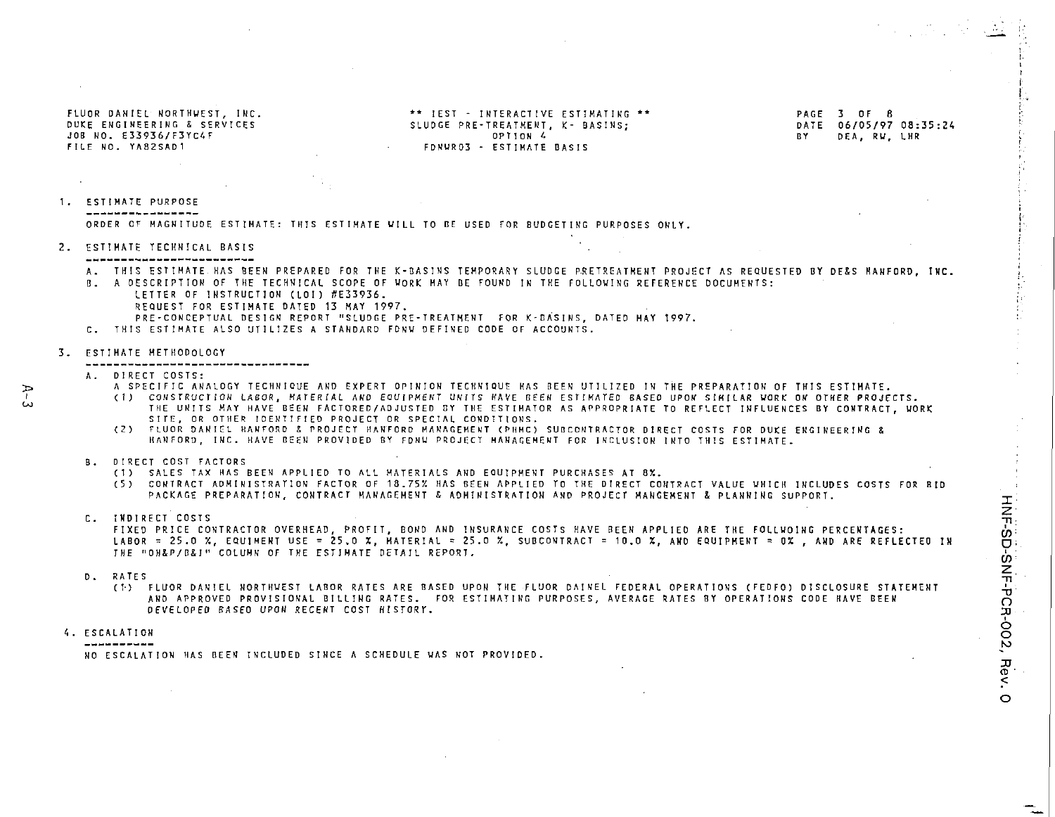FLUOR DANIEL NORTHWEST, INC.
DUKE ENGINEERING & SERVICES
JOB NO. E33936/F3YC4F
FILE NO. YA82SAD1

** IEST - INTERACTIVE ESTIMATING **
SLUDGE PRE-TREATMENT, K- BASINS;
OPTION 4
FDNWR03 - ESTIMATE BASIS

DATE 06/05/97 08:35:24
BY DEA, RW, LHR

## 1. ESTIMATE PURPOSE

ORDER OF MAGNITUDE ESTIMATE: THIS ESTIMATE WILL TO BE USED FOR BUDGETING PURPOSES ONLY.

## 2. ESTIMATE TECHNICAL BASIS

A. THIS ESTIMATE HAS BEEN PREPARED FOR THE K-BASINS TEMPORARY SLUDGE PRETREATMENT PROJECT AS REQUESTED BY DE&S HANFORD, INC.

B. A DESCRIPTION OF THE TECHNICAL SCOPE OF WORK MAY BE FOUND IN THE FOLLOWING REFERENCE DOCUMENTS:
   - LETTER OF INSTRUCTION (LOI) #E33936.
   - REQUEST FOR ESTIMATE DATED 13 MAY 1997.
   - PRE-CONCEPTUAL DESIGN REPORT "SLUDGE PRE-TREATMENT FOR K-BASINS, DATED MAY 1997.

C. THIS ESTIMATE ALSO UTILIZES A STANDARD FDNW DEFINED CODE OF ACCOUNTS.

## 3. ESTIMATE METHODOLOGY

A. DIRECT COSTS:
   A SPECIFIC ANALOGY TECHNIQUE AND EXPERT OPINION TECHNIQUE HAS BEEN UTILIZED IN THE PREPARATION OF THIS ESTIMATE.
   (1) CONSTRUCTION LABOR, MATERIAL AND EQUIPMENT UNITS HAVE BEEN ESTIMATED BASED UPON SIMILAR WORK ON OTHER PROJECTS. THE UNITS MAY HAVE BEEN FACTORED/ADJUSTED BY THE ESTIMATOR AS APPROPRIATE TO REFLECT INFLUENCES BY CONTRACT, WORK SITE, OR OTHER IDENTIFIED PROJECT OR SPECIAL CONDITIONS.
   (2) FLUOR DANIEL HANFORD & PROJECT HANFORD MANAGEMENT (PHMC) SUBCONTRACTOR DIRECT COSTS FOR DUKE ENGINEERING & HANFORD, INC. HAVE BEEN PROVIDED BY FDNW PROJECT MANAGEMENT FOR INCLUSION INTO THIS ESTIMATE.

B. DIRECT COST FACTORS
   (1) SALES TAX HAS BEEN APPLIED TO ALL MATERIALS AND EQUIPMENT PURCHASES AT 8%.
   (5) CONTRACT ADMINISTRATION FACTOR OF 18.75% HAS BEEN APPLIED TO THE DIRECT CONTRACT VALUE WHICH INCLUDES COSTS FOR BID PACKAGE PREPARATION, CONTRACT MANAGEMENT & ADMINISTRATION AND PROJECT MANGEMENT & PLANNING SUPPORT.

C. INDIRECT COSTS
   FIXED PRICE CONTRACTOR OVERHEAD, PROFIT, BOND AND INSURANCE COSTS HAVE BEEN APPLIED ARE THE FOLLWOING PERCENTAGES: LABOR = 25.0 %, EQUIMENT USE = 25.0 %, MATERIAL = 25.0 %, SUBCONTRACT = 10.0 %, AND EQUIPMENT = 0% , AND ARE REFLECTED IN THE "OH&P/B&I" COLUMN OF THE ESTIMATE DETAIL REPORT.

D. RATES
   (1) FLUOR DANIEL NORTHWEST LABOR RATES ARE BASED UPON THE FLUOR DAINEL FEDERAL OPERATIONS (FEDFO) DISCLOSURE STATEMENT AND APPROVED PROVISIONAL BILLING RATES. FOR ESTIMATING PURPOSES, AVERAGE RATES BY OPERATIONS CODE HAVE BEEN DEVELOPED BASED UPON RECENT COST HISTORY.

## 4. ESCALATION

NO ESCALATION HAS BEEN INCLUDED SINCE A SCHEDULE WAS NOT PROVIDED.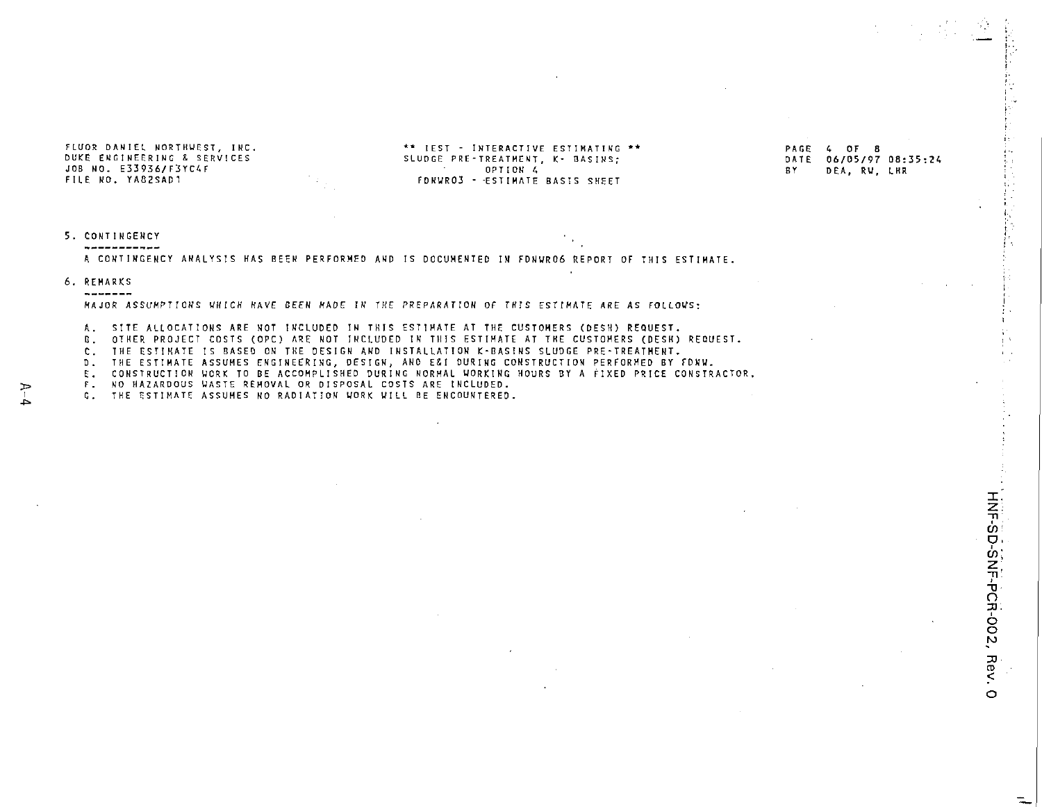FLUOR DANIEL NORTHWEST, INC.
DUKE ENGINEERING & SERVICES
JOB NO. E33936/F3YC4F
FILE NO. YA82SAD1

** IEST - INTERACTIVE ESTIMATING **
SLUDGE PRE-TREATMENT, K- BASINS;
OPTION 4
FDNWR03 - ESTIMATE BASIS SHEET

DATE 06/05/97 08:35:24
BY DEA, RW, LHR

## 5. CONTINGENCY

A CONTINGENCY ANALYSIS HAS BEEN PERFORMED AND IS DOCUMENTED IN FDNWR06 REPORT OF THIS ESTIMATE.

## 6. REMARKS

*MAJOR ASSUMPTIONS WHICH HAVE BEEN MADE IN THE PREPARATION OF THIS ESTIMATE ARE AS FOLLOWS:*

A. SITE ALLOCATIONS ARE NOT INCLUDED IN THIS ESTIMATE AT THE CUSTOMERS (DESH) REQUEST.
B. OTHER PROJECT COSTS (OPC) ARE NOT INCLUDED IN THIS ESTIMATE AT THE CUSTOMERS (DESH) REQUEST.
C. THE ESTIMATE IS BASED ON THE DESIGN AND INSTALLATION K-BASINS SLUDGE PRE-TREATMENT.
D. THE ESTIMATE ASSUMES ENGINEERING, DESIGN, AND E&I DURING CONSTRUCTION PERFORMED BY FDNW.
E. CONSTRUCTION WORK TO BE ACCOMPLISHED DURING NORMAL WORKING HOURS BY A FIXED PRICE CONTRACTOR.
F. NO HAZARDOUS WASTE REMOVAL OR DISPOSAL COSTS ARE INCLUDED.
G. THE ESTIMATE ASSUMES NO RADIATION WORK WILL BE ENCOUNTERED.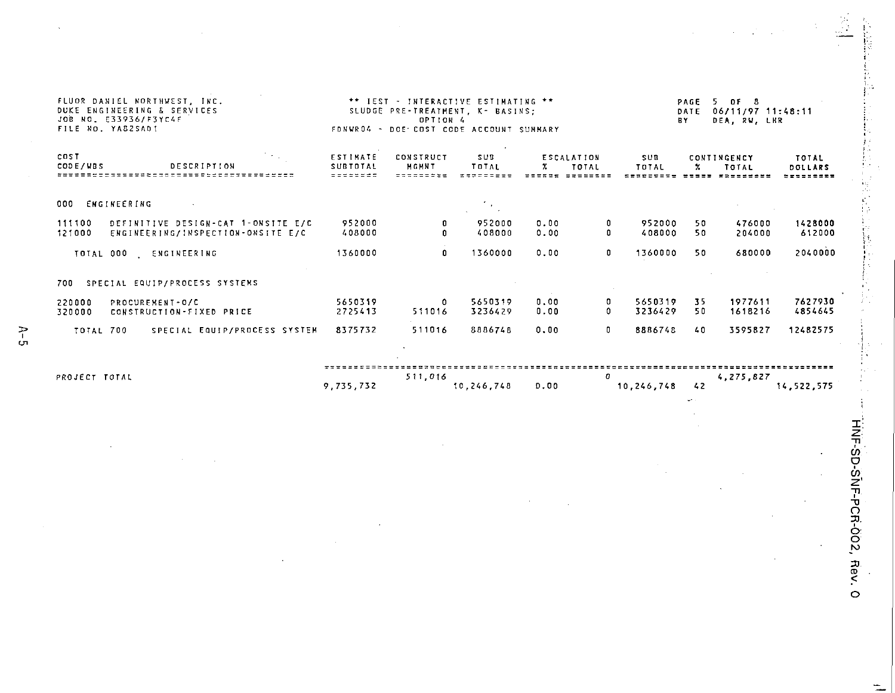FLUOR DANIEL NORTHWEST, INC.
DUKE ENGINEERING & SERVICES
JOB NO. E33936/F3YC4F
FILE NO. YA82SAD1

\*\* IEST - INTERACTIVE ESTIMATING \*\*
SLUDGE PRE-TREATMENT, K- BASINS;
OPTION 4
FDNWR04 - DOE COST CODE ACCOUNT SUMMARY

PAGE 5 OF 8
DATE 06/11/97 11:48:11
BY DEA, RW, LKR

| COST CODE/WBS | DESCRIPTION | ESTIMATE SUBTOTAL | CONSTRUCT MGMNT | SUB TOTAL | ESCALATION % | ESCALATION TOTAL | SUB TOTAL | CONTINGENCY % | CONTINGENCY TOTAL | TOTAL DOLLARS |
|---|---|---|---|---|---|---|---|---|---|---|
| 000 | ENGINEERING | | | | | | | | | |
| 111100 | DEFINITIVE DESIGN-CAT 1-ONSITE E/C | 952000 | 0 | 952000 | 0.00 | 0 | 952000 | 50 | 476000 | 1428000 |
| 121000 | ENGINEERING/INSPECTION-ONSITE E/C | 408000 | 0 | 408000 | 0.00 | 0 | 408000 | 50 | 204000 | 612000 |
| TOTAL 000 | ENGINEERING | 1360000 | 0 | 1360000 | 0.00 | 0 | 1360000 | 50 | 680000 | 2040000 |
| 700 | SPECIAL EQUIP/PROCESS SYSTEMS | | | | | | | | | |
| 220000 | PROCUREMENT-O/C | 5650319 | 0 | 5650319 | 0.00 | 0 | 5650319 | 35 | 1977611 | 7627930 |
| 320000 | CONSTRUCTION-FIXED PRICE | 2725413 | 511016 | 3236429 | 0.00 | 0 | 3236429 | 50 | 1618216 | 4854645 |
| TOTAL 700 | SPECIAL EQUIP/PROCESS SYSTEM | 8375732 | 511016 | 8886748 | 0.00 | 0 | 8886748 | 40 | 3595827 | 12482575 |
| PROJECT TOTAL | | 9,735,732 | 511,016 | 10,246,748 | 0.00 | 0 | 10,246,748 | 42 | 4,275,827 | 14,522,575 |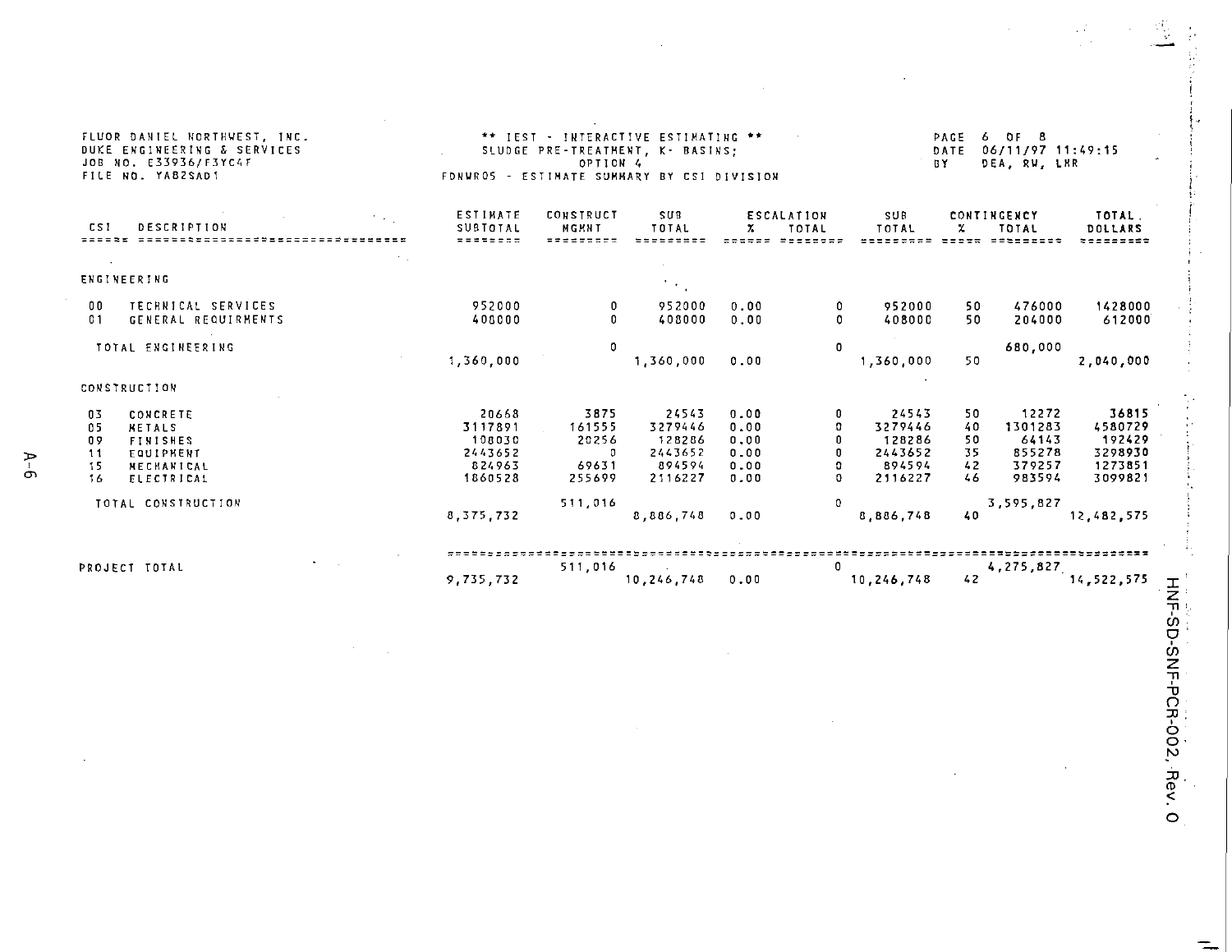FLUOR DANIEL NORTHWEST, INC.
DUKE ENGINEERING & SERVICES
JOB NO. E33936/F3YC4F
FILE NO. YAB2SAD1

** IEST - INTERACTIVE ESTIMATING **
SLUDGE PRE-TREATMENT, K- BASINS;
OPTION 4
FDNWR05 - ESTIMATE SUMMARY BY CSI DIVISION

PAGE 6 OF 8
DATE 06/11/97 11:49:15
BY DEA, RW, LHR

| CSI | DESCRIPTION | ESTIMATE SUBTOTAL | CONSTRUCT MGMNT | SUB TOTAL | ESCALATION % | ESCALATION TOTAL | SUB TOTAL | CONTINGENCY % | CONTINGENCY TOTAL | TOTAL DOLLARS |
|---|---|---|---|---|---|---|---|---|---|---|
| ENGINEERING | | | | | | | | | | |
| 00 | TECHNICAL SERVICES | 952000 | 0 | 952000 | 0.00 | 0 | 952000 | 50 | 476000 | 1428000 |
| 01 | GENERAL REQUIRMENTS | 408000 | 0 | 408000 | 0.00 | 0 | 408000 | 50 | 204000 | 612000 |
| | TOTAL ENGINEERING | 1,360,000 | 0 | 1,360,000 | 0.00 | 0 | 1,360,000 | 50 | 680,000 | 2,040,000 |
| CONSTRUCTION | | | | | | | | | | |
| 03 | CONCRETE | 20668 | 3875 | 24543 | 0.00 | 0 | 24543 | 50 | 12272 | 36815 |
| 05 | METALS | 3117891 | 161555 | 3279446 | 0.00 | 0 | 3279446 | 40 | 1301283 | 4580729 |
| 09 | FINISHES | 108030 | 20256 | 128286 | 0.00 | 0 | 128286 | 50 | 64143 | 192429 |
| 11 | EQUIPMENT | 2443652 | 0 | 2443652 | 0.00 | 0 | 2443652 | 35 | 855278 | 3298930 |
| 15 | MECHANICAL | 824963 | 69631 | 894594 | 0.00 | 0 | 894594 | 42 | 379257 | 1273851 |
| 16 | ELECTRICAL | 1860528 | 255699 | 2116227 | 0.00 | 0 | 2116227 | 46 | 983594 | 3099821 |
| | TOTAL CONSTRUCTION | 8,375,732 | 511,016 | 8,886,748 | 0.00 | 0 | 8,886,748 | 40 | 3,595,827 | 12,482,575 |
| PROJECT TOTAL | | 9,735,732 | 511,016 | 10,246,748 | 0.00 | 0 | 10,246,748 | 42 | 4,275,827 | 14,522,575 |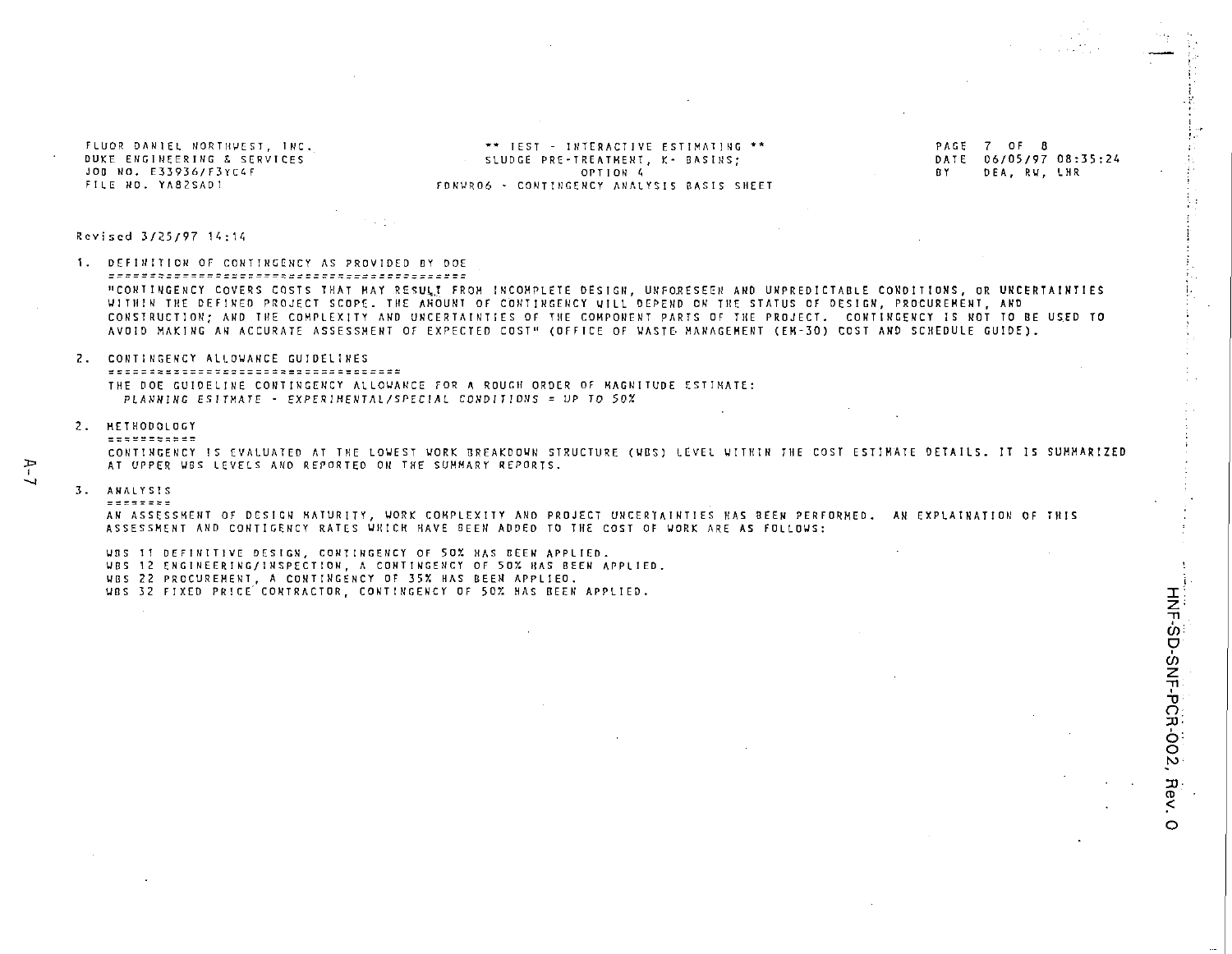FLUOR DANIEL NORTHWEST, INC.
DUKE ENGINEERING & SERVICES
JOB NO. E33936/F3YC4F
FILE NO. YA82SAD1

** TEST - INTERACTIVE ESTIMATING **
SLUDGE PRE-TREATMENT, K- BASINS;
OPTION 4
FDNWR06 - CONTINGENCY ANALYSIS BASIS SHEET

DATE 06/05/97 08:35:24
BY DEA, RW, LHR

Revised 3/25/97 14:14

## 1. DEFINITION OF CONTINGENCY AS PROVIDED BY DOE

"CONTINGENCY COVERS COSTS THAT MAY RESULT FROM INCOMPLETE DESIGN, UNFORESEEN AND UNPREDICTABLE CONDITIONS, OR UNCERTAINTIES WITHIN THE DEFINED PROJECT SCOPE. THE AMOUNT OF CONTINGENCY WILL DEPEND ON THE STATUS OF DESIGN, PROCUREMENT, AND CONSTRUCTION; AND THE COMPLEXITY AND UNCERTAINTIES OF THE COMPONENT PARTS OF THE PROJECT. CONTINGENCY IS NOT TO BE USED TO AVOID MAKING AN ACCURATE ASSESSMENT OF EXPECTED COST" (OFFICE OF WASTE MANAGEMENT (EM-30) COST AND SCHEDULE GUIDE).

## 2. CONTINGENCY ALLOWANCE GUIDELINES

THE DOE GUIDELINE CONTINGENCY ALLOWANCE FOR A ROUGH ORDER OF MAGNITUDE ESTIMATE:
*PLANNING ESITMATE - EXPERIMENTAL/SPECIAL CONDITIONS = UP TO 50%*

## 2. METHODOLOGY

CONTINGENCY IS EVALUATED AT THE LOWEST WORK BREAKDOWN STRUCTURE (WBS) LEVEL WITHIN THE COST ESTIMATE DETAILS. IT IS SUMMARIZED AT UPPER WBS LEVELS AND REPORTED ON THE SUMMARY REPORTS.

## 3. ANALYSIS

AN ASSESSMENT OF DESIGN MATURITY, WORK COMPLEXITY AND PROJECT UNCERTAINTIES HAS BEEN PERFORMED. AN EXPLAINATION OF THIS ASSESSMENT AND CONTIGENCY RATES WHICH HAVE BEEN ADDED TO THE COST OF WORK ARE AS FOLLOWS:

WBS 11 DEFINITIVE DESIGN, CONTINGENCY OF 50% HAS BEEN APPLIED.
WBS 12 ENGINEERING/INSPECTION, A CONTINGENCY OF 50% HAS BEEN APPLIED.
WBS 22 PROCUREMENT, A CONTINGENCY OF 35% HAS BEEN APPLIED.
WBS 32 FIXED PRICE CONTRACTOR, CONTINGENCY OF 50% HAS BEEN APPLIED.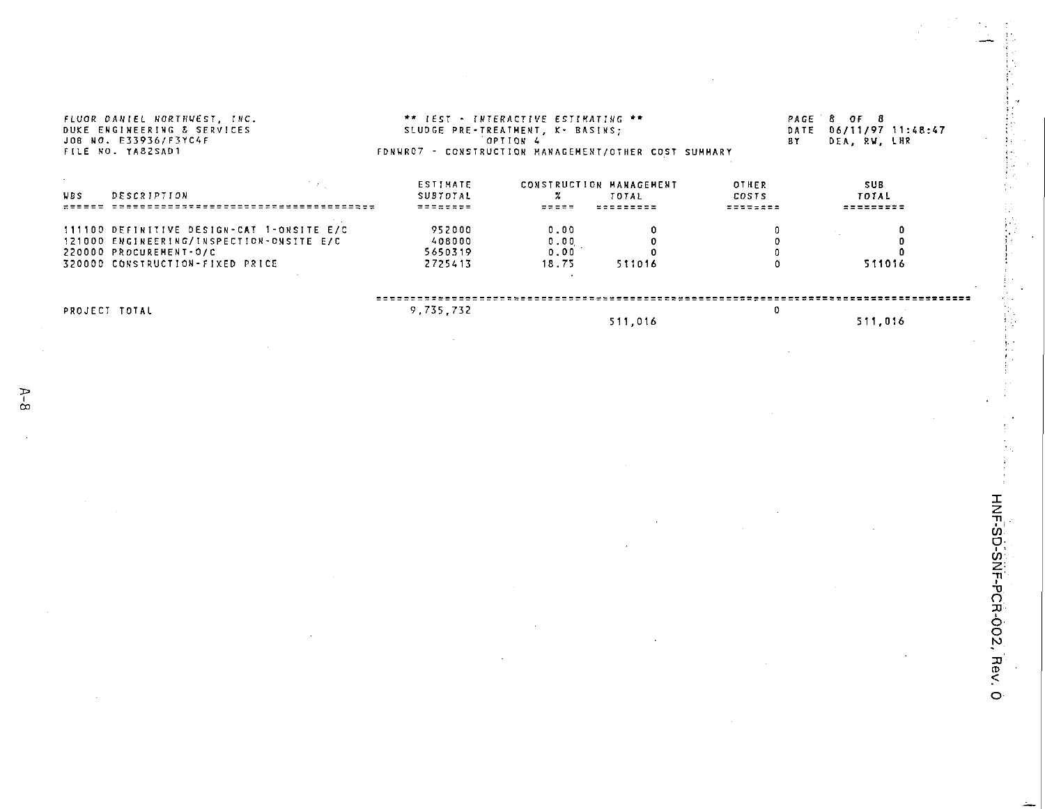FLUOR DANIEL NORTHWEST, INC.
DUKE ENGINEERING & SERVICES
JOB NO. E33936/F3YC4F
FILE NO. YA82SAD1

** IEST - INTERACTIVE ESTIMATING **
SLUDGE PRE-TREATMENT, K- BASINS;
OPTION 4
FDNWR07 - CONSTRUCTION MANAGEMENT/OTHER COST SUMMARY

PAGE 8 OF 8
DATE 06/11/97 11:48:47
BY DEA, RW, LHR

| WBS | DESCRIPTION | ESTIMATE SUBTOTAL | CONSTRUCTION MANAGEMENT % | CONSTRUCTION MANAGEMENT TOTAL | OTHER COSTS | SUB TOTAL |
|---|---|---|---|---|---|---|
| 111100 | DEFINITIVE DESIGN-CAT 1-ONSITE E/C | 952000 | 0.00 | 0 | 0 | 0 |
| 121000 | ENGINEERING/INSPECTION-ONSITE E/C | 408000 | 0.00 | 0 | 0 | 0 |
| 220000 | PROCUREMENT-O/C | 5650319 | 0.00 | 0 | 0 | 0 |
| 320000 | CONSTRUCTION-FIXED PRICE | 2725413 | 18.75 | 511016 | 0 | 511016 |
| PROJECT TOTAL | | 9,735,732 | | 511,016 | 0 | 511,016 |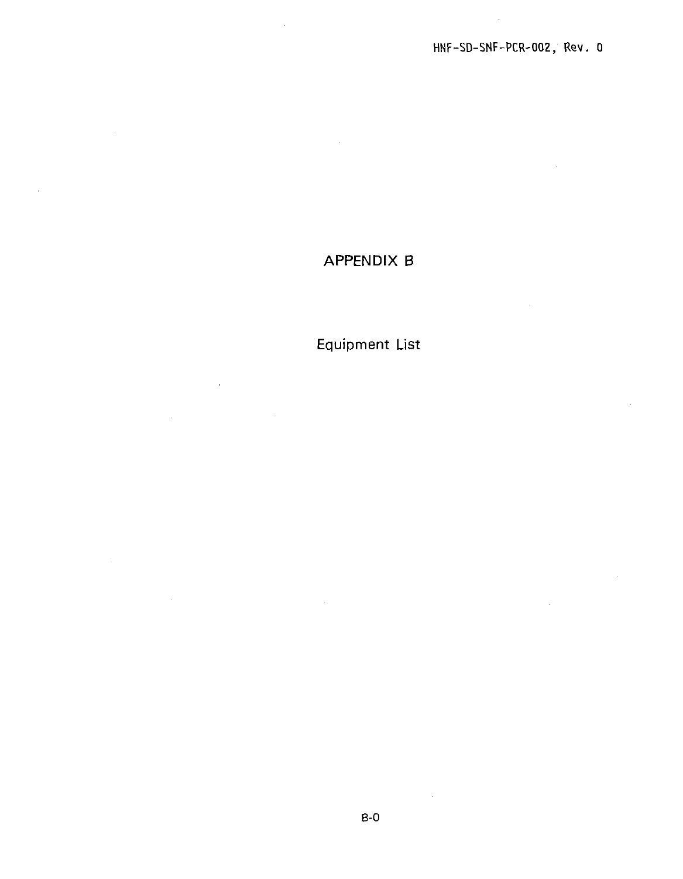# APPENDIX B

## Equipment List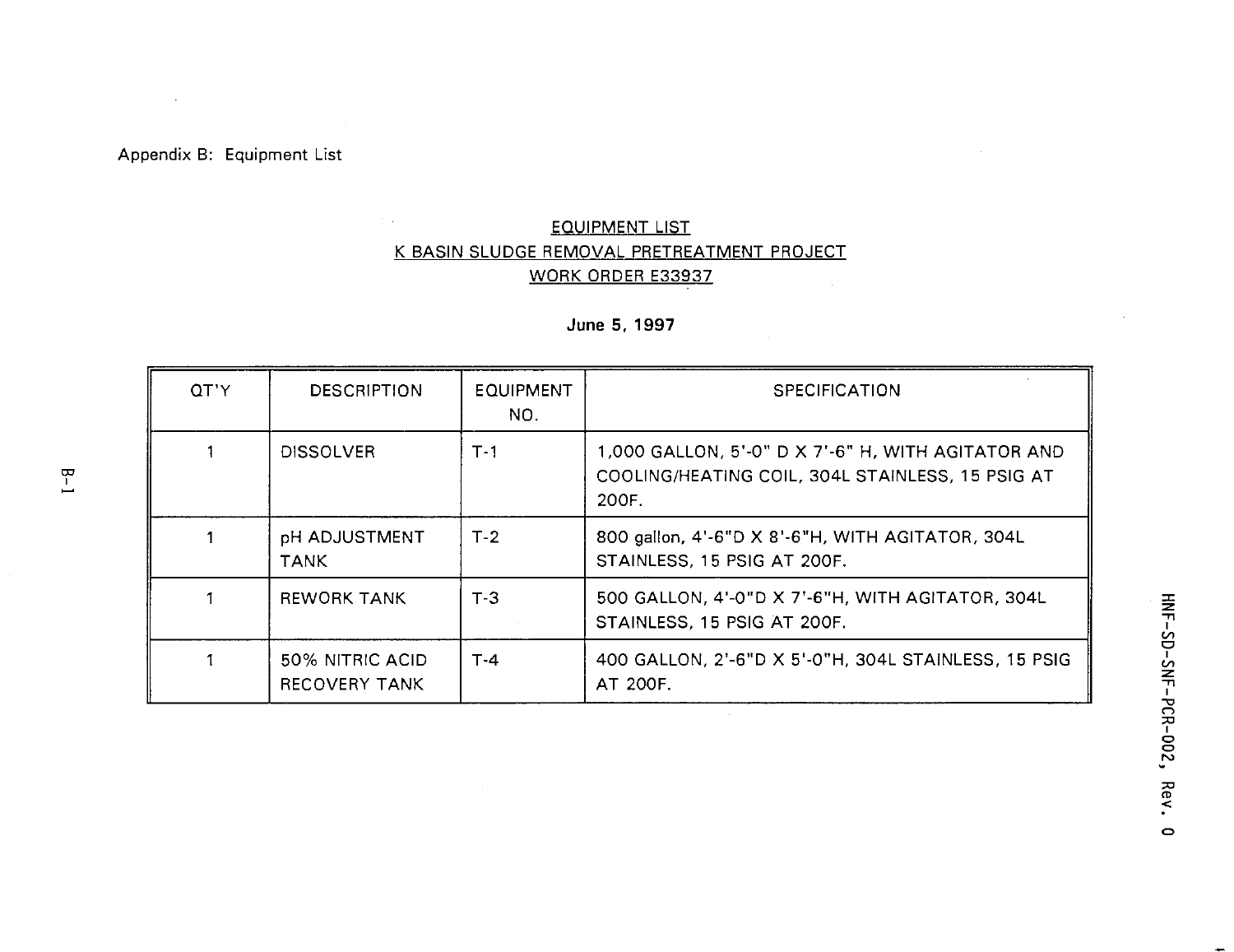Appendix B: Equipment List

EQUIPMENT LIST
K BASIN SLUDGE REMOVAL PRETREATMENT PROJECT
WORK ORDER E33937

**June 5, 1997**

| QT'Y | DESCRIPTION | EQUIPMENT NO. | SPECIFICATION |
|---|---|---|---|
| 1 | DISSOLVER | T-1 | 1,000 GALLON, 5'-0" D X 7'-6" H, WITH AGITATOR AND COOLING/HEATING COIL, 304L STAINLESS, 15 PSIG AT 200F. |
| 1 | pH ADJUSTMENT TANK | T-2 | 800 gallon, 4'-6"D X 8'-6"H, WITH AGITATOR, 304L STAINLESS, 15 PSIG AT 200F. |
| 1 | REWORK TANK | T-3 | 500 GALLON, 4'-0"D X 7'-6"H, WITH AGITATOR, 304L STAINLESS, 15 PSIG AT 200F. |
| 1 | 50% NITRIC ACID RECOVERY TANK | T-4 | 400 GALLON, 2'-6"D X 5'-0"H, 304L STAINLESS, 15 PSIG AT 200F. |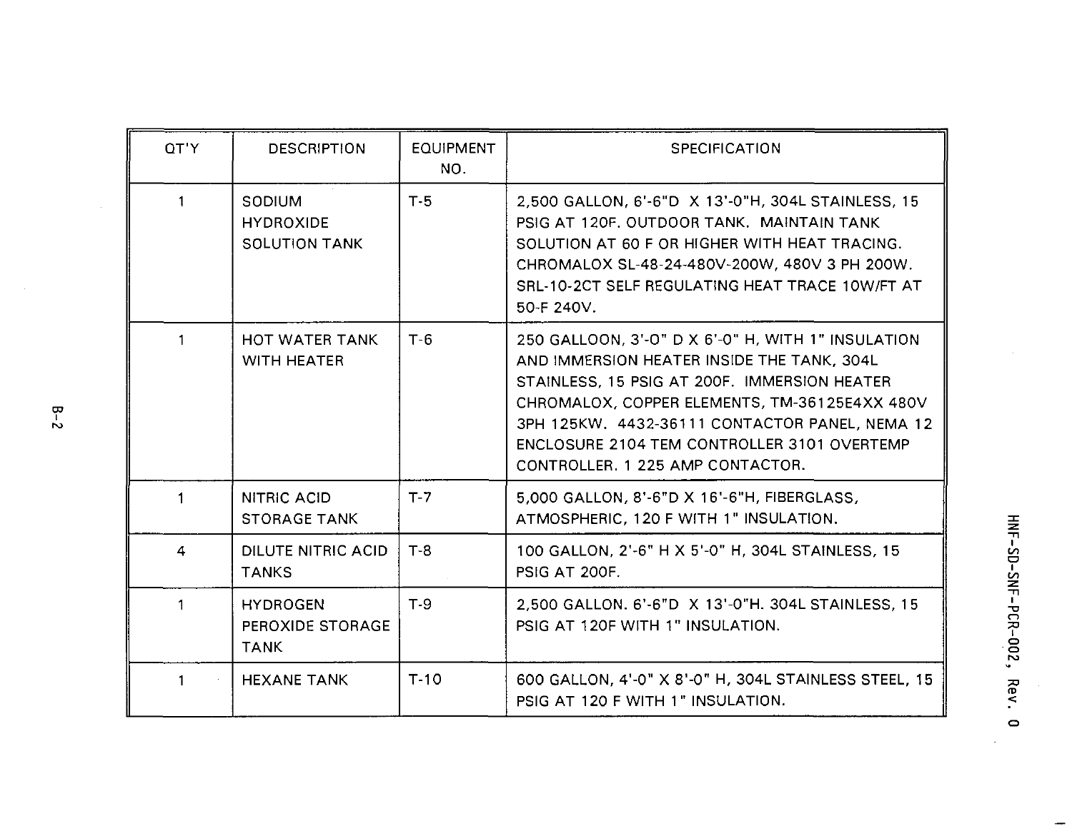| QT'Y | DESCRIPTION | EQUIPMENT NO. | SPECIFICATION |
|---|---|---|---|
| 1 | SODIUM HYDROXIDE SOLUTION TANK | T-5 | 2,500 GALLON, 6'-6"D X 13'-0"H, 304L STAINLESS, 15 PSIG AT 120F. OUTDOOR TANK. MAINTAIN TANK SOLUTION AT 60 F OR HIGHER WITH HEAT TRACING. CHROMALOX SL-48-24-480V-200W, 480V 3 PH 200W. SRL-10-2CT SELF REGULATING HEAT TRACE 10W/FT AT 50-F 240V. |
| 1 | HOT WATER TANK WITH HEATER | T-6 | 250 GALLOON, 3'-0" D X 6'-0" H, WITH 1" INSULATION AND IMMERSION HEATER INSIDE THE TANK, 304L STAINLESS, 15 PSIG AT 200F. IMMERSION HEATER CHROMALOX, COPPER ELEMENTS, TM-36125E4XX 480V 3PH 125KW. 4432-36111 CONTACTOR PANEL, NEMA 12 ENCLOSURE 2104 TEM CONTROLLER 3101 OVERTEMP CONTROLLER. 1 225 AMP CONTACTOR. |
| 1 | NITRIC ACID STORAGE TANK | T-7 | 5,000 GALLON, 8'-6"D X 16'-6"H, FIBERGLASS, ATMOSPHERIC, 120 F WITH 1" INSULATION. |
| 4 | DILUTE NITRIC ACID TANKS | T-8 | 100 GALLON, 2'-6" H X 5'-0" H, 304L STAINLESS, 15 PSIG AT 200F. |
| 1 | HYDROGEN PEROXIDE STORAGE TANK | T-9 | 2,500 GALLON. 6'-6"D X 13'-0"H. 304L STAINLESS, 15 PSIG AT 120F WITH 1" INSULATION. |
| 1 | HEXANE TANK | T-10 | 600 GALLON, 4'-0" X 8'-0" H, 304L STAINLESS STEEL, 15 PSIG AT 120 F WITH 1" INSULATION. |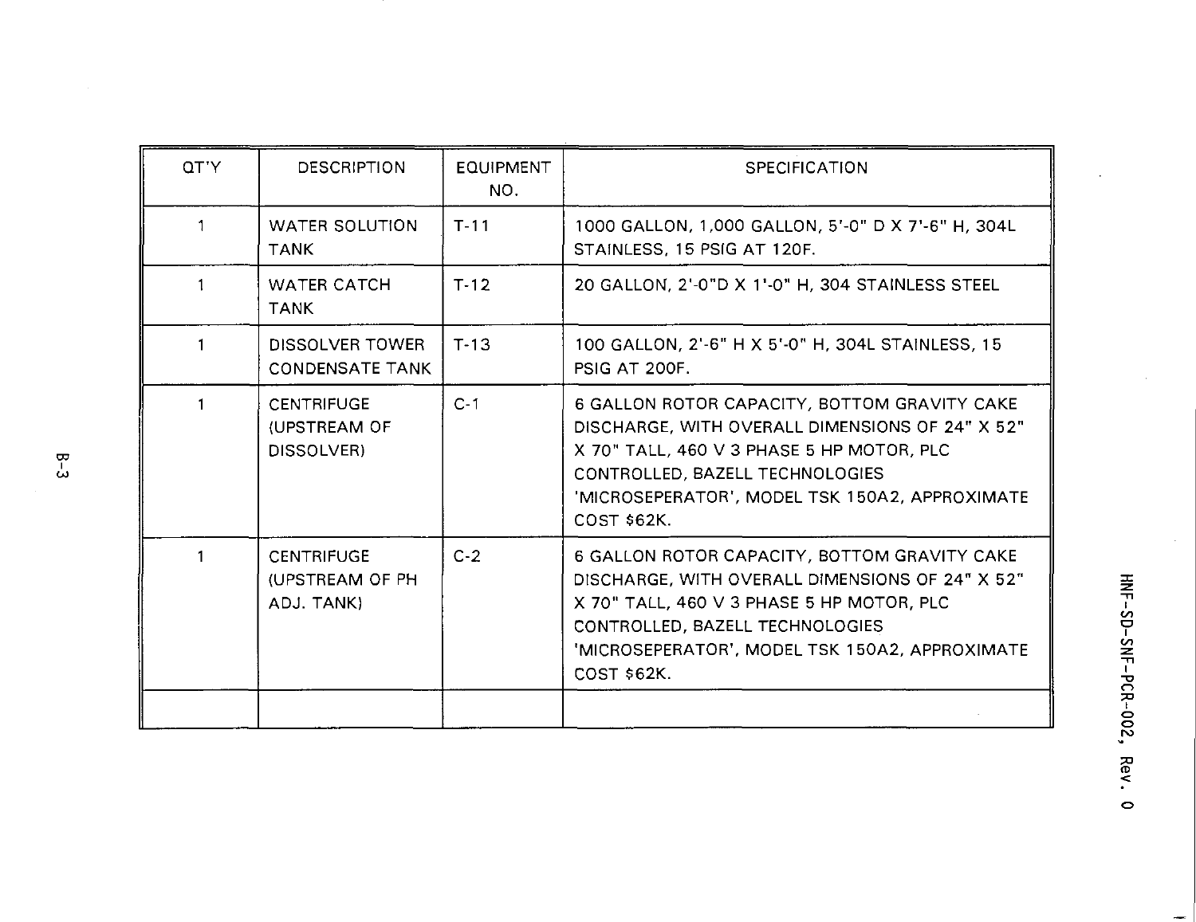| QT'Y | DESCRIPTION | EQUIPMENT NO. | SPECIFICATION |
|---|---|---|---|
| 1 | WATER SOLUTION TANK | T-11 | 1000 GALLON, 1,000 GALLON, 5'-0" D X 7'-6" H, 304L STAINLESS, 15 PSIG AT 120F. |
| 1 | WATER CATCH TANK | T-12 | 20 GALLON, 2'-0"D X 1'-0" H, 304 STAINLESS STEEL |
| 1 | DISSOLVER TOWER CONDENSATE TANK | T-13 | 100 GALLON, 2'-6" H X 5'-0" H, 304L STAINLESS, 15 PSIG AT 200F. |
| 1 | CENTRIFUGE (UPSTREAM OF DISSOLVER) | C-1 | 6 GALLON ROTOR CAPACITY, BOTTOM GRAVITY CAKE DISCHARGE, WITH OVERALL DIMENSIONS OF 24" X 52" X 70" TALL, 460 V 3 PHASE 5 HP MOTOR, PLC CONTROLLED, BAZELL TECHNOLOGIES 'MICROSEPERATOR', MODEL TSK 150A2, APPROXIMATE COST $62K. |
| 1 | CENTRIFUGE (UPSTREAM OF PH ADJ. TANK) | C-2 | 6 GALLON ROTOR CAPACITY, BOTTOM GRAVITY CAKE DISCHARGE, WITH OVERALL DIMENSIONS OF 24" X 52" X 70" TALL, 460 V 3 PHASE 5 HP MOTOR, PLC CONTROLLED, BAZELL TECHNOLOGIES 'MICROSEPERATOR', MODEL TSK 150A2, APPROXIMATE COST $62K. |
| | | | |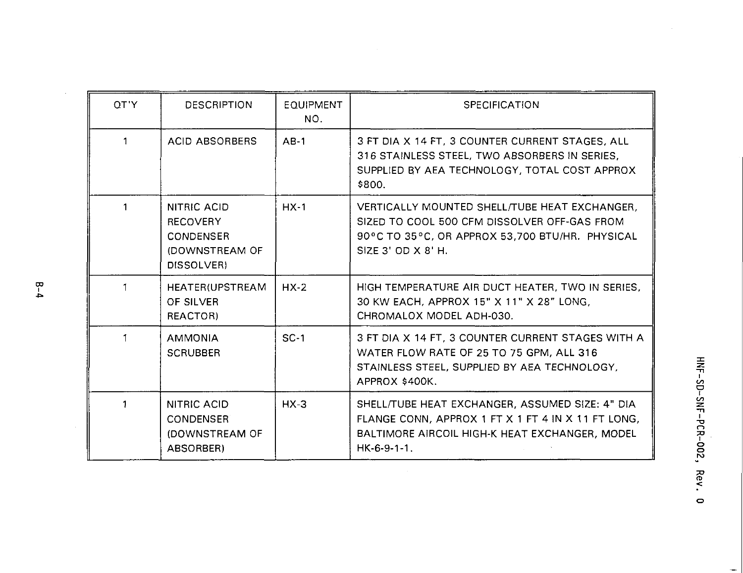| QT'Y | DESCRIPTION | EQUIPMENT NO. | SPECIFICATION |
|---|---|---|---|
| 1 | ACID ABSORBERS | AB-1 | 3 FT DIA X 14 FT, 3 COUNTER CURRENT STAGES, ALL 316 STAINLESS STEEL, TWO ABSORBERS IN SERIES, SUPPLIED BY AEA TECHNOLOGY, TOTAL COST APPROX $800. |
| 1 | NITRIC ACID RECOVERY CONDENSER (DOWNSTREAM OF DISSOLVER) | HX-1 | VERTICALLY MOUNTED SHELL/TUBE HEAT EXCHANGER, SIZED TO COOL 500 CFM DISSOLVER OFF-GAS FROM 90°C TO 35°C, OR APPROX 53,700 BTU/HR. PHYSICAL SIZE 3' OD X 8' H. |
| 1 | HEATER(UPSTREAM OF SILVER REACTOR) | HX-2 | HIGH TEMPERATURE AIR DUCT HEATER, TWO IN SERIES, 30 KW EACH, APPROX 15" X 11" X 28" LONG, CHROMALOX MODEL ADH-030. |
| 1 | AMMONIA SCRUBBER | SC-1 | 3 FT DIA X 14 FT, 3 COUNTER CURRENT STAGES WITH A WATER FLOW RATE OF 25 TO 75 GPM, ALL 316 STAINLESS STEEL, SUPPLIED BY AEA TECHNOLOGY, APPROX $400K. |
| 1 | NITRIC ACID CONDENSER (DOWNSTREAM OF ABSORBER) | HX-3 | SHELL/TUBE HEAT EXCHANGER, ASSUMED SIZE: 4" DIA FLANGE CONN, APPROX 1 FT X 1 FT 4 IN X 11 FT LONG, BALTIMORE AIRCOIL HIGH-K HEAT EXCHANGER, MODEL HK-6-9-1-1. |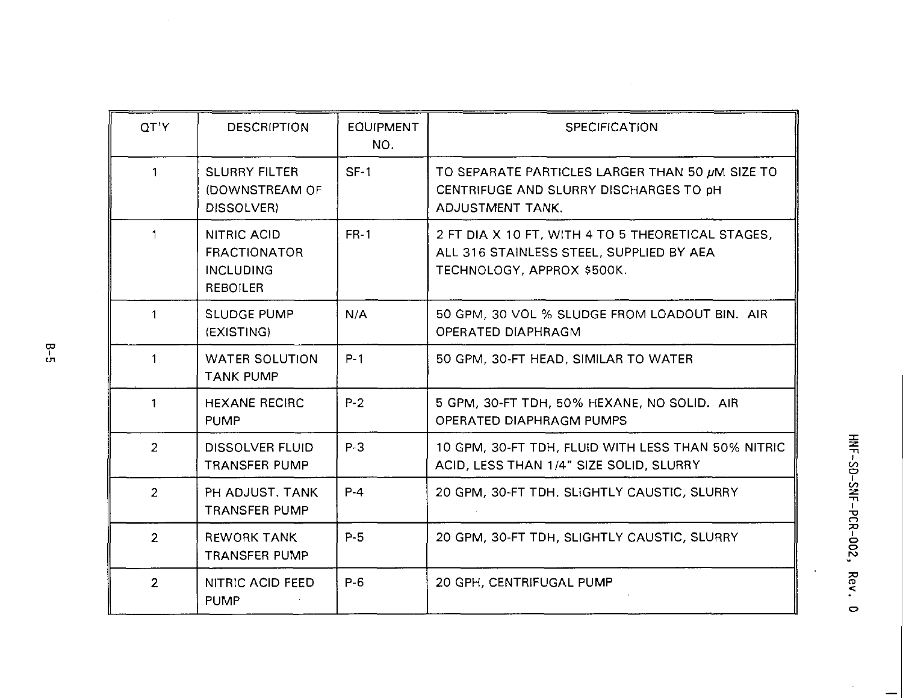| QT'Y | DESCRIPTION | EQUIPMENT NO. | SPECIFICATION |
|---|---|---|---|
| 1 | SLURRY FILTER (DOWNSTREAM OF DISSOLVER) | SF-1 | TO SEPARATE PARTICLES LARGER THAN 50 $\mu$M SIZE TO CENTRIFUGE AND SLURRY DISCHARGES TO pH ADJUSTMENT TANK. |
| 1 | NITRIC ACID FRACTIONATOR INCLUDING REBOILER | FR-1 | 2 FT DIA X 10 FT, WITH 4 TO 5 THEORETICAL STAGES, ALL 316 STAINLESS STEEL, SUPPLIED BY AEA TECHNOLOGY, APPROX $500K. |
| 1 | SLUDGE PUMP (EXISTING) | N/A | 50 GPM, 30 VOL % SLUDGE FROM LOADOUT BIN. AIR OPERATED DIAPHRAGM |
| 1 | WATER SOLUTION TANK PUMP | P-1 | 50 GPM, 30-FT HEAD, SIMILAR TO WATER |
| 1 | HEXANE RECIRC PUMP | P-2 | 5 GPM, 30-FT TDH, 50% HEXANE, NO SOLID. AIR OPERATED DIAPHRAGM PUMPS |
| 2 | DISSOLVER FLUID TRANSFER PUMP | P-3 | 10 GPM, 30-FT TDH, FLUID WITH LESS THAN 50% NITRIC ACID, LESS THAN 1/4" SIZE SOLID, SLURRY |
| 2 | PH ADJUST. TANK TRANSFER PUMP | P-4 | 20 GPM, 30-FT TDH. SLIGHTLY CAUSTIC, SLURRY |
| 2 | REWORK TANK TRANSFER PUMP | P-5 | 20 GPM, 30-FT TDH, SLIGHTLY CAUSTIC, SLURRY |
| 2 | NITRIC ACID FEED PUMP | P-6 | 20 GPH, CENTRIFUGAL PUMP |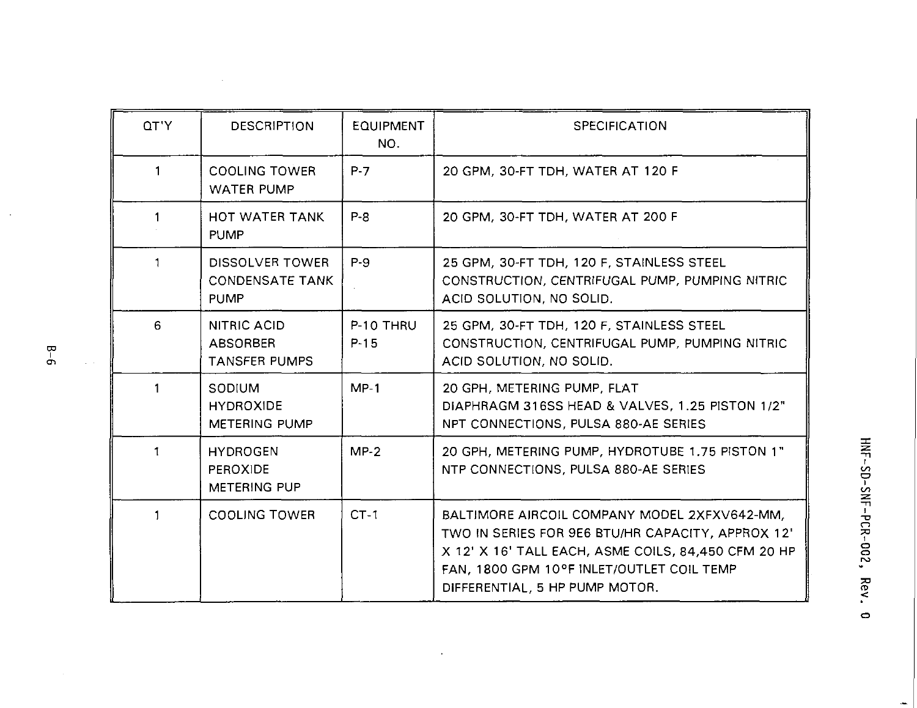| QT'Y | DESCRIPTION | EQUIPMENT NO. | SPECIFICATION |
|---|---|---|---|
| 1 | COOLING TOWER WATER PUMP | P-7 | 20 GPM, 30-FT TDH, WATER AT 120 F |
| 1 | HOT WATER TANK PUMP | P-8 | 20 GPM, 30-FT TDH, WATER AT 200 F |
| 1 | DISSOLVER TOWER CONDENSATE TANK PUMP | P-9 | 25 GPM, 30-FT TDH, 120 F, STAINLESS STEEL CONSTRUCTION, CENTRIFUGAL PUMP, PUMPING NITRIC ACID SOLUTION, NO SOLID. |
| 6 | NITRIC ACID ABSORBER TANSFER PUMPS | P-10 THRU P-15 | 25 GPM, 30-FT TDH, 120 F, STAINLESS STEEL CONSTRUCTION, CENTRIFUGAL PUMP, PUMPING NITRIC ACID SOLUTION, NO SOLID. |
| 1 | SODIUM HYDROXIDE METERING PUMP | MP-1 | 20 GPH, METERING PUMP, FLAT DIAPHRAGM 316SS HEAD & VALVES, 1.25 PISTON 1/2" NPT CONNECTIONS, PULSA 880-AE SERIES |
| 1 | HYDROGEN PEROXIDE METERING PUP | MP-2 | 20 GPH, METERING PUMP, HYDROTUBE 1.75 PISTON 1" NTP CONNECTIONS, PULSA 880-AE SERIES |
| 1 | COOLING TOWER | CT-1 | BALTIMORE AIRCOIL COMPANY MODEL 2XFXV642-MM, TWO IN SERIES FOR 9E6 BTU/HR CAPACITY, APPROX 12' X 12' X 16' TALL EACH, ASME COILS, 84,450 CFM 20 HP FAN, 1800 GPM 10°F INLET/OUTLET COIL TEMP DIFFERENTIAL, 5 HP PUMP MOTOR. |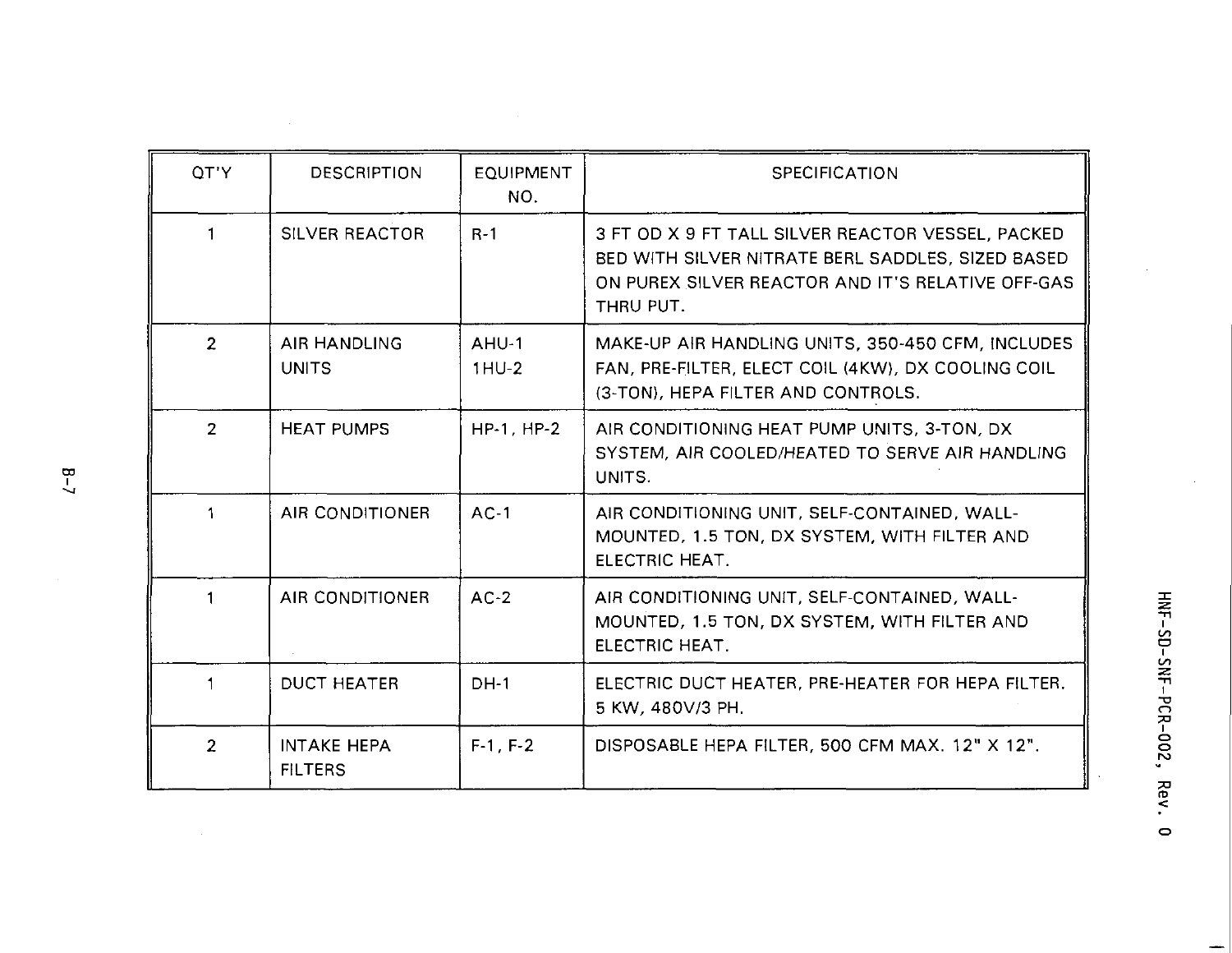| QT'Y | DESCRIPTION | EQUIPMENT NO. | SPECIFICATION |
| --- | --- | --- | --- |
| 1 | SILVER REACTOR | R-1 | 3 FT OD X 9 FT TALL SILVER REACTOR VESSEL, PACKED BED WITH SILVER NITRATE BERL SADDLES, SIZED BASED ON PUREX SILVER REACTOR AND IT'S RELATIVE OFF-GAS THRU PUT. |
| 2 | AIR HANDLING UNITS | AHU-1 1HU-2 | MAKE-UP AIR HANDLING UNITS, 350-450 CFM, INCLUDES FAN, PRE-FILTER, ELECT COIL (4KW), DX COOLING COIL (3-TON), HEPA FILTER AND CONTROLS. |
| 2 | HEAT PUMPS | HP-1, HP-2 | AIR CONDITIONING HEAT PUMP UNITS, 3-TON, DX SYSTEM, AIR COOLED/HEATED TO SERVE AIR HANDLING UNITS. |
| 1 | AIR CONDITIONER | AC-1 | AIR CONDITIONING UNIT, SELF-CONTAINED, WALL-MOUNTED, 1.5 TON, DX SYSTEM, WITH FILTER AND ELECTRIC HEAT. |
| 1 | AIR CONDITIONER | AC-2 | AIR CONDITIONING UNIT, SELF-CONTAINED, WALL-MOUNTED, 1.5 TON, DX SYSTEM, WITH FILTER AND ELECTRIC HEAT. |
| 1 | DUCT HEATER | DH-1 | ELECTRIC DUCT HEATER, PRE-HEATER FOR HEPA FILTER. 5 KW, 480V/3 PH. |
| 2 | INTAKE HEPA FILTERS | F-1, F-2 | DISPOSABLE HEPA FILTER, 500 CFM MAX. 12" X 12". |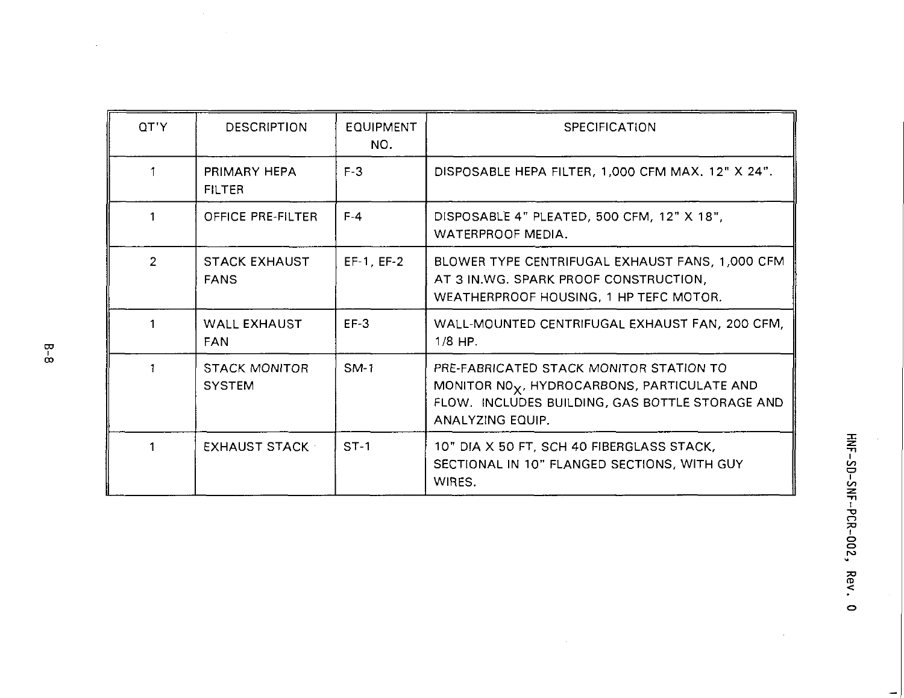| QT'Y | DESCRIPTION | EQUIPMENT NO. | SPECIFICATION |
|---|---|---|---|
| 1 | PRIMARY HEPA FILTER | F-3 | DISPOSABLE HEPA FILTER, 1,000 CFM MAX. 12" X 24". |
| 1 | OFFICE PRE-FILTER | F-4 | DISPOSABLE 4" PLEATED, 500 CFM, 12" X 18", WATERPROOF MEDIA. |
| 2 | STACK EXHAUST FANS | EF-1, EF-2 | BLOWER TYPE CENTRIFUGAL EXHAUST FANS, 1,000 CFM AT 3 IN.WG. SPARK PROOF CONSTRUCTION, WEATHERPROOF HOUSING, 1 HP TEFC MOTOR. |
| 1 | WALL EXHAUST FAN | EF-3 | WALL-MOUNTED CENTRIFUGAL EXHAUST FAN, 200 CFM, 1/8 HP. |
| 1 | STACK MONITOR SYSTEM | SM-1 | PRE-FABRICATED STACK MONITOR STATION TO MONITOR $NO_X$, HYDROCARBONS, PARTICULATE AND FLOW. INCLUDES BUILDING, GAS BOTTLE STORAGE AND ANALYZING EQUIP. |
| 1 | EXHAUST STACK | ST-1 | 10" DIA X 50 FT, SCH 40 FIBERGLASS STACK, SECTIONAL IN 10" FLANGED SECTIONS, WITH GUY WIRES. |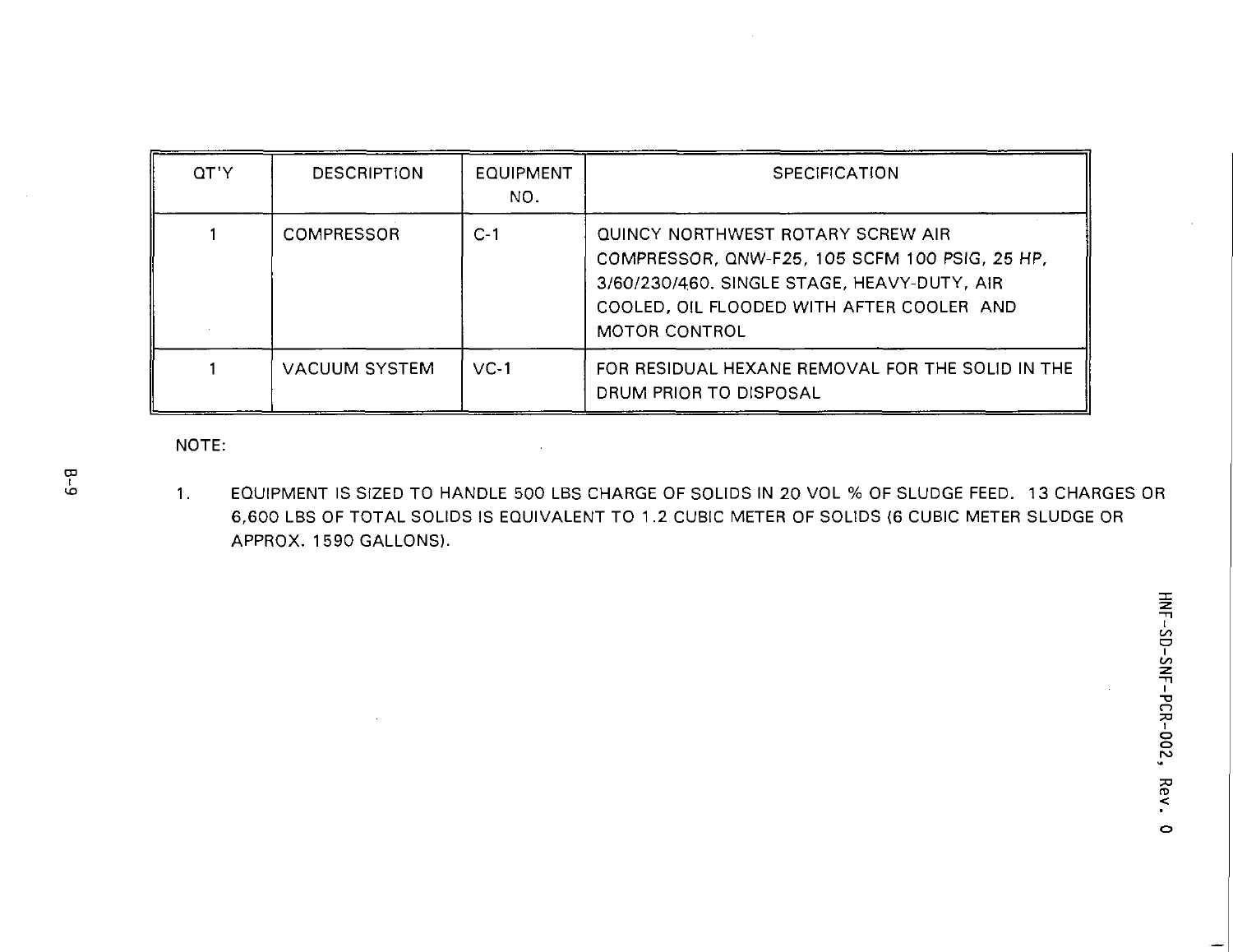| QT'Y | DESCRIPTION | EQUIPMENT NO. | SPECIFICATION |
|---|---|---|---|
| 1 | COMPRESSOR | C-1 | QUINCY NORTHWEST ROTARY SCREW AIR COMPRESSOR, QNW-F25, 105 SCFM 100 PSIG, 25 HP, 3/60/230/460. SINGLE STAGE, HEAVY-DUTY, AIR COOLED, OIL FLOODED WITH AFTER COOLER AND MOTOR CONTROL |
| 1 | VACUUM SYSTEM | VC-1 | FOR RESIDUAL HEXANE REMOVAL FOR THE SOLID IN THE DRUM PRIOR TO DISPOSAL |

NOTE:

1. EQUIPMENT IS SIZED TO HANDLE 500 LBS CHARGE OF SOLIDS IN 20 VOL % OF SLUDGE FEED. 13 CHARGES OR 6,600 LBS OF TOTAL SOLIDS IS EQUIVALENT TO 1.2 CUBIC METER OF SOLIDS (6 CUBIC METER SLUDGE OR APPROX. 1590 GALLONS).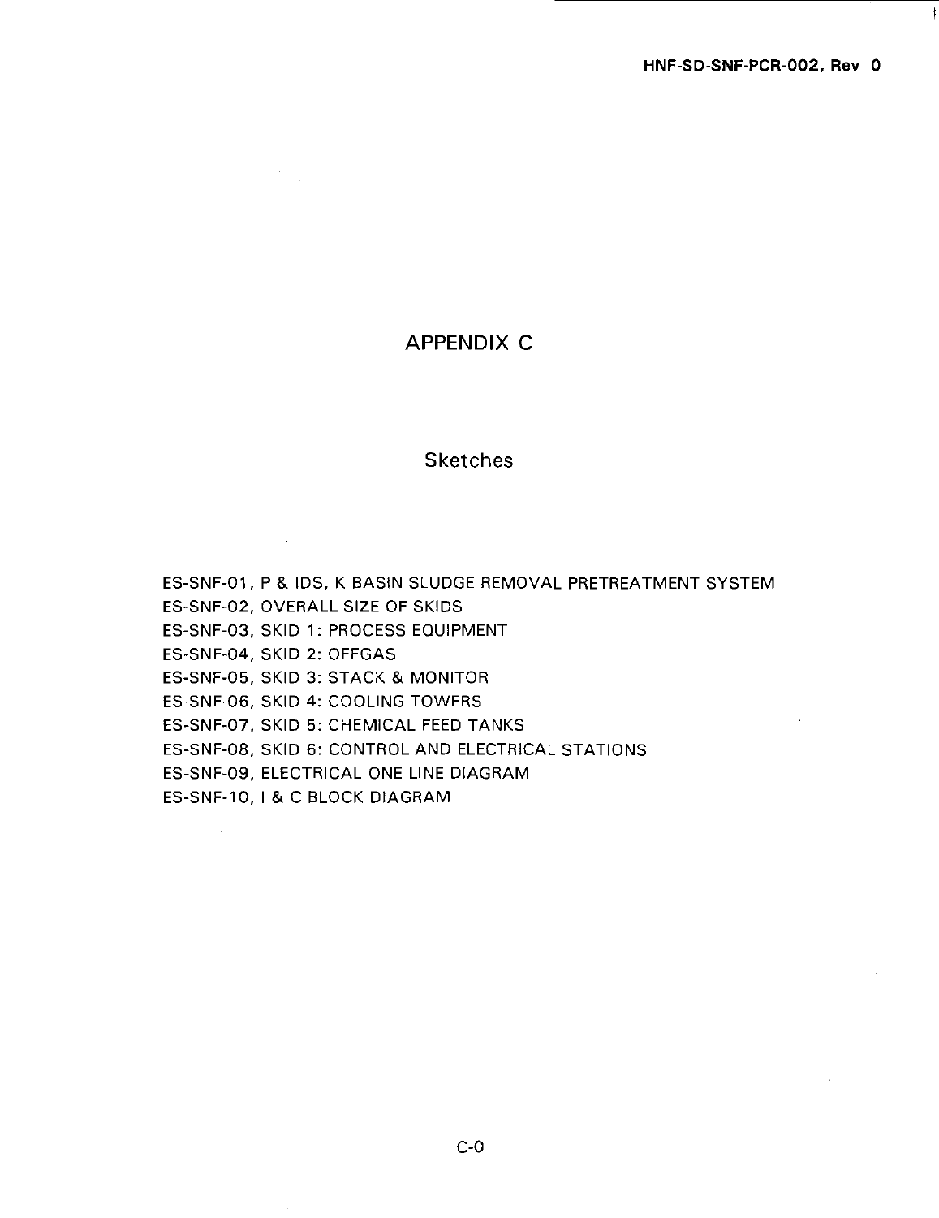# APPENDIX C

## Sketches

ES-SNF-01, P & IDS, K BASIN SLUDGE REMOVAL PRETREATMENT SYSTEM
ES-SNF-02, OVERALL SIZE OF SKIDS
ES-SNF-03, SKID 1: PROCESS EQUIPMENT
ES-SNF-04, SKID 2: OFFGAS
ES-SNF-05, SKID 3: STACK & MONITOR
ES-SNF-06, SKID 4: COOLING TOWERS
ES-SNF-07, SKID 5: CHEMICAL FEED TANKS
ES-SNF-08, SKID 6: CONTROL AND ELECTRICAL STATIONS
ES-SNF-09, ELECTRICAL ONE LINE DIAGRAM
ES-SNF-10, I & C BLOCK DIAGRAM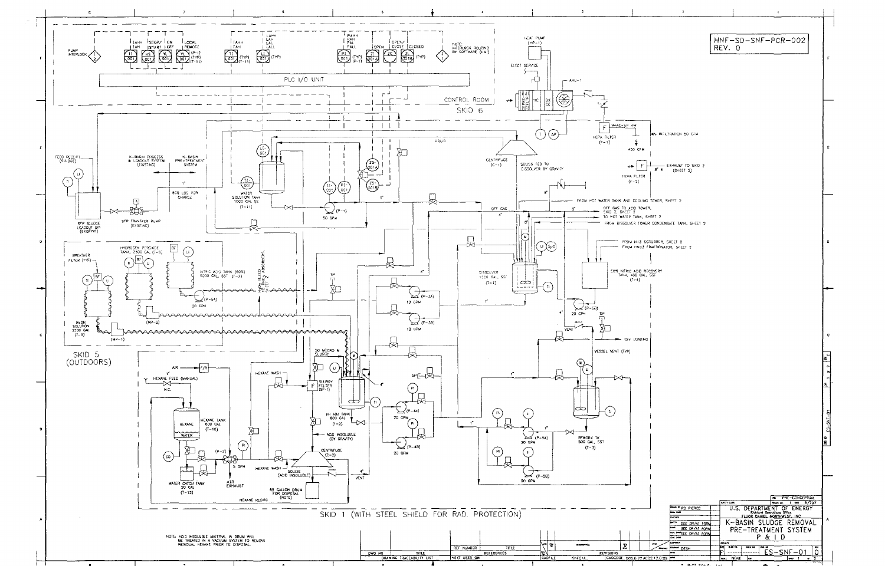HNF-SD-SNF-PCR-002
REV. 0

PUMP INTERLOCK

TAHH / TAH — TI 001 | STOP/START — HS 001 | ON/OFF — YL 001 | LOCAL/REMOTE — YL 001 (SP-1) (TYP) (T-11)

LAHH / LAH / LAL / LALL — TAHH / TAH — TI 001 (TYP) (T-11) — LI 001 (TYP)

PAHH / PAH / PAL / PALL — PI 001 (TYP) (P-1) | OPEN — ZI 001A | OPEN/CLOSE — ZC | CLOSED — ZI 001B (TYP)

NOTE: INTERLOCK ROUTING BY SOFTWARE (HMI)

PLC I/O UNIT

CONTROL ROOM
SKID 6

HEAT PUMP (HP-1)
ELECT SERVICE
AHU-1
MAKE-UP AIR
HEPA FILTER (F-1)
450 CFM
INFILTRATION 50 CFM
HEPA FILTER (F-2)
EXHAUST TO SKID 2 (SHEET 2)

FEED RECEIPT (SLUDGE)
K-BASIN PROCESS & LOADOUT SYSTEM (EXISTING)
K-BASIN PRE-TREATMENT SYSTEM
500 LBS PER CHARGE
SFP SLUDGE LOADOUT BIN (EXISTING)
SFP TRANSFER PUMP (EXISTING)

WATER SOLUTION TANK 1000 GAL SS (T-11)
50 GPM (P-1)
LIQUID
CENTRIFUGE (C-1)
SOLIDS FED TO DISSOLVER BY GRAVITY
OFF GAS
FROM HOT WATER TANK AND COOLING TOWER, SHEET 2
OFF GAS TO ACID TOWER, SKID 2, SHEET 2
TO HOT WATER TANK, SHEET 2
FROM DISSOLVER TOWER CONDENSATE TANK, SHEET 2
FROM M-3 SCRUBBER, SHEET 2
FROM HNO3 FRACTIONATOR, SHEET 2

DISSOLVER 1000 GAL SST (T-1)
50% NITRIC ACID RECOVERY TANK, 400 GAL, SST (T-4)
20 GPM (P-6B)
10 GPM (P-3A)
10 GPM (P-3B)
VENT
OFF LOADING
VESSEL VENT (TYP)

HYDROGEN PEROXIDE TANK, 2500 GAL (T-6)
BREATHER FILTER (TYP)
NITRIC ACID TANK (60%) 5000 GAL, SST (T-7)
20 GPH (P-6A)
(MP-2)
NaOH SOLUTION 2500 GAL (T-5)
(MP-1)
HEAT TRACED ACID LINES, ABSORBERS, SHEET 2

SKID 5 (OUTDOORS)

AIR
F/R
HEXANE FEED (MANUAL)
N.C.
HEXANE WASH
HEXANE TANK 600 GAL (T-10)
HEXANE
WATER
(P-2) 5 GPM
WATER CATCH TANK 20 GAL (T-12)
AIR EXHAUST
HEXANE WASH
HEXANE RECIRC
50 MICRO M SLURRY
SLURRY FILTER (SF-1)
pH ADJ TANK 800 GAL (T-2)
ACID INSOLUBLE (BY GRAVITY)
CENTRIFUGE (C-2)
SOLIDS (ACID INSOLUBLE)
55 GALLON DRUM FOR DISPOSAL (NOTE)
VENT
20 GPM (P-4A)
20 GPM (P-4B)
20 GPM (P-5A)
20 GPM (P-5B)
REWORK TK 500 GAL, SST (T-3)

SKID 1 (WITH STEEL SHIELD FOR RAD. PROTECTION)

NOTE: ACID INSOLUBLE MATERIAL IN DRUM WILL BE TREATED IN A VACUUM SYSTEM TO REMOVE RESIDUAL HEXANE PRIOR TO DISPOSAL.

| DWG NO | TITLE | REF NUMBER | TITLE |
|---|---|---|---|
| DRAWING TRACEABILITY LIST | | NEXT USED ON | REFERENCES |

CADFILE: ISNF01A — REVISIONS — CADCODE: DOS:6.22 ACD:12.0:SS

PRE-CONCEPTUAL
U.S. DEPARTMENT OF ENERGY
Richland Operations Office
FLUOR DANIEL NORTHWEST, INC.
K-BASIN SLUDGE REMOVAL
PRE-TREATMENT SYSTEM
P & I D

DRAWN BY: RD PIERCE — SEE DR/AT FORM — DESH
ES-SNF-01 — REV 0
SCALE: NONE — SHEET 1 OF 2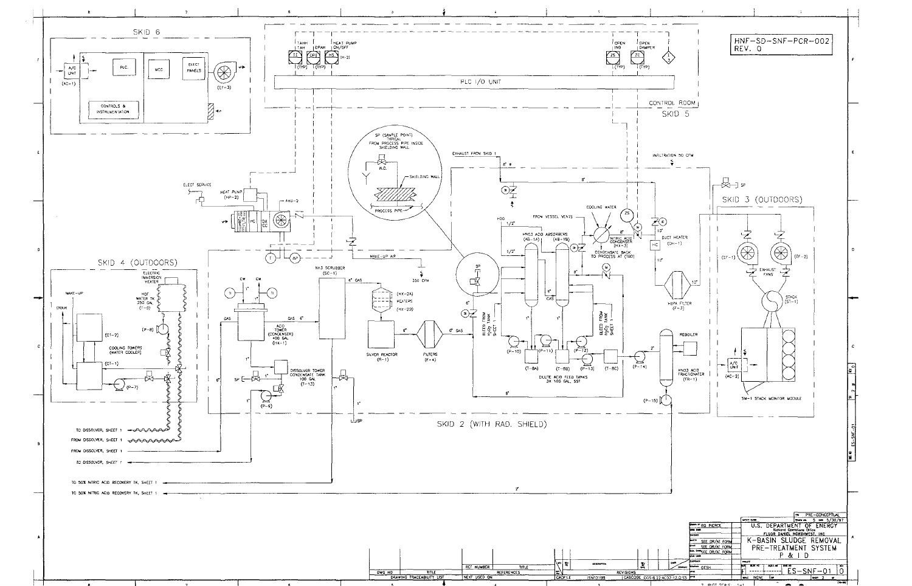HNF-SD-SNF-PCR-002
REV. 0

SKID 6

A/C UNIT (AC-1)
PLC
MCC
ELECT PANELS
(EF-3)
CONTROLS & INSTRUMENTATION

TAHH TAH | DPAH | HEAT PUMP ON/OFF (H-2)

TI (TYP) | DPI (TYP) | HS

OPEN IND | OPEN DAMPER

ZS (TYP) | ZC (TYP)

PLC I/O UNIT

CONTROL ROOM
SKID 5

SP (SAMPLE POINT) TYPICAL FROM PROCESS PIPE INSIDE SHIELDING WALL
N.C.
SHIELDING WALL
PROCESS PIPE

ELECT SERVICE
HEAT PUMP (HP-2)
AHU-2
EXHAUST FROM SKID 1
INFILTRATION 50 CFM
SP
SKID 3 (OUTDOORS)

FROM VESSEL VENTS
COOLING WATER
$HNO_3$ ACID ABSORBERS (AB-1A) (AB-1B)
NITRIC ACID CONDENSER (HX-3)
CONDENSATE BACK TO PROCESS AT (TBD)
DUCT HEATER (DH-1)
(EF-1) (EF-2) EXHAUST FANS
STACK (ST-1)

SKID 4 (OUTDOORS)
ELECTRIC IMMERSION HEATER
HOT WATER TK 250 GAL (T-5)
MAKE-UP
DRAIN
(CT-2)
(CT-1)
COOLING TOWERS (WATER COOLER)
(P-8)
(P-7)

MAKE-UP AIR
350 CFM
$NH_3$ SCRUBBER (SC-1)
ACID TOWER (CONDENSER) 400 GAL (HX-1)
(HX-2A) HEATERS (HX-2B)
SILVER REACTOR (R-1)
FILTERS (F-4)
DISSOLVER TOWER CONDENSATE TANK 100 GAL (T-13)
(P-9)

BLEED FROM $H_2O_2$ TANK SHEET 1
(P-10) (P-11) (P-12) (P-13) (P-14)
(T-8A) (T-8B) (T-8C)
DILUTE ACID FEED TANKS 3X 100 GAL, SST
HEPA FILTER (F-3)
REBOILER
$HNO_3$ ACID FRACTIONATER (FR-1)
(P-15)
A/C UNIT (AC-2)
SM-1 STACK MONITOR MODULE

SKID 2 (WITH RAD. SHIELD)

TO DISSOLVER, SHEET 1
FROM DISSOLVER, SHEET 1
FROM DISSOLVER, SHEET 1
TO DISSOLVER, SHEET 1
TO 50% NITRIC ACID RECOVERY TK, SHEET 1
TO 50% NITRIC ACID RECOVERY TK, SHEET 1

PRE-CONCEPTUAL
U.S. DEPARTMENT OF ENERGY
Richland Operations Office
FLUOR DANIEL NORTHWEST, INC.
K-BASIN SLUDGE REMOVAL PRE-TREATMENT SYSTEM P & I D
ES-SNF-01 | 0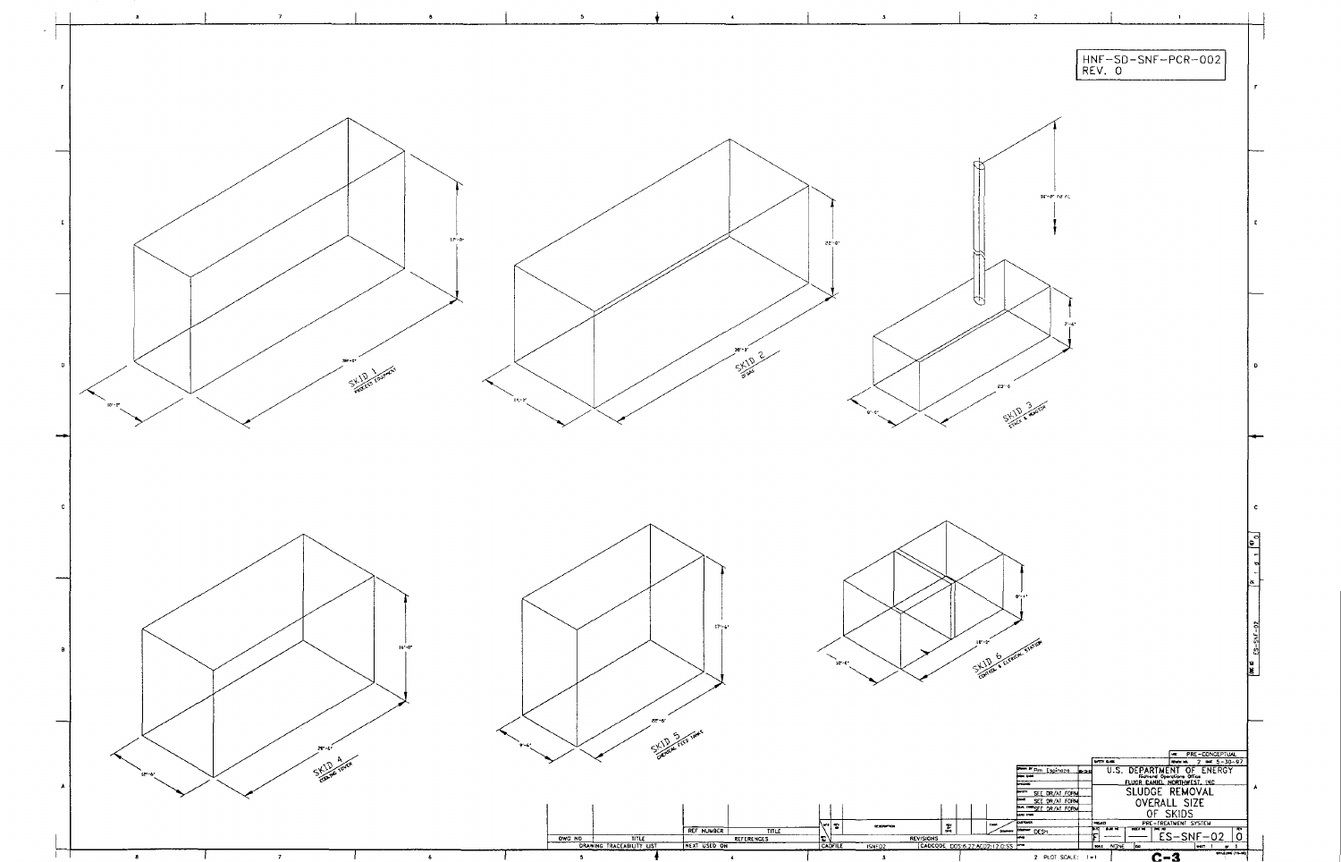HNF-SD-SNF-PCR-002
REV. 0

SKID 1
PROCESS EQUIPMENT

39'-0"

10'-0"

17'-8"

SKID 2
DI-DAS

38'-2"

14'-2"

22'-0"

SKID 3
STACK & MONITOR

22'-0"

9'-0"

7'-4"

36'-0" TO FL

SKID 4
COOLING TOWER

26'-6"

12'-6"

16'-0"

SKID 5
CHEMICAL FEED TANKS

22'-6"

9'-6"

17'-4"

SKID 6
CONTROL & ELECTRICAL STATION

18'-0"

10'-4"

8'-1"

| | |
|---|---|
| | PRE-CONCEPTUAL |
| | 2 5-30-97 |
| DRAWN BY | Pam Espinoza |
| CHECKED | SEE DR/AT FORM |
| APPROVED | SEE DR/AT FORM |
| | SEE DR/AT FORM |
| CUSTOMER | DESH |

U.S. DEPARTMENT OF ENERGY
Richland Operations Office
FLUOR DANIEL NORTHWEST, INC

SLUDGE REMOVAL
OVERALL SIZE
OF SKIDS

PRE-TREATMENT SYSTEM

F | ES-SNF-02 | 0

SCALE NONE

SHEET 1 OF 1

| DWG NO | TITLE | REF NUMBER | TITLE |
|---|---|---|---|
| DRAWING TRACEABILITY LIST | | NEXT USED ON | REFERENCES |

CADFILE 1SNF02 | CADCODE DOS:6.22:AC:12:12:0:SS

REVISIONS

2 PLOT SCALE: 1=1

C-3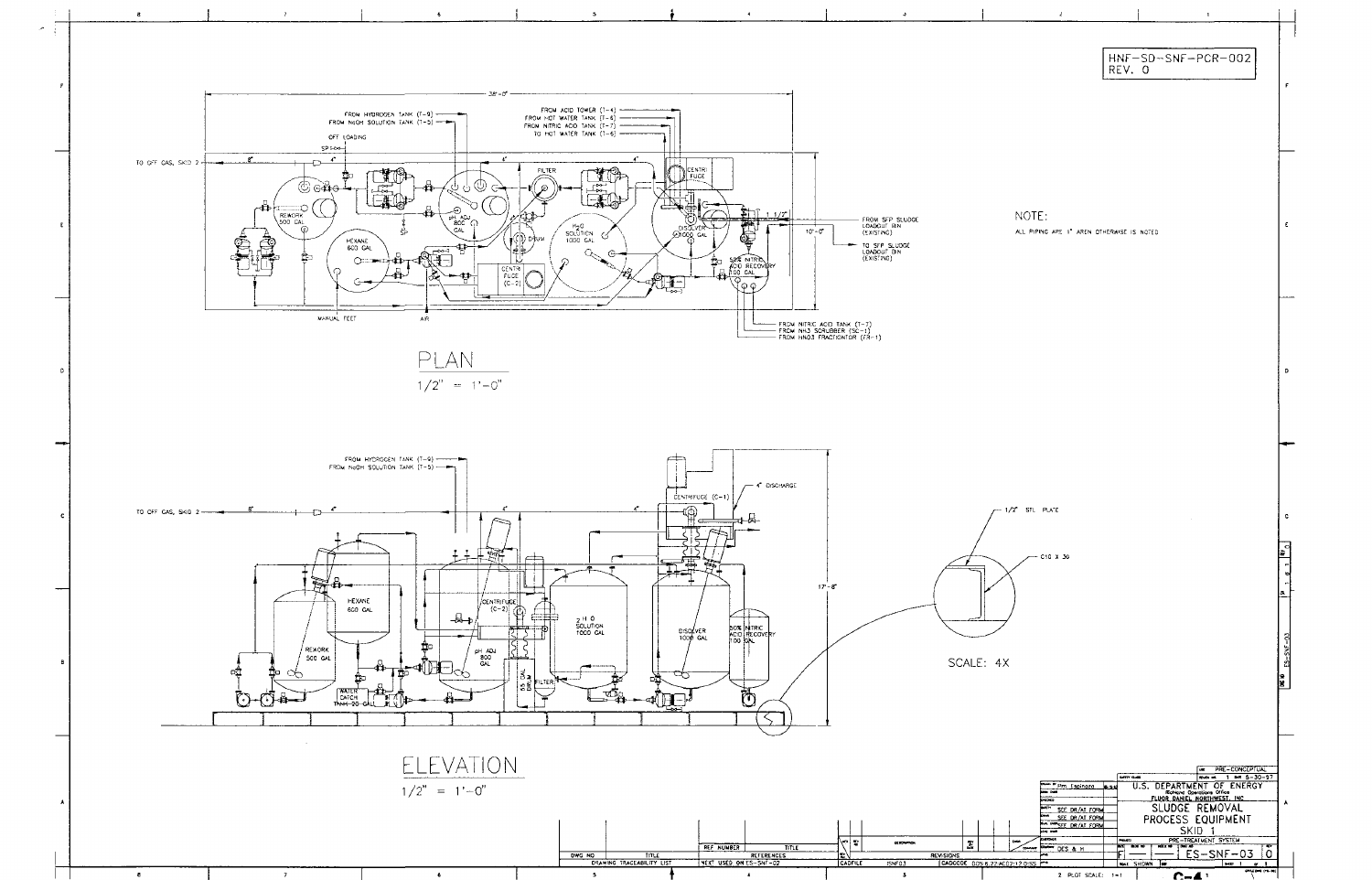HNF-SD-SNF-PCR-002
REV. 0

# PLAN

1/2" = 1'-0"

38'-0"

FROM HYDROGEN TANK (T-9)
FROM NaOH SOLUTION TANK (T-5)
OFF LOADING
SP
TO OFF GAS, SKID 2
8"
4"
6"
4"
FROM ACID TOWER (1-4)
FROM HOT WATER TANK (T-6)
FROM NITRIC ACID TANK (T-7)
TO HOT WATER TANK (1-6)
FILTER
CENTRIFUGE
REWORK 500 GAL
HEXANE 600 GAL
pH ADJ 800 GAL
DRUM
$H_2O$ SOLUTION 1000 GAL
CENTRIFUGE (C-2)
DISSOLVER 1000 GAL
50% NITRIC ACID RECOVERY 100 GAL
1 1/2"
10'-0"
FROM SFP SLUDGE LOADOUT BIN (EXISTING)
TO SFP SLUDGE LOADOUT BIN (EXISTING)
FROM NITRIC ACID TANK (T-7)
FROM NH3 SCRUBBER (SC-1)
FROM HNO3 FRACTIONATOR (FR-1)
MANUAL FEET
AIR

NOTE:
ALL PIPING ARE 1" AREN OTHERWISE IS NOTED

# ELEVATION

1/2" = 1'-0"

FROM HYDROGEN TANK (T-9)
FROM NaOH SOLUTION TANK (T-5)
TO OFF GAS, SKID 2
8"
4"
6"
4" DISCHARGE
CENTRIFUGE (C-1)
HEXANE 600 GAL
REWORK 500 GAL
CENTRIFUGE (C-2)
pH ADJ 800 GAL
55 GAL DRUM
FILTER
$H_2O$ SOLUTION 1000 GAL
DISSOLVER 1000 GAL
50% NITRIC ACID RECOVERY 100 GAL
WATER CATCH TANK-20 GAL
17'-8"
1/2" STL PLATE
C10 X 30
SCALE: 4X

| DWG NO | TITLE | REF NUMBER | TITLE |
|---|---|---|---|
| DRAWING TRACEABILITY LIST | | REFERENCES | |
| | | NEXT USED ON ES-SNF-02 | |

REVISIONS
CADFILE: ISNF03
CADCODE: DO%6.22AC02:12:0:55

Drawn: Pm Espinoza
SEE DR/AT FORM
SEE DR/AT FORM
SEE DR/AT FORM
DES & H

PRE-CONCEPTUAL
5-30-97

U.S. DEPARTMENT OF ENERGY
Richland Operations Office
FLUOR DANIEL NORTHWEST, INC.

SLUDGE REMOVAL
PROCESS EQUIPMENT
SKID 1

PRE-TREATMENT SYSTEM

F | ES-SNF-03 | 0

SCALE: SHOWN
PLOT SCALE: 1=1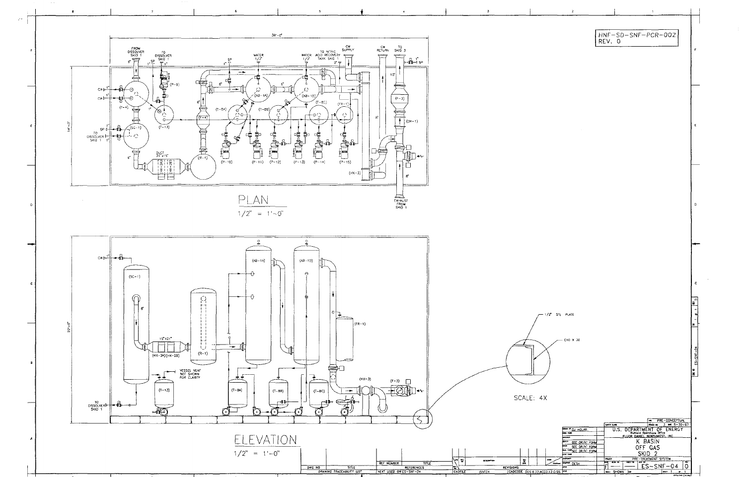HNF-SD-SNF-PCR-002
REV. 0

## PLAN

1/2" = 1'-0"

38'-0"

14'-0"

FROM DISSOLVER SKID 1

TO DISSOLVER SKID 1

SP

WATER 1/2"

WATER 1/2"

TO NITRIC ACID RECOVERY TANK SKID 1

CW SUPPLY

CW RETURN

TO SKID 3

SP

CW

CW

SP

TO DISSOLVER SKID 1

(T-4)

(SC-1)

(P-9)

(T-13)

(AB-1A)

(AB-1B)

(T-8A)

(T-8B)

(T-8C)

(FR-1)

(F-3)

(DH-1)

(HX-3)

(HX-2A)

(HX-2B)

(R-1)

DUCT 21"x15"

(P-10) (P-11) (P-12) (P-13) (P-14) (P-15)

EXHAUST FROM SKID 1

## ELEVATION

1/2" = 1'-0"

22'-0"

CW

(SC-1)

(AB-1A)

(AB-1B)

(FR-1)

15"x21"

(HX-2A) (HX-2B)

(R-1)

VESSEL VENT NOT SHOWN FOR CLARITY

(T-13)

(T-8A)

(T-8B)

(T-8C)

(HX-3)

(F-3)

TO DISSOLVER SKID 1

1/2" STL PLATE

C10 X 30

SCALE: 4X

| DWG NO | TITLE |
|---|---|
| DRAWING TRACEABILITY LIST | |

| REF NUMBER | TITLE |
|---|---|
| NEXT USED ON ES-SNF-04 | REFERENCES |

REVISIONS

CADFILE ESNF04 | CADCODE DOS:6.22;ACD12;12.0;SS

DRAWN BY DJ KOLAR

SEE DR/AT FORM

SEE DR/AT FORM

SEE DR/AT FORM

DESH

PRE-CONCEPTUAL

5-30-97

U.S. DEPARTMENT OF ENERGY
Richland Operations Office
FLUOR DANIEL NORTHWEST, INC.

K BASIN
OFF GAS
SKID 2

PRE-TREATMENT SYSTEM

F | ES-SNF-04 | 0

SCALE: SHOWN | SHEET 1 OF 1

ES-SNF-04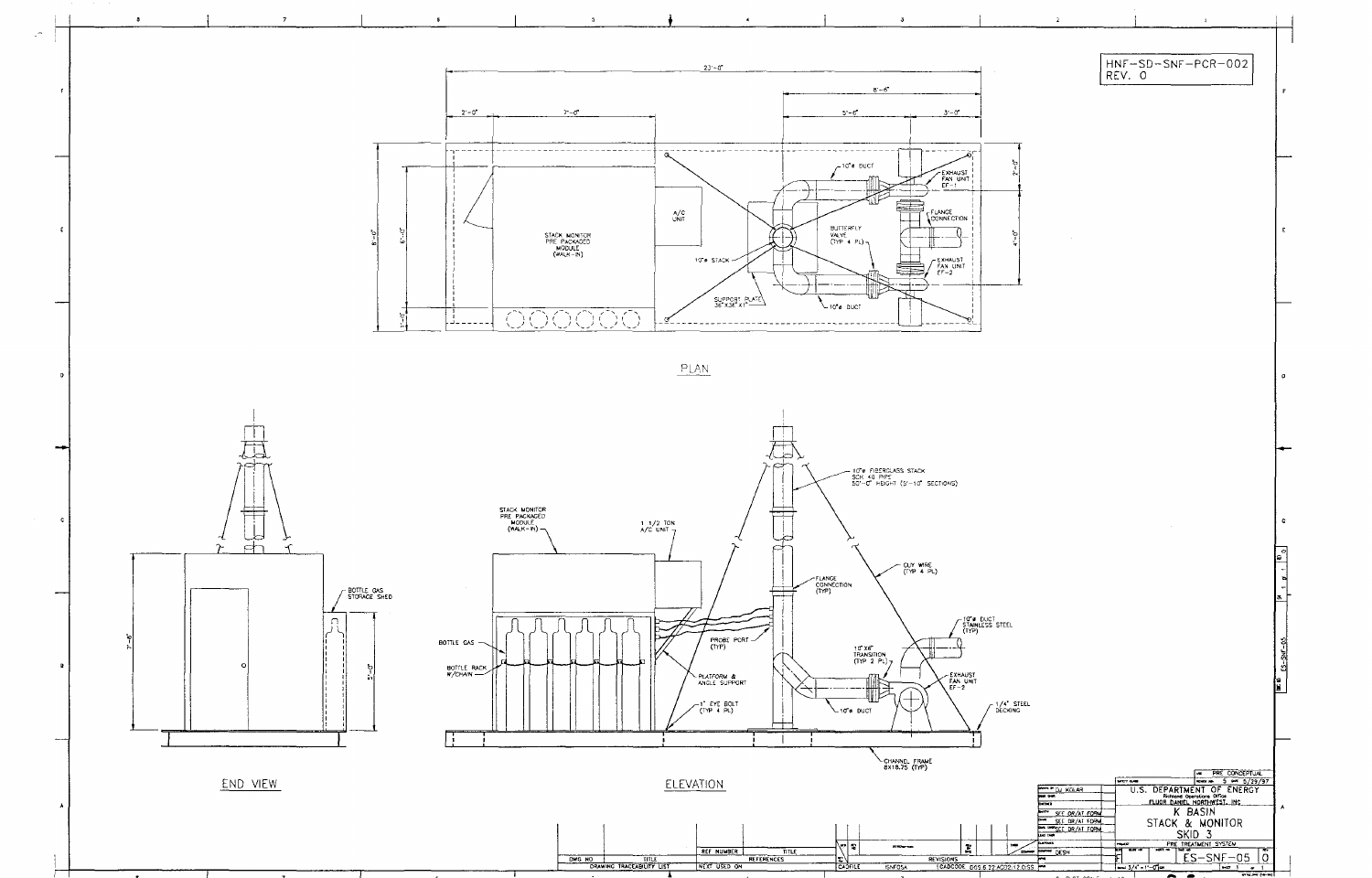HNF-SD-SNF-PCR-002
REV. 0

## PLAN

- 23'-0"
- 8'-6"
- 2'-0"
- 7'-0"
- 5'-6"
- 3'-0"
- 8'-0"
- 6'-0"
- 1'-0"
- 2'-0"
- 4'-0"

STACK MONITOR PRE PACKAGED MODULE (WALK-IN)

A/C UNIT

10"ø STACK

10"ø DUCT

BUTTERFLY VALVE (TYP 4 PL)

EXHAUST FAN UNIT EF-1

FLANGE CONNECTION

EXHAUST FAN UNIT EF-2

SUPPORT PLATE 36"X36"X1"

## END VIEW

- 7'-6"
- 5'-0"

BOTTLE GAS STORAGE SHED

## ELEVATION

STACK MONITOR PRE PACKAGED MODULE (WALK-IN)

1 1/2 TON A/C UNIT

10"ø FIBERGLASS STACK SCH 40 PIPE 50'-0" HEIGHT (5'-10" SECTIONS)

FLANGE CONNECTION (TYP)

GUY WIRE (TYP 4 PL)

10"ø DUCT STAINLESS STEEL (TYP)

BOTTLE GAS

BOTTLE RACK W/CHAIN

PROBE PORT (TYP)

PLATFORM & ANGLE SUPPORT

1" EYE BOLT (TYP 4 PL)

10"X6" TRANSITION (TYP 2 PL)

10"ø DUCT

EXHAUST FAN UNIT EF-2

1/4" STEEL DECKING

CHANNEL FRAME 8X18.75 (TYP)

| DWG NO | TITLE | REF NUMBER | TITLE |
|---|---|---|---|
| DRAWING TRACEABILITY LIST | | NEXT USED ON | REFERENCES |

CADFILE: ISNF05A | REVISIONS | CADCODE: 6G5.6.22.AC02.12.DSS

DRAWN BY: D.J. KOLAR
SEE DR/AT FORM
SEE DR/AT FORM
SEE DR/AT FORM
DESH

PRE CONCEPTUAL
5/29/97

U.S. DEPARTMENT OF ENERGY
Richland Operations Office
FLUOR DANIEL NORTHWEST, INC.

K BASIN
STACK & MONITOR
SKID 3

PRE TREATMENT SYSTEM

ES-SNF-05 | 0

SCALE 3/4"=1'-0" | SHEET 1 OF 1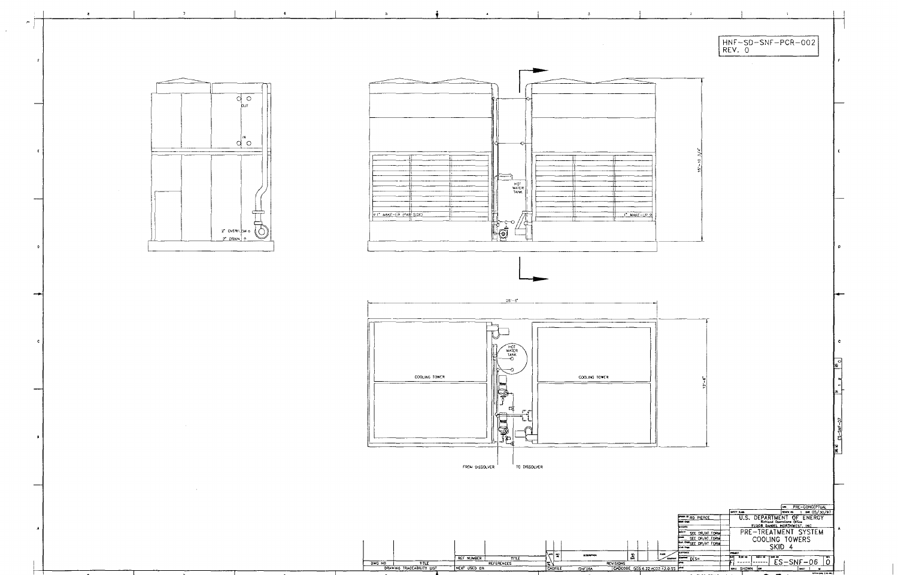HNF-SD-SNF-PCR-002
REV. 0

OUT

IN

2" OVERFLOW

2" DRAIN

HOT WATER TANK

1" MAKE-UP (FAR SIDE)

1" MAKE-UP

15'-10 3/4"

28'-6"

HOT WATER TANK

COOLING TOWER

COOLING TOWER

12'-6"

FROM DISSOLVER

TO DISSOLVER

| DWG NO | TITLE | REF NUMBER | TITLE |
|---|---|---|---|
| DRAWING TRACEABILITY LIST | | NEXT USED ON | REFERENCES |

REVISIONS

CADFILE ISNF06A CADCODE DOS 6.22 ACDZ 12.0.55

DRAWN BY RD PIERCE

SEE DR/AT FORM

SEE DR/AT FORM

SEE DR/AT FORM

DESH

PRE-CONCEPTUAL

DATE 05/30/97

U.S. DEPARTMENT OF ENERGY
Richland Operations Office
FLUOR DANIEL NORTHWEST, INC

PRE-TREATMENT SYSTEM
COOLING TOWERS
SKID 4

ES-SNF-06 0

SCALE SHOWN

ES-SNF-07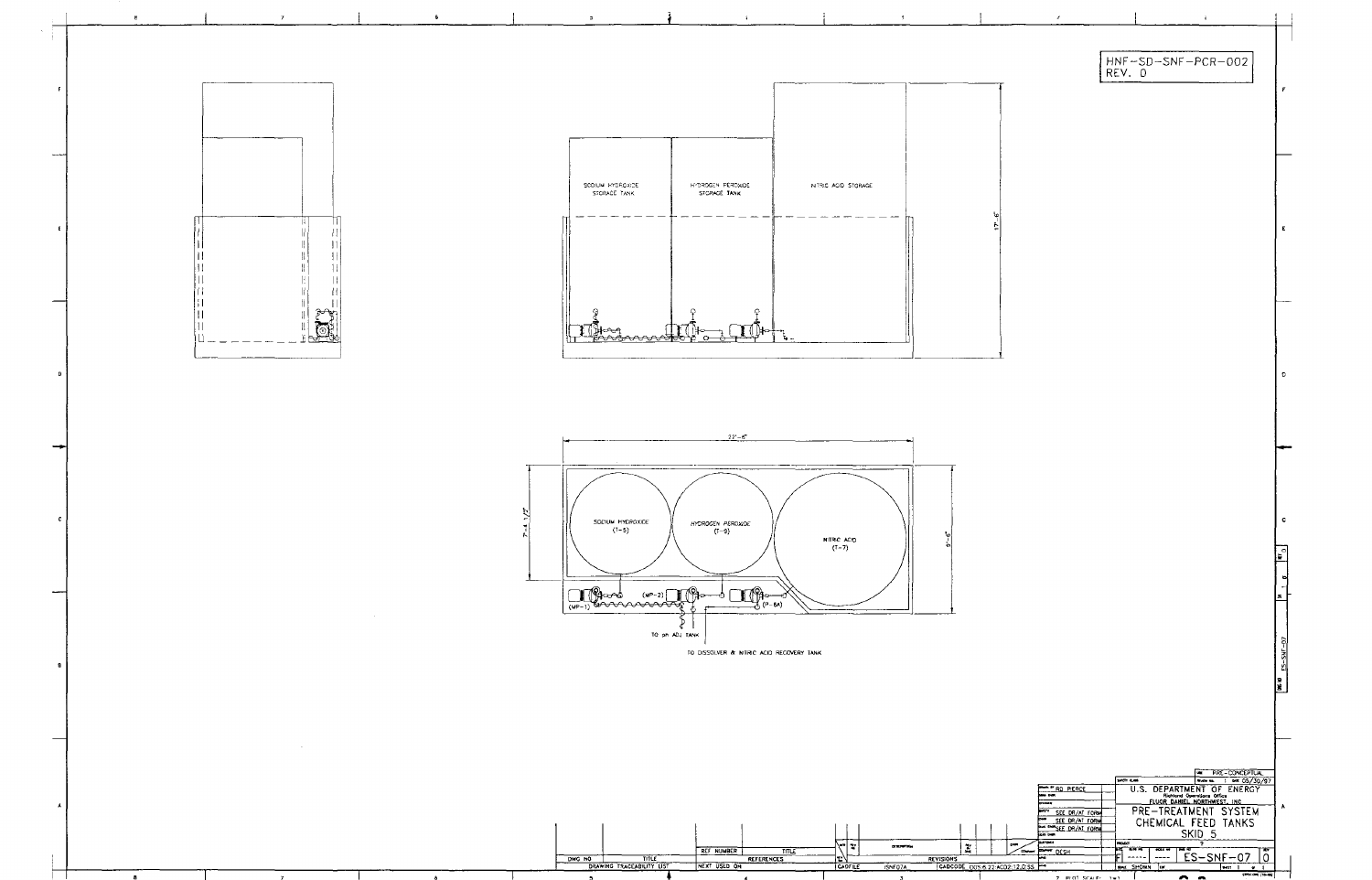HNF-SD-SNF-PCR-002
REV. 0

SODIUM HYDROXIDE STORAGE TANK

HYDROGEN PEROXIDE STORAGE TANK

NITRIC ACID STORAGE

17'-6"

22'-6"

7'-4 1/2"

9'-6"

SODIUM HYDROXIDE (T-5)

HYDROGEN PEROXIDE (T-9)

NITRIC ACID (T-7)

(MP-1)

(MP-2)

(P-6A)

TO pH ADJ TANK

TO DISSOLVER & NITRIC ACID RECOVERY TANK

| DWG NO | TITLE | REF NUMBER | TITLE |
|---|---|---|---|
| DRAWING TRACEABILITY LIST | | NEXT USED ON | REFERENCES |

REVISIONS

CADFILE ISNF07A CADCODE 005:6:22:AC02:12:055

DRAWN BY RD PIERCE

SEE DR/AT FORM

SEE DR/AT FORM

SEE DR/AT FORM

DESH

PRE-CONCEPTUAL

DATE 05/30/97

U.S. DEPARTMENT OF ENERGY

Richland Operations Office

FLUOR DANIEL NORTHWEST, INC

PRE-TREATMENT SYSTEM

CHEMICAL FEED TANKS

SKID 5

ES-SNF-07 0

SCALE SHOWN

PLOT SCALE: 1=1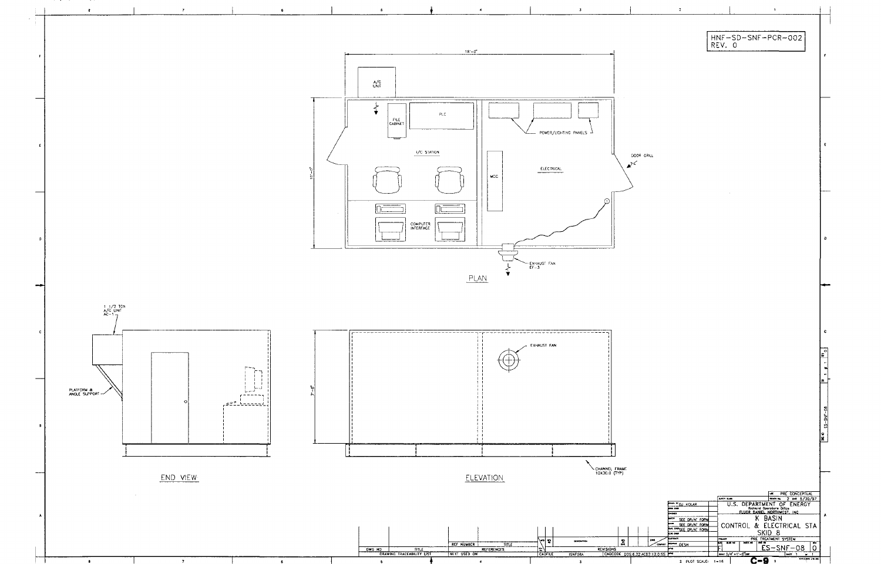HNF-SD-SNF-PCR-002
REV. 0

18'-0"

A/C UNIT

FILE CABINET

PLC

I/C STATION

COMPUTER INTERFACE

POWER/LIGHTING PANELS

MCC

ELECTRICAL

DOOR GRILL

EXHAUST FAN EF-3

10'-0"

PLAN

1 1/2 TON A/C UNIT AC-1

PLATFORM & ANGLE SUPPORT

END VIEW

7'-6"

EXHAUST FAN

CHANNEL FRAME 10X30.0 (TYP)

ELEVATION

PRE CONCEPTUAL

U.S. DEPARTMENT OF ENERGY
Richland Operations Office
FLUOR DANIEL NORTHWEST, INC

K BASIN
CONTROL & ELECTRICAL STA
SKID 8

PRE TREATMENT SYSTEM

ES-SNF-08 | 0

SCALE 3/4" = 1'-0"

DJ KOLAR

SEE DR/AT FORM

SEE DR/AT FORM

SEE DR/AT FORM

DESH

| DWG NO | TITLE | REF NUMBER | TITLE |
|---|---|---|---|
| DRAWING TRACEABILITY LIST | | NEXT USED ON | REFERENCES |

REVISIONS

CADFILE ISNF08A CADCODE DOS 6.22 ACD2.12.0.SS

PLOT SCALE: 1=16

C-9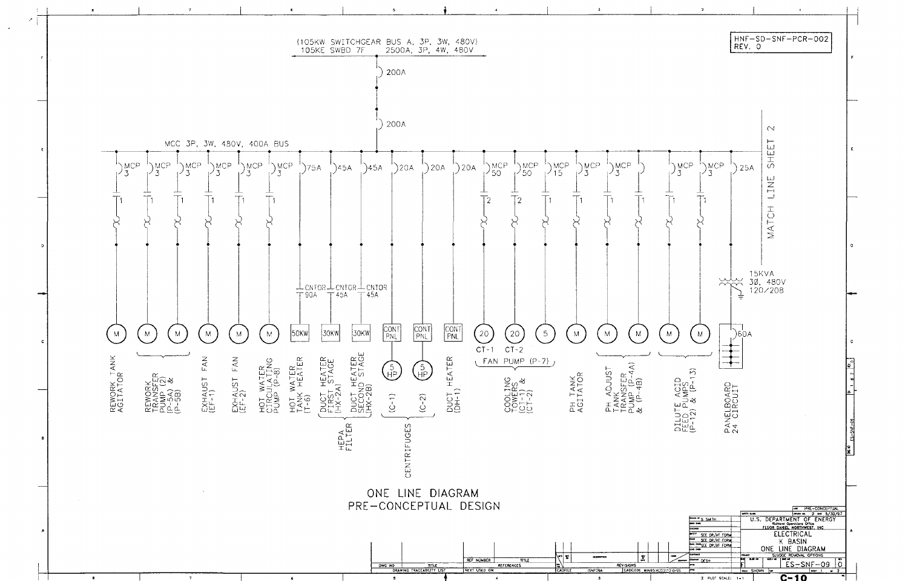HNF-SD-SNF-PCR-002
REV. 0

(105KW SWITCHGEAR BUS A, 3P, 3W, 480V)
105KE SWBD 7F 2500A, 3P, 4W, 480V

200A

200A

MCC 3P, 3W, 480V, 400A BUS

MATCH LINE SHEET 2

| Breaker | Starter | Load | Description |
|---|---|---|---|
| MCP 3 | 1 | M | REWORK TANK AGITATOR |
| MCP 3 | 1 | M | REWORK TRANSFER PUMP (2) (P-5A) & (P-5B) |
| MCP 3 | 1 | M | |
| MCP 3 | 1 | M | EXHAUST FAN (EF-1) |
| MCP 3 | 1 | M | EXHAUST FAN (EF-2) |
| MCP 3 | 1 | M | HOT WATER CIRCULATING PUMP (P-8) |
| 75A | CNTOR 90A | 50KW | HOT WATER TANK HEATER (T-6) |
| 45A | CNTOR 45A | 30KW | DUCT HEATER FIRST STAGE (HX-2A) — HEPA FILTER |
| 45A | CNTOR 45A | 30KW | DUCT HEATER SECOND STAGE (HX-2B) — HEPA FILTER |
| 20A | | CONT PNL / 5 HP | (C-1) — CENTRIFUGES |
| 20A | | CONT PNL / 5 HP | (C-2) — CENTRIFUGES |
| 20A | | CONT PNL | DUCT HEATER (DH-1) |
| MCP 50 | 2 | 20 | CT-1 — FAN PUMP (P-7) — COOLING TOWERS (CT-1) & (CT-2) |
| MCP 50 | 2 | 20 | CT-2 — FAN PUMP (P-7) — COOLING TOWERS (CT-1) & (CT-2) |
| MCP 15 | 1 | 5 | FAN PUMP (P-7) |
| MCP 3 | 1 | M | PH TANK AGITATOR |
| MCP 3 | 1 | M | PH ADJUST TANK TRANSFER PUMP (P-4A) & (P-4B) |
| | 1 | M | |
| MCP 3 | 1 | M | DILUTE ACID FEED PUMPS (P-12) & (P-13) |
| MCP 3 | 1 | M | |
| 25A | 15KVA 3Ø, 480V 120/208 | 60A | PANELBOARD 24 CIRCUIT |

ONE LINE DIAGRAM
PRE-CONCEPTUAL DESIGN

U.S. DEPARTMENT OF ENERGY
Richland Operations Office
FLUOR DANIEL NORTHWEST, INC.

ELECTRICAL
K BASIN
ONE LINE DIAGRAM
SLUDGE REMOVAL OPTIONS

PRE-CONCEPTUAL
5/30/97

S. SMITH
SEE DR/AT FORM
SEE DR/AT FORM
SEE DR/AT FORM
DESH

ES-SNF-09 0
SCALE: SHOWN SHEET 1 OF 2

CADFILE ISNF09A CADCODE

C-10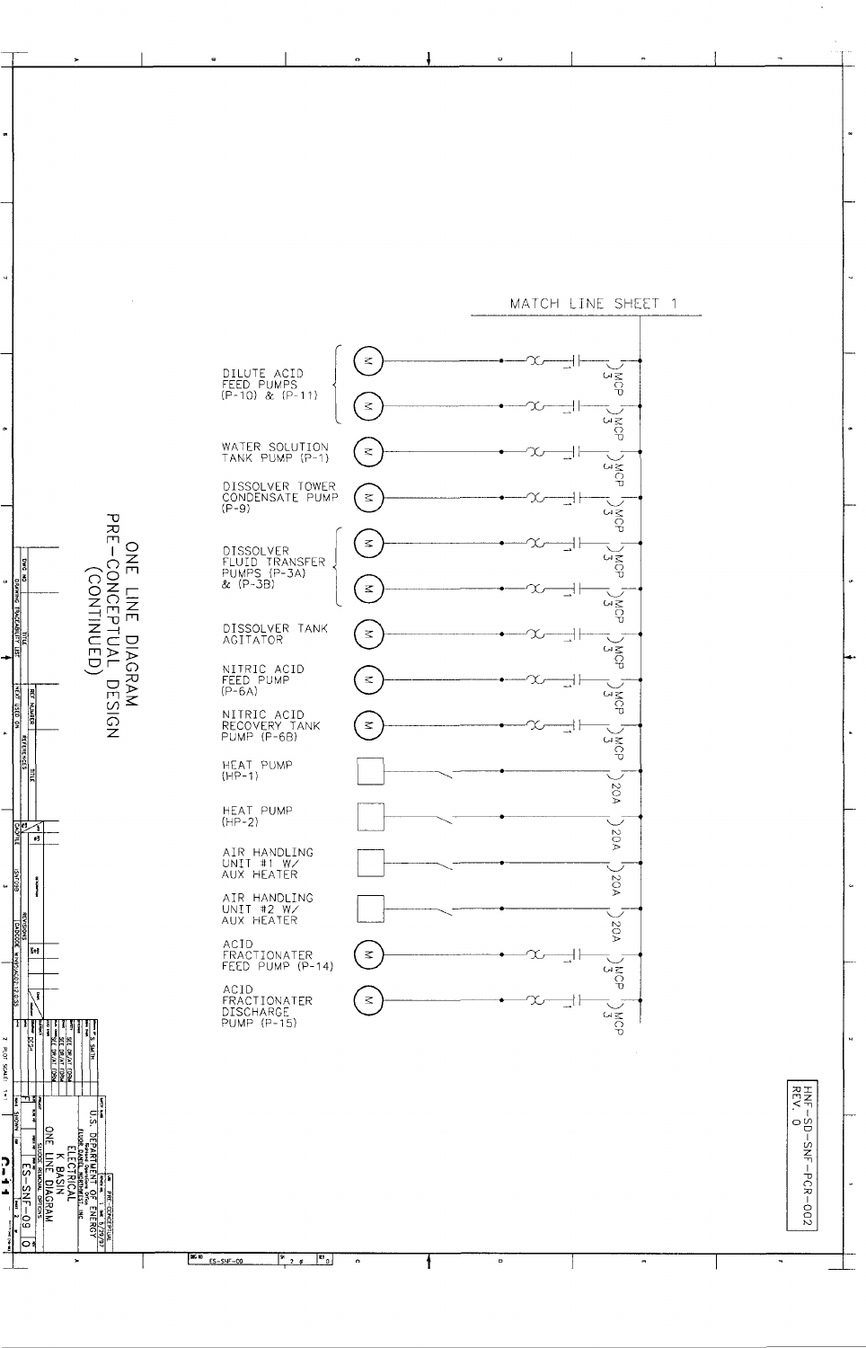# ONE LINE DIAGRAM PRE-CONCEPTUAL DESIGN (CONTINUED)

MATCH LINE SHEET 1

| Load | Protection |
|---|---|
| DILUTE ACID FEED PUMPS (P-10) & (P-11) | MCP 3 |
| DILUTE ACID FEED PUMPS (P-10) & (P-11) | MCP 3 |
| WATER SOLUTION TANK PUMP (P-1) | MCP 3 |
| DISSOLVER TOWER CONDENSATE PUMP (P-9) | MCP 3 |
| DISSOLVER FLUID TRANSFER PUMPS (P-3A) & (P-3B) | MCP 3 |
| DISSOLVER FLUID TRANSFER PUMPS (P-3A) & (P-3B) | MCP 3 |
| DISSOLVER TANK AGITATOR | MCP 3 |
| NITRIC ACID FEED PUMP (P-6A) | MCP 3 |
| NITRIC ACID RECOVERY TANK PUMP (P-6B) | MCP 3 |
| HEAT PUMP (HP-1) | 20A |
| HEAT PUMP (HP-2) | 20A |
| AIR HANDLING UNIT #1 W/ AUX HEATER | 20A |
| AIR HANDLING UNIT #2 W/ AUX HEATER | 20A |
| ACID FRACTIONATER FEED PUMP (P-14) | MCP 3 |
| ACID FRACTIONATER DISCHARGE PUMP (P-15) | MCP 3 |

HNF-SD-SNF-PCR-002
REV. 0

U.S. DEPARTMENT OF ENERGY
FLUOR DANIEL NORTHWEST, INC
ELECTRICAL
K BASIN
ONE LINE DIAGRAM
PRE-CONCEPTUAL
ES-SNF-09 0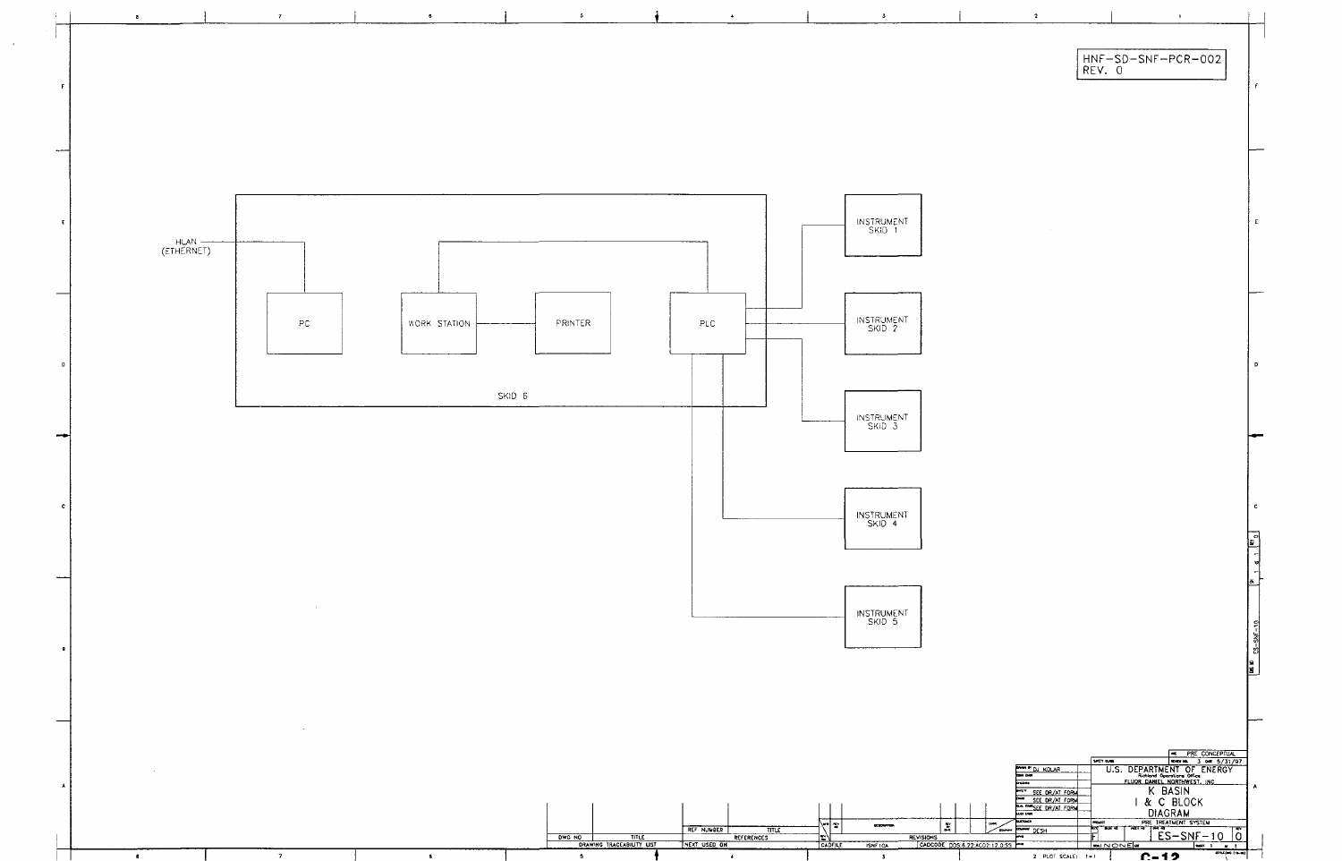HNF-SD-SNF-PCR-002
REV. 0

HLAN
(ETHERNET)

PC

WORK STATION

PRINTER

PLC

SKID 6

INSTRUMENT SKID 1

INSTRUMENT SKID 2

INSTRUMENT SKID 3

INSTRUMENT SKID 4

INSTRUMENT SKID 5

PRE CONCEPTUAL

U.S. DEPARTMENT OF ENERGY
Richland Operations Office
FLUOR DANIEL NORTHWEST, INC

K BASIN
I & C BLOCK
DIAGRAM

PRE TREATMENT SYSTEM

ES-SNF-10 0

DJ NOLAR

SEE DR/AT FORM

SEE DR/AT FORM

SEE DR/AT FORM

DESH

DWG NO | TITLE

DRAWING TRACEABILITY LIST

REF NUMBER | TITLE

REFERENCES

NEXT USED ON

REVISIONS

CADFILE ISNF10A

CADCODE DOS 6.22 ACO2 12.0.5S

PLOT SCALE: 1=1

SCALE NONE

C-12